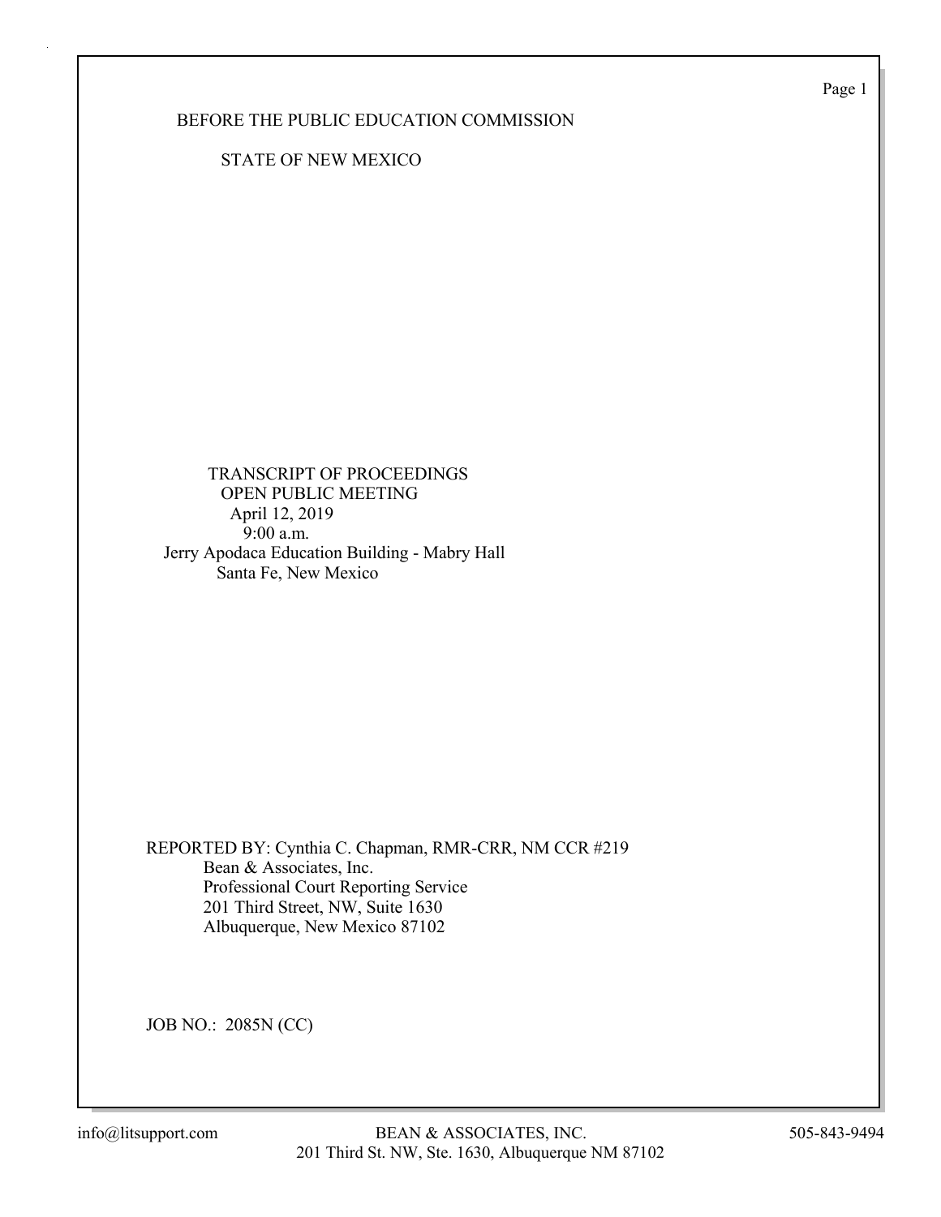BEFORE THE PUBLIC EDUCATION COMMISSION

STATE OF NEW MEXICO

TRANSCRIPT OF PROCEEDINGS
OPEN PUBLIC MEETING
April 12, 2019
9:00 a.m.
Jerry Apodaca Education Building - Mabry Hall
Santa Fe, New Mexico

REPORTED BY: Cynthia C. Chapman, RMR-CRR, NM CCR #219
Bean & Associates, Inc.
Professional Court Reporting Service
201 Third Street, NW, Suite 1630
Albuquerque, New Mexico 87102

JOB NO.: 2085N (CC)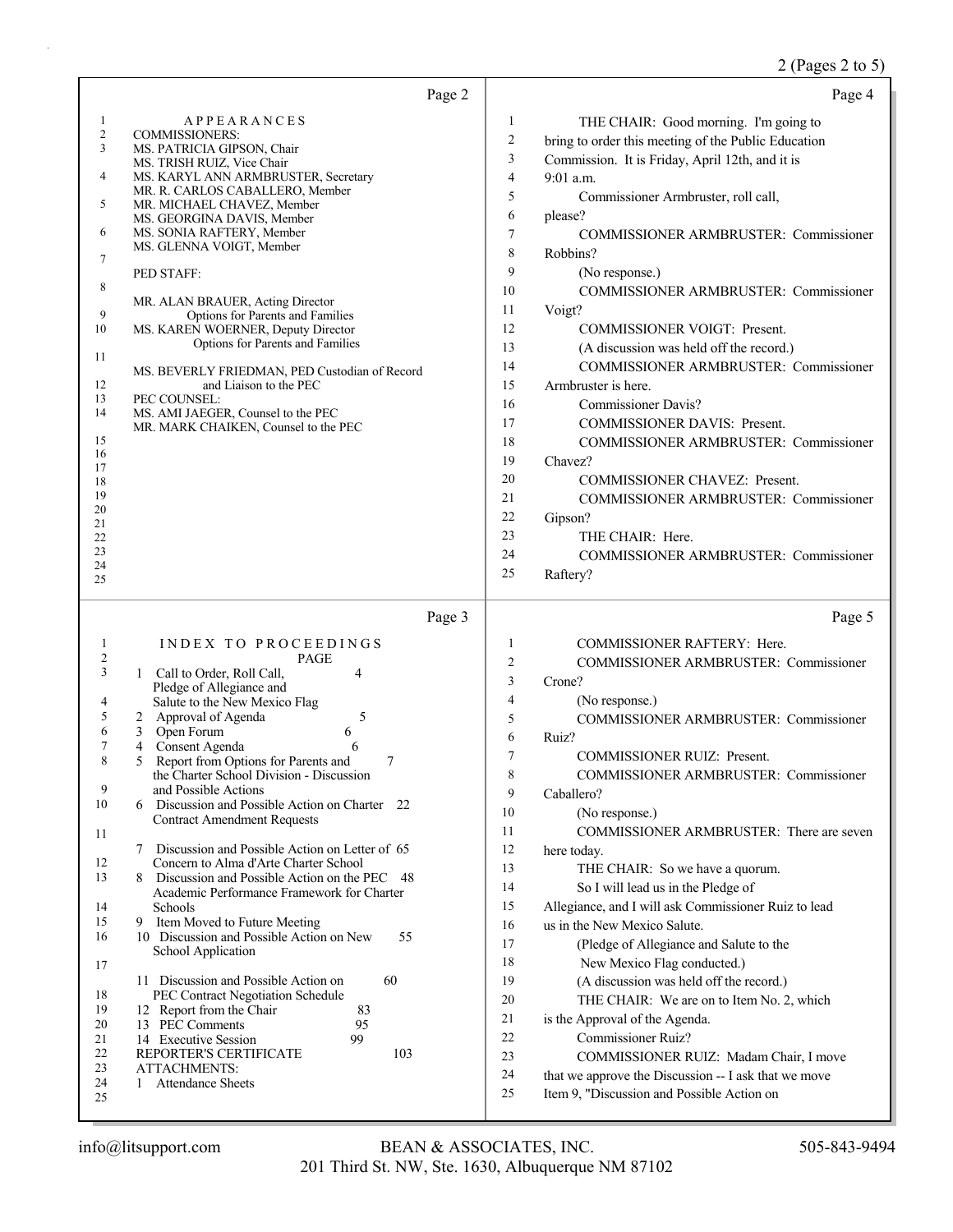Page 2

APPEARANCES

COMMISSIONERS:

MS. PATRICIA GIPSON, Chair
MS. TRISH RUIZ, Vice Chair
MS. KARYL ANN ARMBRUSTER, Secretary
MR. R. CARLOS CABALLERO, Member
MR. MICHAEL CHAVEZ, Member
MS. GEORGINA DAVIS, Member
MS. SONIA RAFTERY, Member
MS. GLENNA VOIGT, Member

PED STAFF:

MR. ALAN BRAUER, Acting Director
Options for Parents and Families
MS. KAREN WOERNER, Deputy Director
Options for Parents and Families

MS. BEVERLY FRIEDMAN, PED Custodian of Record
and Liaison to the PEC

PEC COUNSEL:

MS. AMI JAEGER, Counsel to the PEC
MR. MARK CHAIKEN, Counsel to the PEC

Page 3

INDEX TO PROCEEDINGS

| | | PAGE |
|---|---|---|
| 1 | Call to Order, Roll Call, Pledge of Allegiance and Salute to the New Mexico Flag | 4 |
| 2 | Approval of Agenda | 5 |
| 3 | Open Forum | 6 |
| 4 | Consent Agenda | 6 |
| 5 | Report from Options for Parents and the Charter School Division - Discussion and Possible Actions | 7 |
| 6 | Discussion and Possible Action on Charter Contract Amendment Requests | 22 |
| 7 | Discussion and Possible Action on Letter of Concern to Alma d'Arte Charter School | 65 |
| 8 | Discussion and Possible Action on the PEC Academic Performance Framework for Charter Schools | 48 |
| 9 | Item Moved to Future Meeting | |
| 10 | Discussion and Possible Action on New School Application | 55 |
| 11 | Discussion and Possible Action on PEC Contract Negotiation Schedule | 60 |
| 12 | Report from the Chair | 83 |
| 13 | PEC Comments | 95 |
| 14 | Executive Session | 99 |
| | REPORTER'S CERTIFICATE | 103 |

ATTACHMENTS:
1 Attendance Sheets

Page 4

THE CHAIR: Good morning. I'm going to bring to order this meeting of the Public Education Commission. It is Friday, April 12th, and it is 9:01 a.m.

Commissioner Armbruster, roll call, please?

COMMISSIONER ARMBRUSTER: Commissioner Robbins?

(No response.)

COMMISSIONER ARMBRUSTER: Commissioner Voigt?

COMMISSIONER VOIGT: Present.

(A discussion was held off the record.)

COMMISSIONER ARMBRUSTER: Commissioner Armbruster is here.

Commissioner Davis?

COMMISSIONER DAVIS: Present.

COMMISSIONER ARMBRUSTER: Commissioner Chavez?

COMMISSIONER CHAVEZ: Present.

COMMISSIONER ARMBRUSTER: Commissioner Gipson?

THE CHAIR: Here.

COMMISSIONER ARMBRUSTER: Commissioner Raftery?

Page 5

COMMISSIONER RAFTERY: Here.

COMMISSIONER ARMBRUSTER: Commissioner Crone?

(No response.)

COMMISSIONER ARMBRUSTER: Commissioner Ruiz?

COMMISSIONER RUIZ: Present.

COMMISSIONER ARMBRUSTER: Commissioner Caballero?

(No response.)

COMMISSIONER ARMBRUSTER: There are seven here today.

THE CHAIR: So we have a quorum.

So I will lead us in the Pledge of Allegiance, and I will ask Commissioner Ruiz to lead us in the New Mexico Salute.

(Pledge of Allegiance and Salute to the New Mexico Flag conducted.)

(A discussion was held off the record.)

THE CHAIR: We are on to Item No. 2, which is the Approval of the Agenda.

Commissioner Ruiz?

COMMISSIONER RUIZ: Madam Chair, I move that we approve the Discussion -- I ask that we move Item 9, "Discussion and Possible Action on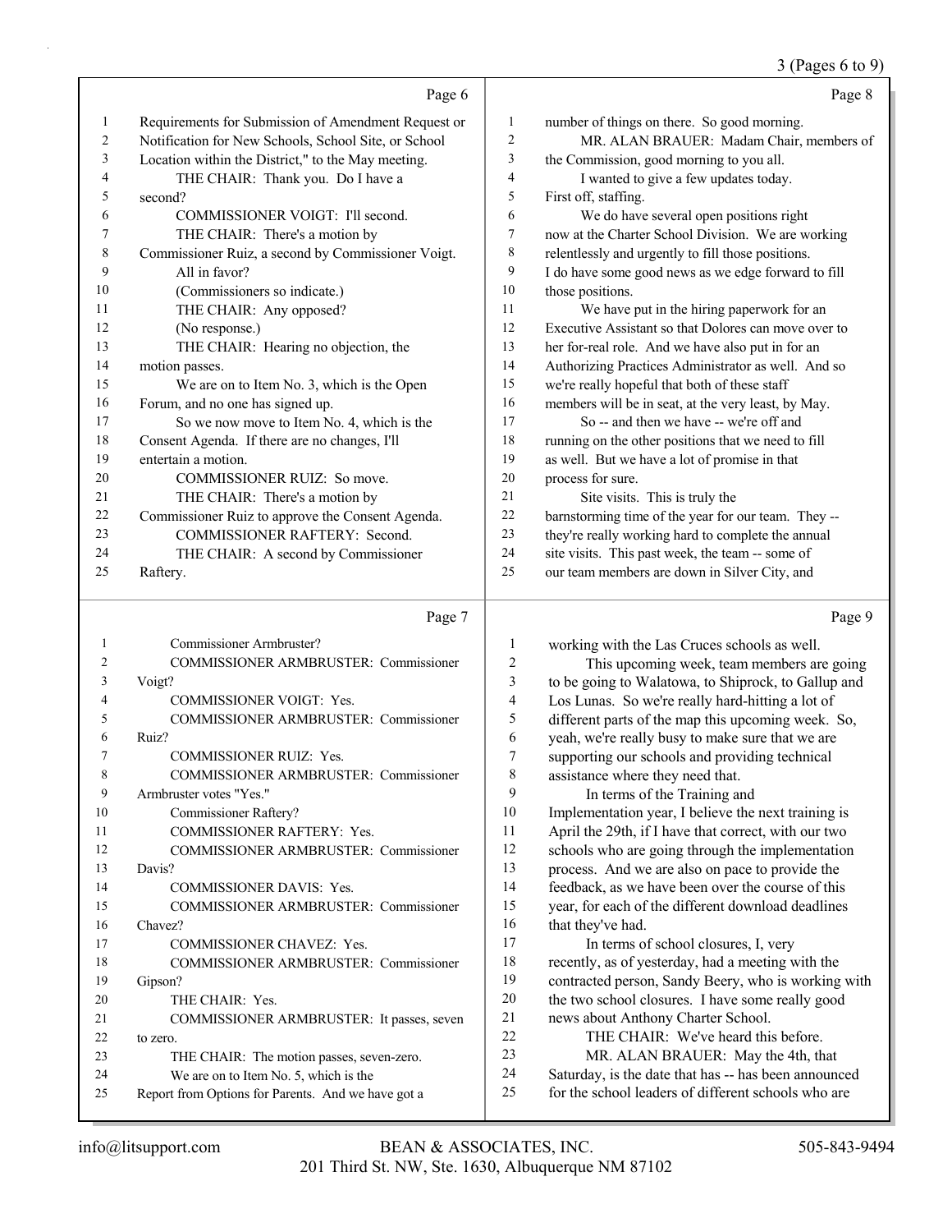Page 6

1 Requirements for Submission of Amendment Request or
2 Notification for New Schools, School Site, or School
3 Location within the District," to the May meeting.
4 THE CHAIR: Thank you. Do I have a
5 second?
6 COMMISSIONER VOIGT: I'll second.
7 THE CHAIR: There's a motion by
8 Commissioner Ruiz, a second by Commissioner Voigt.
9 All in favor?
10 (Commissioners so indicate.)
11 THE CHAIR: Any opposed?
12 (No response.)
13 THE CHAIR: Hearing no objection, the
14 motion passes.
15 We are on to Item No. 3, which is the Open
16 Forum, and no one has signed up.
17 So we now move to Item No. 4, which is the
18 Consent Agenda. If there are no changes, I'll
19 entertain a motion.
20 COMMISSIONER RUIZ: So move.
21 THE CHAIR: There's a motion by
22 Commissioner Ruiz to approve the Consent Agenda.
23 COMMISSIONER RAFTERY: Second.
24 THE CHAIR: A second by Commissioner
25 Raftery.

Page 7

1 Commissioner Armbruster?
2 COMMISSIONER ARMBRUSTER: Commissioner
3 Voigt?
4 COMMISSIONER VOIGT: Yes.
5 COMMISSIONER ARMBRUSTER: Commissioner
6 Ruiz?
7 COMMISSIONER RUIZ: Yes.
8 COMMISSIONER ARMBRUSTER: Commissioner
9 Armbruster votes "Yes."
10 Commissioner Raftery?
11 COMMISSIONER RAFTERY: Yes.
12 COMMISSIONER ARMBRUSTER: Commissioner
13 Davis?
14 COMMISSIONER DAVIS: Yes.
15 COMMISSIONER ARMBRUSTER: Commissioner
16 Chavez?
17 COMMISSIONER CHAVEZ: Yes.
18 COMMISSIONER ARMBRUSTER: Commissioner
19 Gipson?
20 THE CHAIR: Yes.
21 COMMISSIONER ARMBRUSTER: It passes, seven
22 to zero.
23 THE CHAIR: The motion passes, seven-zero.
24 We are on to Item No. 5, which is the
25 Report from Options for Parents. And we have got a

Page 8

1 number of things on there. So good morning.
2 MR. ALAN BRAUER: Madam Chair, members of
3 the Commission, good morning to you all.
4 I wanted to give a few updates today.
5 First off, staffing.
6 We do have several open positions right
7 now at the Charter School Division. We are working
8 relentlessly and urgently to fill those positions.
9 I do have some good news as we edge forward to fill
10 those positions.
11 We have put in the hiring paperwork for an
12 Executive Assistant so that Dolores can move over to
13 her for-real role. And we have also put in for an
14 Authorizing Practices Administrator as well. And so
15 we're really hopeful that both of these staff
16 members will be in seat, at the very least, by May.
17 So -- and then we have -- we're off and
18 running on the other positions that we need to fill
19 as well. But we have a lot of promise in that
20 process for sure.
21 Site visits. This is truly the
22 barnstorming time of the year for our team. They --
23 they're really working hard to complete the annual
24 site visits. This past week, the team -- some of
25 our team members are down in Silver City, and

Page 9

1 working with the Las Cruces schools as well.
2 This upcoming week, team members are going
3 to be going to Walatowa, to Shiprock, to Gallup and
4 Los Lunas. So we're really hard-hitting a lot of
5 different parts of the map this upcoming week. So,
6 yeah, we're really busy to make sure that we are
7 supporting our schools and providing technical
8 assistance where they need that.
9 In terms of the Training and
10 Implementation year, I believe the next training is
11 April the 29th, if I have that correct, with our two
12 schools who are going through the implementation
13 process. And we are also on pace to provide the
14 feedback, as we have been over the course of this
15 year, for each of the different download deadlines
16 that they've had.
17 In terms of school closures, I, very
18 recently, as of yesterday, had a meeting with the
19 contracted person, Sandy Beery, who is working with
20 the two school closures. I have some really good
21 news about Anthony Charter School.
22 THE CHAIR: We've heard this before.
23 MR. ALAN BRAUER: May the 4th, that
24 Saturday, is the date that has -- has been announced
25 for the school leaders of different schools who are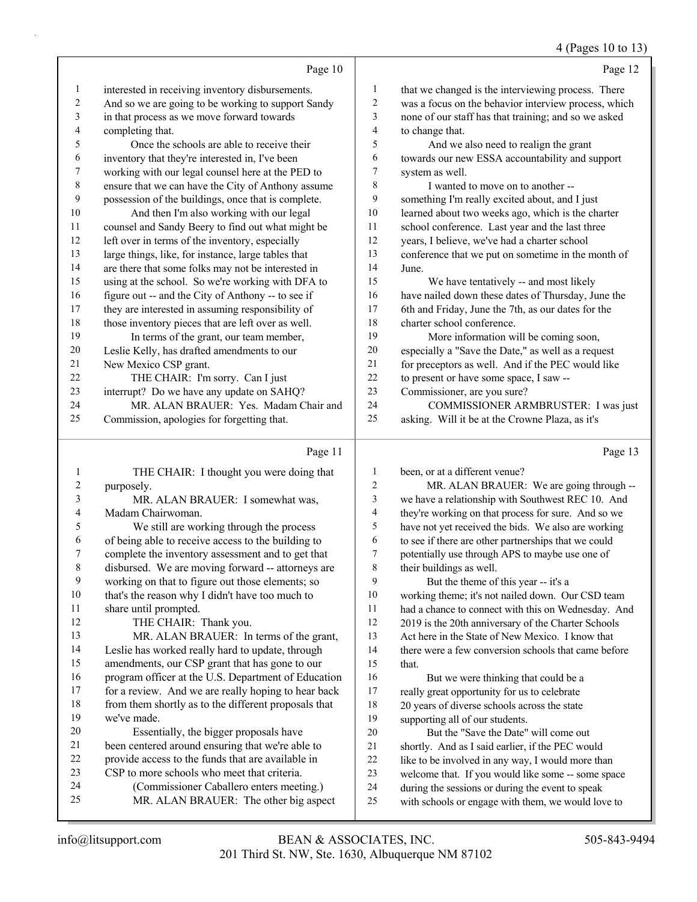Page 10

1 interested in receiving inventory disbursements.
2 And so we are going to be working to support Sandy
3 in that process as we move forward towards
4 completing that.
5 Once the schools are able to receive their
6 inventory that they're interested in, I've been
7 working with our legal counsel here at the PED to
8 ensure that we can have the City of Anthony assume
9 possession of the buildings, once that is complete.
10 And then I'm also working with our legal
11 counsel and Sandy Beery to find out what might be
12 left over in terms of the inventory, especially
13 large things, like, for instance, large tables that
14 are there that some folks may not be interested in
15 using at the school. So we're working with DFA to
16 figure out -- and the City of Anthony -- to see if
17 they are interested in assuming responsibility of
18 those inventory pieces that are left over as well.
19 In terms of the grant, our team member,
20 Leslie Kelly, has drafted amendments to our
21 New Mexico CSP grant.
22 THE CHAIR: I'm sorry. Can I just
23 interrupt? Do we have any update on SAHQ?
24 MR. ALAN BRAUER: Yes. Madam Chair and
25 Commission, apologies for forgetting that.

Page 11

1 THE CHAIR: I thought you were doing that
2 purposely.
3 MR. ALAN BRAUER: I somewhat was,
4 Madam Chairwoman.
5 We still are working through the process
6 of being able to receive access to the building to
7 complete the inventory assessment and to get that
8 disbursed. We are moving forward -- attorneys are
9 working on that to figure out those elements; so
10 that's the reason why I didn't have too much to
11 share until prompted.
12 THE CHAIR: Thank you.
13 MR. ALAN BRAUER: In terms of the grant,
14 Leslie has worked really hard to update, through
15 amendments, our CSP grant that has gone to our
16 program officer at the U.S. Department of Education
17 for a review. And we are really hoping to hear back
18 from them shortly as to the different proposals that
19 we've made.
20 Essentially, the bigger proposals have
21 been centered around ensuring that we're able to
22 provide access to the funds that are available in
23 CSP to more schools who meet that criteria.
24 (Commissioner Caballero enters meeting.)
25 MR. ALAN BRAUER: The other big aspect

Page 12

1 that we changed is the interviewing process. There
2 was a focus on the behavior interview process, which
3 none of our staff has that training; and so we asked
4 to change that.
5 And we also need to realign the grant
6 towards our new ESSA accountability and support
7 system as well.
8 I wanted to move on to another --
9 something I'm really excited about, and I just
10 learned about two weeks ago, which is the charter
11 school conference. Last year and the last three
12 years, I believe, we've had a charter school
13 conference that we put on sometime in the month of
14 June.
15 We have tentatively -- and most likely
16 have nailed down these dates of Thursday, June the
17 6th and Friday, June the 7th, as our dates for the
18 charter school conference.
19 More information will be coming soon,
20 especially a "Save the Date," as well as a request
21 for preceptors as well. And if the PEC would like
22 to present or have some space, I saw --
23 Commissioner, are you sure?
24 COMMISSIONER ARMBRUSTER: I was just
25 asking. Will it be at the Crowne Plaza, as it's

Page 13

1 been, or at a different venue?
2 MR. ALAN BRAUER: We are going through --
3 we have a relationship with Southwest REC 10. And
4 they're working on that process for sure. And so we
5 have not yet received the bids. We also are working
6 to see if there are other partnerships that we could
7 potentially use through APS to maybe use one of
8 their buildings as well.
9 But the theme of this year -- it's a
10 working theme; it's not nailed down. Our CSD team
11 had a chance to connect with this on Wednesday. And
12 2019 is the 20th anniversary of the Charter Schools
13 Act here in the State of New Mexico. I know that
14 there were a few conversion schools that came before
15 that.
16 But we were thinking that could be a
17 really great opportunity for us to celebrate
18 20 years of diverse schools across the state
19 supporting all of our students.
20 But the "Save the Date" will come out
21 shortly. And as I said earlier, if the PEC would
22 like to be involved in any way, I would more than
23 welcome that. If you would like some -- some space
24 during the sessions or during the event to speak
25 with schools or engage with them, we would love to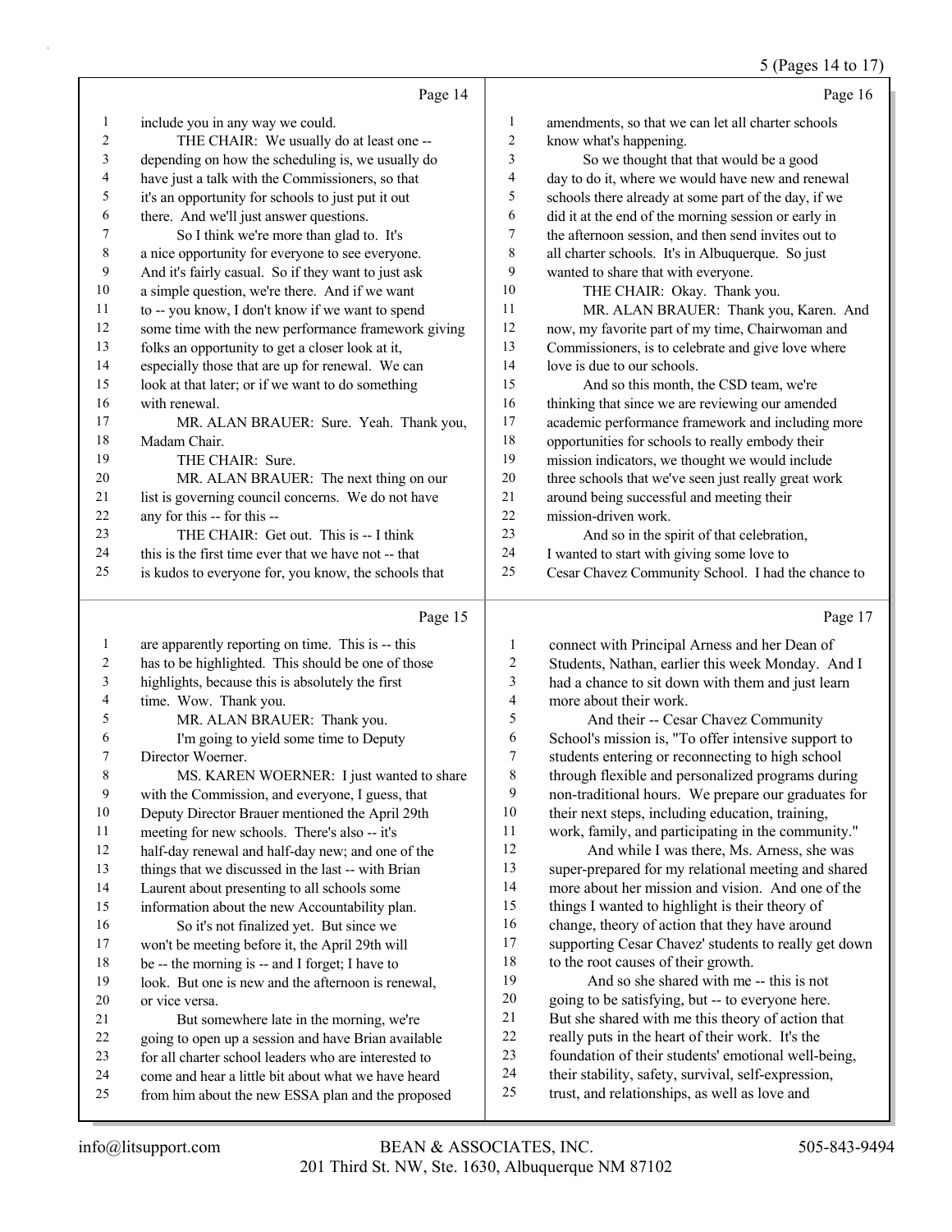Page 14

1 include you in any way we could.
2 THE CHAIR: We usually do at least one --
3 depending on how the scheduling is, we usually do
4 have just a talk with the Commissioners, so that
5 it's an opportunity for schools to just put it out
6 there. And we'll just answer questions.
7 So I think we're more than glad to. It's
8 a nice opportunity for everyone to see everyone.
9 And it's fairly casual. So if they want to just ask
10 a simple question, we're there. And if we want
11 to -- you know, I don't know if we want to spend
12 some time with the new performance framework giving
13 folks an opportunity to get a closer look at it,
14 especially those that are up for renewal. We can
15 look at that later; or if we want to do something
16 with renewal.
17 MR. ALAN BRAUER: Sure. Yeah. Thank you,
18 Madam Chair.
19 THE CHAIR: Sure.
20 MR. ALAN BRAUER: The next thing on our
21 list is governing council concerns. We do not have
22 any for this -- for this --
23 THE CHAIR: Get out. This is -- I think
24 this is the first time ever that we have not -- that
25 is kudos to everyone for, you know, the schools that

Page 15

1 are apparently reporting on time. This is -- this
2 has to be highlighted. This should be one of those
3 highlights, because this is absolutely the first
4 time. Wow. Thank you.
5 MR. ALAN BRAUER: Thank you.
6 I'm going to yield some time to Deputy
7 Director Woerner.
8 MS. KAREN WOERNER: I just wanted to share
9 with the Commission, and everyone, I guess, that
10 Deputy Director Brauer mentioned the April 29th
11 meeting for new schools. There's also -- it's
12 half-day renewal and half-day new; and one of the
13 things that we discussed in the last -- with Brian
14 Laurent about presenting to all schools some
15 information about the new Accountability plan.
16 So it's not finalized yet. But since we
17 won't be meeting before it, the April 29th will
18 be -- the morning is -- and I forget; I have to
19 look. But one is new and the afternoon is renewal,
20 or vice versa.
21 But somewhere late in the morning, we're
22 going to open up a session and have Brian available
23 for all charter school leaders who are interested to
24 come and hear a little bit about what we have heard
25 from him about the new ESSA plan and the proposed

Page 16

1 amendments, so that we can let all charter schools
2 know what's happening.
3 So we thought that that would be a good
4 day to do it, where we would have new and renewal
5 schools there already at some part of the day, if we
6 did it at the end of the morning session or early in
7 the afternoon session, and then send invites out to
8 all charter schools. It's in Albuquerque. So just
9 wanted to share that with everyone.
10 THE CHAIR: Okay. Thank you.
11 MR. ALAN BRAUER: Thank you, Karen. And
12 now, my favorite part of my time, Chairwoman and
13 Commissioners, is to celebrate and give love where
14 love is due to our schools.
15 And so this month, the CSD team, we're
16 thinking that since we are reviewing our amended
17 academic performance framework and including more
18 opportunities for schools to really embody their
19 mission indicators, we thought we would include
20 three schools that we've seen just really great work
21 around being successful and meeting their
22 mission-driven work.
23 And so in the spirit of that celebration,
24 I wanted to start with giving some love to
25 Cesar Chavez Community School. I had the chance to

Page 17

1 connect with Principal Arness and her Dean of
2 Students, Nathan, earlier this week Monday. And I
3 had a chance to sit down with them and just learn
4 more about their work.
5 And their -- Cesar Chavez Community
6 School's mission is, "To offer intensive support to
7 students entering or reconnecting to high school
8 through flexible and personalized programs during
9 non-traditional hours. We prepare our graduates for
10 their next steps, including education, training,
11 work, family, and participating in the community."
12 And while I was there, Ms. Arness, she was
13 super-prepared for my relational meeting and shared
14 more about her mission and vision. And one of the
15 things I wanted to highlight is their theory of
16 change, theory of action that they have around
17 supporting Cesar Chavez' students to really get down
18 to the root causes of their growth.
19 And so she shared with me -- this is not
20 going to be satisfying, but -- to everyone here.
21 But she shared with me this theory of action that
22 really puts in the heart of their work. It's the
23 foundation of their students' emotional well-being,
24 their stability, safety, survival, self-expression,
25 trust, and relationships, as well as love and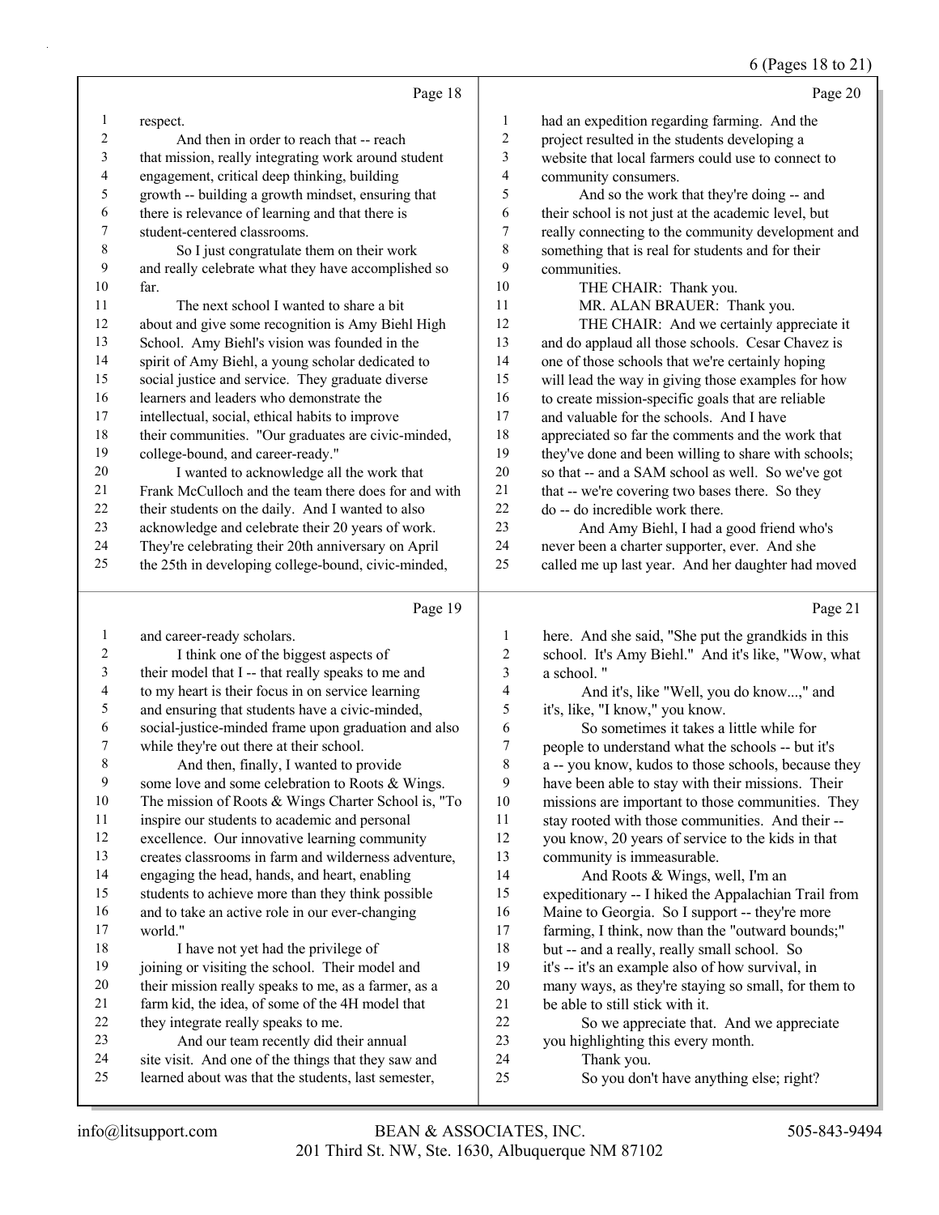Page 18

1 respect.
2 And then in order to reach that -- reach
3 that mission, really integrating work around student
4 engagement, critical deep thinking, building
5 growth -- building a growth mindset, ensuring that
6 there is relevance of learning and that there is
7 student-centered classrooms.
8 So I just congratulate them on their work
9 and really celebrate what they have accomplished so
10 far.
11 The next school I wanted to share a bit
12 about and give some recognition is Amy Biehl High
13 School. Amy Biehl's vision was founded in the
14 spirit of Amy Biehl, a young scholar dedicated to
15 social justice and service. They graduate diverse
16 learners and leaders who demonstrate the
17 intellectual, social, ethical habits to improve
18 their communities. "Our graduates are civic-minded,
19 college-bound, and career-ready."
20 I wanted to acknowledge all the work that
21 Frank McCulloch and the team there does for and with
22 their students on the daily. And I wanted to also
23 acknowledge and celebrate their 20 years of work.
24 They're celebrating their 20th anniversary on April
25 the 25th in developing college-bound, civic-minded,

Page 19

1 and career-ready scholars.
2 I think one of the biggest aspects of
3 their model that I -- that really speaks to me and
4 to my heart is their focus in on service learning
5 and ensuring that students have a civic-minded,
6 social-justice-minded frame upon graduation and also
7 while they're out there at their school.
8 And then, finally, I wanted to provide
9 some love and some celebration to Roots & Wings.
10 The mission of Roots & Wings Charter School is, "To
11 inspire our students to academic and personal
12 excellence. Our innovative learning community
13 creates classrooms in farm and wilderness adventure,
14 engaging the head, hands, and heart, enabling
15 students to achieve more than they think possible
16 and to take an active role in our ever-changing
17 world."
18 I have not yet had the privilege of
19 joining or visiting the school. Their model and
20 their mission really speaks to me, as a farmer, as a
21 farm kid, the idea, of some of the 4H model that
22 they integrate really speaks to me.
23 And our team recently did their annual
24 site visit. And one of the things that they saw and
25 learned about was that the students, last semester,

Page 20

1 had an expedition regarding farming. And the
2 project resulted in the students developing a
3 website that local farmers could use to connect to
4 community consumers.
5 And so the work that they're doing -- and
6 their school is not just at the academic level, but
7 really connecting to the community development and
8 something that is real for students and for their
9 communities.
10 THE CHAIR: Thank you.
11 MR. ALAN BRAUER: Thank you.
12 THE CHAIR: And we certainly appreciate it
13 and do applaud all those schools. Cesar Chavez is
14 one of those schools that we're certainly hoping
15 will lead the way in giving those examples for how
16 to create mission-specific goals that are reliable
17 and valuable for the schools. And I have
18 appreciated so far the comments and the work that
19 they've done and been willing to share with schools;
20 so that -- and a SAM school as well. So we've got
21 that -- we're covering two bases there. So they
22 do -- do incredible work there.
23 And Amy Biehl, I had a good friend who's
24 never been a charter supporter, ever. And she
25 called me up last year. And her daughter had moved

Page 21

1 here. And she said, "She put the grandkids in this
2 school. It's Amy Biehl." And it's like, "Wow, what
3 a school. "
4 And it's, like "Well, you do know...," and
5 it's, like, "I know," you know.
6 So sometimes it takes a little while for
7 people to understand what the schools -- but it's
8 a -- you know, kudos to those schools, because they
9 have been able to stay with their missions. Their
10 missions are important to those communities. They
11 stay rooted with those communities. And their --
12 you know, 20 years of service to the kids in that
13 community is immeasurable.
14 And Roots & Wings, well, I'm an
15 expeditionary -- I hiked the Appalachian Trail from
16 Maine to Georgia. So I support -- they're more
17 farming, I think, now than the "outward bounds;"
18 but -- and a really, really small school. So
19 it's -- it's an example also of how survival, in
20 many ways, as they're staying so small, for them to
21 be able to still stick with it.
22 So we appreciate that. And we appreciate
23 you highlighting this every month.
24 Thank you.
25 So you don't have anything else; right?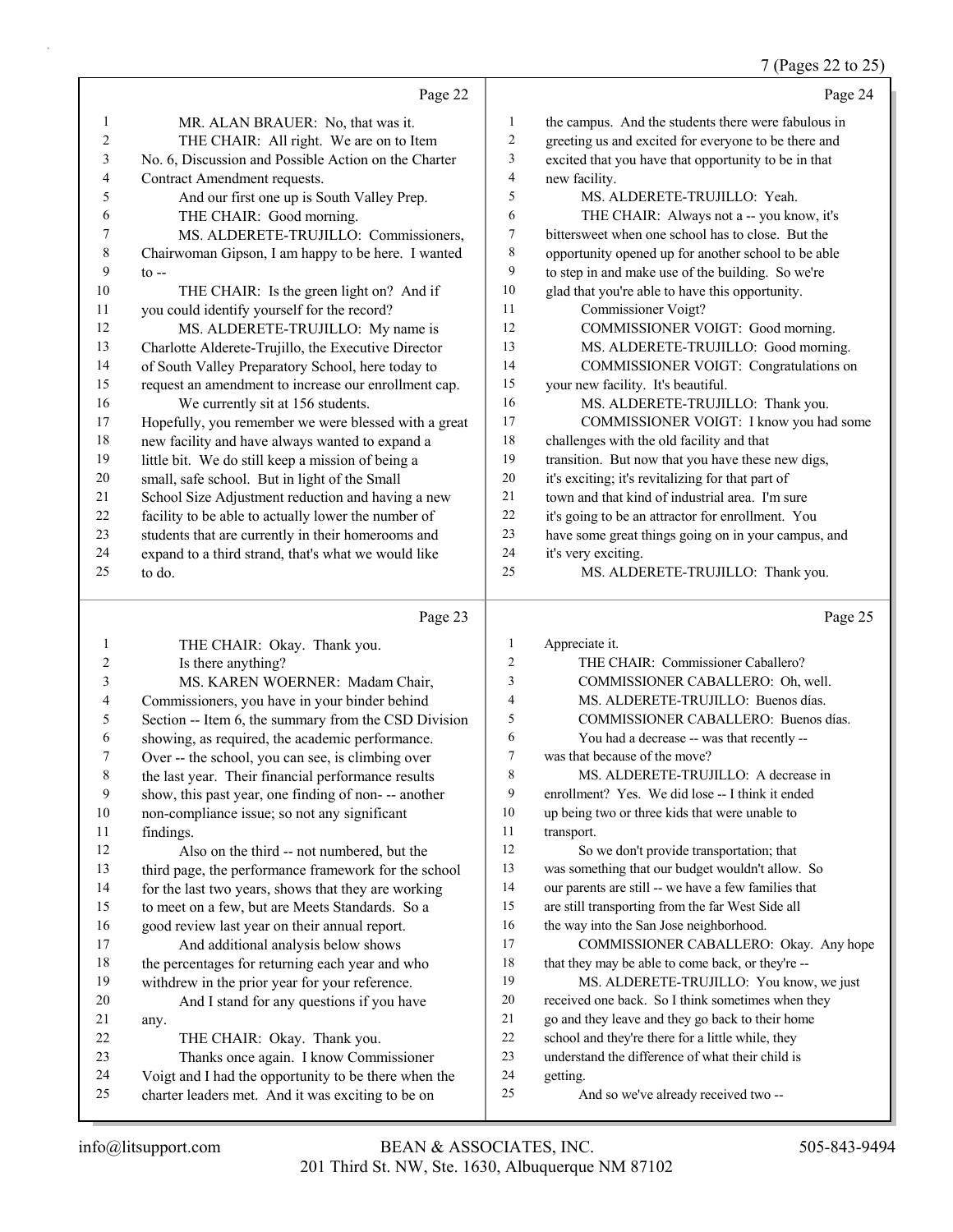Page 22

1 MR. ALAN BRAUER: No, that was it.
2 THE CHAIR: All right. We are on to Item
3 No. 6, Discussion and Possible Action on the Charter
4 Contract Amendment requests.
5 And our first one up is South Valley Prep.
6 THE CHAIR: Good morning.
7 MS. ALDERETE-TRUJILLO: Commissioners,
8 Chairwoman Gipson, I am happy to be here. I wanted
9 to --
10 THE CHAIR: Is the green light on? And if
11 you could identify yourself for the record?
12 MS. ALDERETE-TRUJILLO: My name is
13 Charlotte Alderete-Trujillo, the Executive Director
14 of South Valley Preparatory School, here today to
15 request an amendment to increase our enrollment cap.
16 We currently sit at 156 students.
17 Hopefully, you remember we were blessed with a great
18 new facility and have always wanted to expand a
19 little bit. We do still keep a mission of being a
20 small, safe school. But in light of the Small
21 School Size Adjustment reduction and having a new
22 facility to be able to actually lower the number of
23 students that are currently in their homerooms and
24 expand to a third strand, that's what we would like
25 to do.

Page 23

1 THE CHAIR: Okay. Thank you.
2 Is there anything?
3 MS. KAREN WOERNER: Madam Chair,
4 Commissioners, you have in your binder behind
5 Section -- Item 6, the summary from the CSD Division
6 showing, as required, the academic performance.
7 Over -- the school, you can see, is climbing over
8 the last year. Their financial performance results
9 show, this past year, one finding of non- -- another
10 non-compliance issue; so not any significant
11 findings.
12 Also on the third -- not numbered, but the
13 third page, the performance framework for the school
14 for the last two years, shows that they are working
15 to meet on a few, but are Meets Standards. So a
16 good review last year on their annual report.
17 And additional analysis below shows
18 the percentages for returning each year and who
19 withdrew in the prior year for your reference.
20 And I stand for any questions if you have
21 any.
22 THE CHAIR: Okay. Thank you.
23 Thanks once again. I know Commissioner
24 Voigt and I had the opportunity to be there when the
25 charter leaders met. And it was exciting to be on

Page 24

1 the campus. And the students there were fabulous in
2 greeting us and excited for everyone to be there and
3 excited that you have that opportunity to be in that
4 new facility.
5 MS. ALDERETE-TRUJILLO: Yeah.
6 THE CHAIR: Always not a -- you know, it's
7 bittersweet when one school has to close. But the
8 opportunity opened up for another school to be able
9 to step in and make use of the building. So we're
10 glad that you're able to have this opportunity.
11 Commissioner Voigt?
12 COMMISSIONER VOIGT: Good morning.
13 MS. ALDERETE-TRUJILLO: Good morning.
14 COMMISSIONER VOIGT: Congratulations on
15 your new facility. It's beautiful.
16 MS. ALDERETE-TRUJILLO: Thank you.
17 COMMISSIONER VOIGT: I know you had some
18 challenges with the old facility and that
19 transition. But now that you have these new digs,
20 it's exciting; it's revitalizing for that part of
21 town and that kind of industrial area. I'm sure
22 it's going to be an attractor for enrollment. You
23 have some great things going on in your campus, and
24 it's very exciting.
25 MS. ALDERETE-TRUJILLO: Thank you.

Page 25

1 Appreciate it.
2 THE CHAIR: Commissioner Caballero?
3 COMMISSIONER CABALLERO: Oh, well.
4 MS. ALDERETE-TRUJILLO: Buenos días.
5 COMMISSIONER CABALLERO: Buenos días.
6 You had a decrease -- was that recently --
7 was that because of the move?
8 MS. ALDERETE-TRUJILLO: A decrease in
9 enrollment? Yes. We did lose -- I think it ended
10 up being two or three kids that were unable to
11 transport.
12 So we don't provide transportation; that
13 was something that our budget wouldn't allow. So
14 our parents are still -- we have a few families that
15 are still transporting from the far West Side all
16 the way into the San Jose neighborhood.
17 COMMISSIONER CABALLERO: Okay. Any hope
18 that they may be able to come back, or they're --
19 MS. ALDERETE-TRUJILLO: You know, we just
20 received one back. So I think sometimes when they
21 go and they leave and they go back to their home
22 school and they're there for a little while, they
23 understand the difference of what their child is
24 getting.
25 And so we've already received two --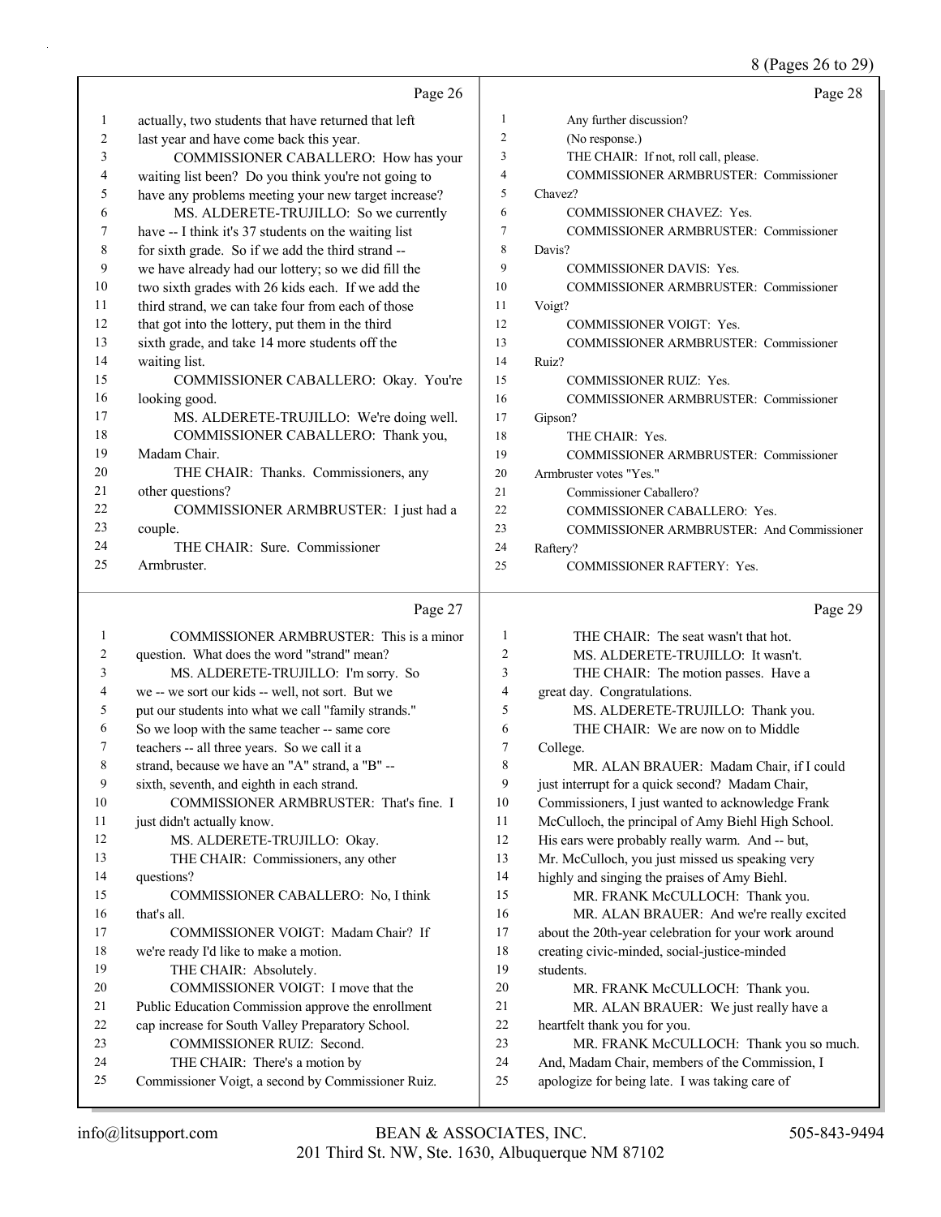Page 26

1 actually, two students that have returned that left
2 last year and have come back this year.
3 COMMISSIONER CABALLERO: How has your
4 waiting list been? Do you think you're not going to
5 have any problems meeting your new target increase?
6 MS. ALDERETE-TRUJILLO: So we currently
7 have -- I think it's 37 students on the waiting list
8 for sixth grade. So if we add the third strand --
9 we have already had our lottery; so we did fill the
10 two sixth grades with 26 kids each. If we add the
11 third strand, we can take four from each of those
12 that got into the lottery, put them in the third
13 sixth grade, and take 14 more students off the
14 waiting list.
15 COMMISSIONER CABALLERO: Okay. You're
16 looking good.
17 MS. ALDERETE-TRUJILLO: We're doing well.
18 COMMISSIONER CABALLERO: Thank you,
19 Madam Chair.
20 THE CHAIR: Thanks. Commissioners, any
21 other questions?
22 COMMISSIONER ARMBRUSTER: I just had a
23 couple.
24 THE CHAIR: Sure. Commissioner
25 Armbruster.

Page 27

1 COMMISSIONER ARMBRUSTER: This is a minor
2 question. What does the word "strand" mean?
3 MS. ALDERETE-TRUJILLO: I'm sorry. So
4 we -- we sort our kids -- well, not sort. But we
5 put our students into what we call "family strands."
6 So we loop with the same teacher -- same core
7 teachers -- all three years. So we call it a
8 strand, because we have an "A" strand, a "B" --
9 sixth, seventh, and eighth in each strand.
10 COMMISSIONER ARMBRUSTER: That's fine. I
11 just didn't actually know.
12 MS. ALDERETE-TRUJILLO: Okay.
13 THE CHAIR: Commissioners, any other
14 questions?
15 COMMISSIONER CABALLERO: No, I think
16 that's all.
17 COMMISSIONER VOIGT: Madam Chair? If
18 we're ready I'd like to make a motion.
19 THE CHAIR: Absolutely.
20 COMMISSIONER VOIGT: I move that the
21 Public Education Commission approve the enrollment
22 cap increase for South Valley Preparatory School.
23 COMMISSIONER RUIZ: Second.
24 THE CHAIR: There's a motion by
25 Commissioner Voigt, a second by Commissioner Ruiz.

Page 28

1 Any further discussion?
2 (No response.)
3 THE CHAIR: If not, roll call, please.
4 COMMISSIONER ARMBRUSTER: Commissioner
5 Chavez?
6 COMMISSIONER CHAVEZ: Yes.
7 COMMISSIONER ARMBRUSTER: Commissioner
8 Davis?
9 COMMISSIONER DAVIS: Yes.
10 COMMISSIONER ARMBRUSTER: Commissioner
11 Voigt?
12 COMMISSIONER VOIGT: Yes.
13 COMMISSIONER ARMBRUSTER: Commissioner
14 Ruiz?
15 COMMISSIONER RUIZ: Yes.
16 COMMISSIONER ARMBRUSTER: Commissioner
17 Gipson?
18 THE CHAIR: Yes.
19 COMMISSIONER ARMBRUSTER: Commissioner
20 Armbruster votes "Yes."
21 Commissioner Caballero?
22 COMMISSIONER CABALLERO: Yes.
23 COMMISSIONER ARMBRUSTER: And Commissioner
24 Raftery?
25 COMMISSIONER RAFTERY: Yes.

Page 29

1 THE CHAIR: The seat wasn't that hot.
2 MS. ALDERETE-TRUJILLO: It wasn't.
3 THE CHAIR: The motion passes. Have a
4 great day. Congratulations.
5 MS. ALDERETE-TRUJILLO: Thank you.
6 THE CHAIR: We are now on to Middle
7 College.
8 MR. ALAN BRAUER: Madam Chair, if I could
9 just interrupt for a quick second? Madam Chair,
10 Commissioners, I just wanted to acknowledge Frank
11 McCulloch, the principal of Amy Biehl High School.
12 His ears were probably really warm. And -- but,
13 Mr. McCulloch, you just missed us speaking very
14 highly and singing the praises of Amy Biehl.
15 MR. FRANK McCULLOCH: Thank you.
16 MR. ALAN BRAUER: And we're really excited
17 about the 20th-year celebration for your work around
18 creating civic-minded, social-justice-minded
19 students.
20 MR. FRANK McCULLOCH: Thank you.
21 MR. ALAN BRAUER: We just really have a
22 heartfelt thank you for you.
23 MR. FRANK McCULLOCH: Thank you so much.
24 And, Madam Chair, members of the Commission, I
25 apologize for being late. I was taking care of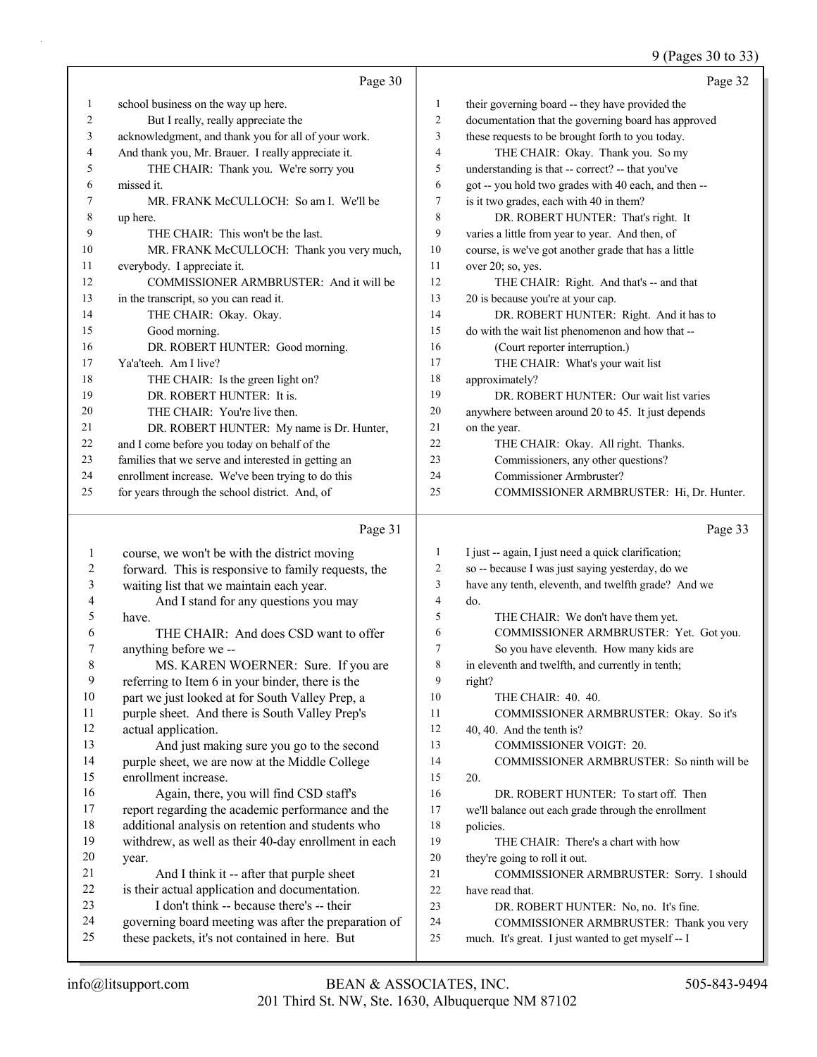Page 30

1 school business on the way up here.
2 But I really, really appreciate the
3 acknowledgment, and thank you for all of your work.
4 And thank you, Mr. Brauer. I really appreciate it.
5 THE CHAIR: Thank you. We're sorry you
6 missed it.
7 MR. FRANK McCULLOCH: So am I. We'll be
8 up here.
9 THE CHAIR: This won't be the last.
10 MR. FRANK McCULLOCH: Thank you very much,
11 everybody. I appreciate it.
12 COMMISSIONER ARMBRUSTER: And it will be
13 in the transcript, so you can read it.
14 THE CHAIR: Okay. Okay.
15 Good morning.
16 DR. ROBERT HUNTER: Good morning.
17 Ya'a'teeh. Am I live?
18 THE CHAIR: Is the green light on?
19 DR. ROBERT HUNTER: It is.
20 THE CHAIR: You're live then.
21 DR. ROBERT HUNTER: My name is Dr. Hunter,
22 and I come before you today on behalf of the
23 families that we serve and interested in getting an
24 enrollment increase. We've been trying to do this
25 for years through the school district. And, of

Page 31

1 course, we won't be with the district moving
2 forward. This is responsive to family requests, the
3 waiting list that we maintain each year.
4 And I stand for any questions you may
5 have.
6 THE CHAIR: And does CSD want to offer
7 anything before we --
8 MS. KAREN WOERNER: Sure. If you are
9 referring to Item 6 in your binder, there is the
10 part we just looked at for South Valley Prep, a
11 purple sheet. And there is South Valley Prep's
12 actual application.
13 And just making sure you go to the second
14 purple sheet, we are now at the Middle College
15 enrollment increase.
16 Again, there, you will find CSD staff's
17 report regarding the academic performance and the
18 additional analysis on retention and students who
19 withdrew, as well as their 40-day enrollment in each
20 year.
21 And I think it -- after that purple sheet
22 is their actual application and documentation.
23 I don't think -- because there's -- their
24 governing board meeting was after the preparation of
25 these packets, it's not contained in here. But

Page 32

1 their governing board -- they have provided the
2 documentation that the governing board has approved
3 these requests to be brought forth to you today.
4 THE CHAIR: Okay. Thank you. So my
5 understanding is that -- correct? -- that you've
6 got -- you hold two grades with 40 each, and then --
7 is it two grades, each with 40 in them?
8 DR. ROBERT HUNTER: That's right. It
9 varies a little from year to year. And then, of
10 course, is we've got another grade that has a little
11 over 20; so, yes.
12 THE CHAIR: Right. And that's -- and that
13 20 is because you're at your cap.
14 DR. ROBERT HUNTER: Right. And it has to
15 do with the wait list phenomenon and how that --
16 (Court reporter interruption.)
17 THE CHAIR: What's your wait list
18 approximately?
19 DR. ROBERT HUNTER: Our wait list varies
20 anywhere between around 20 to 45. It just depends
21 on the year.
22 THE CHAIR: Okay. All right. Thanks.
23 Commissioners, any other questions?
24 Commissioner Armbruster?
25 COMMISSIONER ARMBRUSTER: Hi, Dr. Hunter.

Page 33

1 I just -- again, I just need a quick clarification;
2 so -- because I was just saying yesterday, do we
3 have any tenth, eleventh, and twelfth grade? And we
4 do.
5 THE CHAIR: We don't have them yet.
6 COMMISSIONER ARMBRUSTER: Yet. Got you.
7 So you have eleventh. How many kids are
8 in eleventh and twelfth, and currently in tenth;
9 right?
10 THE CHAIR: 40. 40.
11 COMMISSIONER ARMBRUSTER: Okay. So it's
12 40, 40. And the tenth is?
13 COMMISSIONER VOIGT: 20.
14 COMMISSIONER ARMBRUSTER: So ninth will be
15 20.
16 DR. ROBERT HUNTER: To start off. Then
17 we'll balance out each grade through the enrollment
18 policies.
19 THE CHAIR: There's a chart with how
20 they're going to roll it out.
21 COMMISSIONER ARMBRUSTER: Sorry. I should
22 have read that.
23 DR. ROBERT HUNTER: No, no. It's fine.
24 COMMISSIONER ARMBRUSTER: Thank you very
25 much. It's great. I just wanted to get myself -- I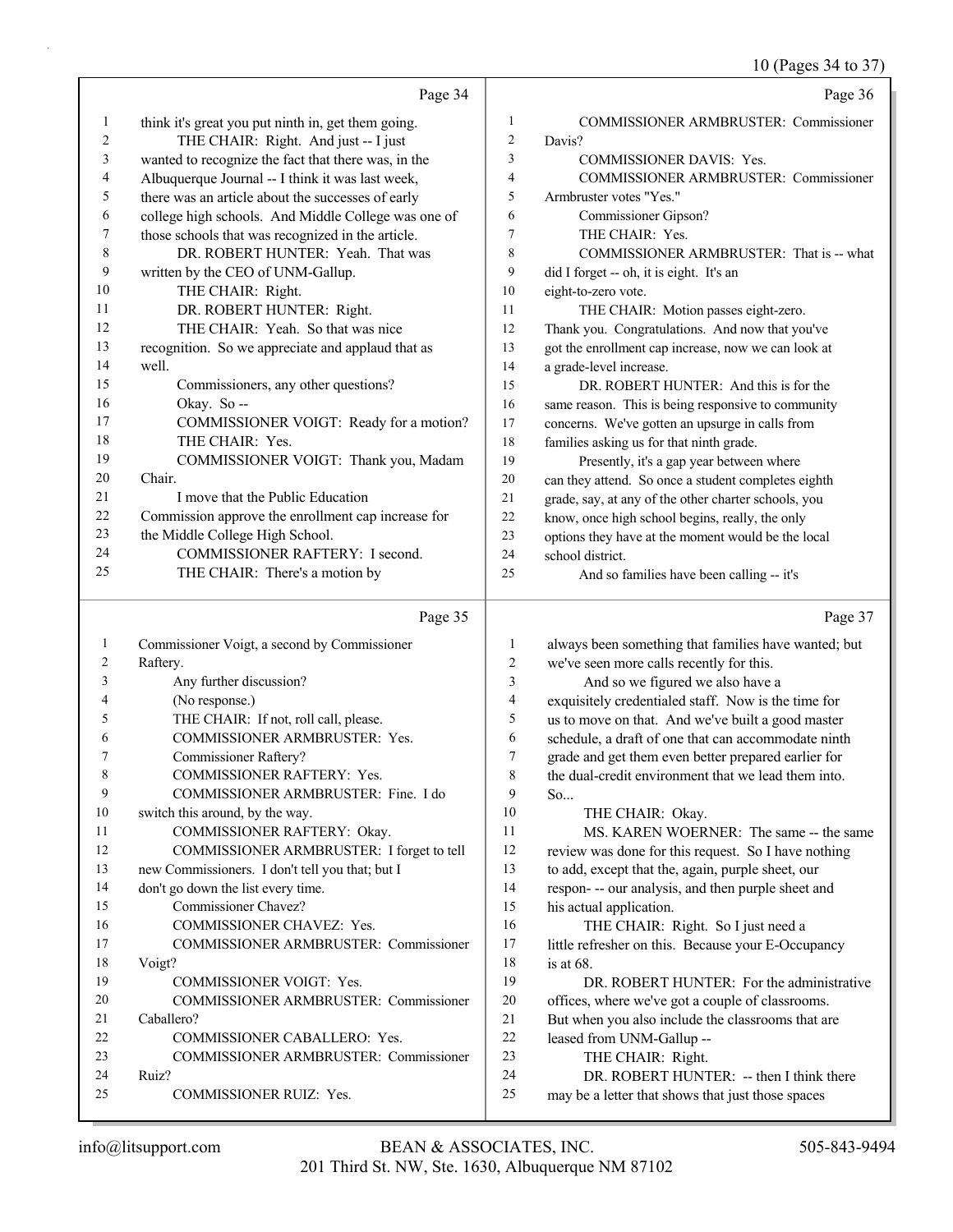10 (Pages 34 to 37)

Page 34

1 think it's great you put ninth in, get them going.
2 THE CHAIR: Right. And just -- I just
3 wanted to recognize the fact that there was, in the
4 Albuquerque Journal -- I think it was last week,
5 there was an article about the successes of early
6 college high schools. And Middle College was one of
7 those schools that was recognized in the article.
8 DR. ROBERT HUNTER: Yeah. That was
9 written by the CEO of UNM-Gallup.
10 THE CHAIR: Right.
11 DR. ROBERT HUNTER: Right.
12 THE CHAIR: Yeah. So that was nice
13 recognition. So we appreciate and applaud that as
14 well.
15 Commissioners, any other questions?
16 Okay. So --
17 COMMISSIONER VOIGT: Ready for a motion?
18 THE CHAIR: Yes.
19 COMMISSIONER VOIGT: Thank you, Madam
20 Chair.
21 I move that the Public Education
22 Commission approve the enrollment cap increase for
23 the Middle College High School.
24 COMMISSIONER RAFTERY: I second.
25 THE CHAIR: There's a motion by

Page 35

1 Commissioner Voigt, a second by Commissioner
2 Raftery.
3 Any further discussion?
4 (No response.)
5 THE CHAIR: If not, roll call, please.
6 COMMISSIONER ARMBRUSTER: Yes.
7 Commissioner Raftery?
8 COMMISSIONER RAFTERY: Yes.
9 COMMISSIONER ARMBRUSTER: Fine. I do
10 switch this around, by the way.
11 COMMISSIONER RAFTERY: Okay.
12 COMMISSIONER ARMBRUSTER: I forget to tell
13 new Commissioners. I don't tell you that; but I
14 don't go down the list every time.
15 Commissioner Chavez?
16 COMMISSIONER CHAVEZ: Yes.
17 COMMISSIONER ARMBRUSTER: Commissioner
18 Voigt?
19 COMMISSIONER VOIGT: Yes.
20 COMMISSIONER ARMBRUSTER: Commissioner
21 Caballero?
22 COMMISSIONER CABALLERO: Yes.
23 COMMISSIONER ARMBRUSTER: Commissioner
24 Ruiz?
25 COMMISSIONER RUIZ: Yes.

Page 36

1 COMMISSIONER ARMBRUSTER: Commissioner
2 Davis?
3 COMMISSIONER DAVIS: Yes.
4 COMMISSIONER ARMBRUSTER: Commissioner
5 Armbruster votes "Yes."
6 Commissioner Gipson?
7 THE CHAIR: Yes.
8 COMMISSIONER ARMBRUSTER: That is -- what
9 did I forget -- oh, it is eight. It's an
10 eight-to-zero vote.
11 THE CHAIR: Motion passes eight-zero.
12 Thank you. Congratulations. And now that you've
13 got the enrollment cap increase, now we can look at
14 a grade-level increase.
15 DR. ROBERT HUNTER: And this is for the
16 same reason. This is being responsive to community
17 concerns. We've gotten an upsurge in calls from
18 families asking us for that ninth grade.
19 Presently, it's a gap year between where
20 can they attend. So once a student completes eighth
21 grade, say, at any of the other charter schools, you
22 know, once high school begins, really, the only
23 options they have at the moment would be the local
24 school district.
25 And so families have been calling -- it's

Page 37

1 always been something that families have wanted; but
2 we've seen more calls recently for this.
3 And so we figured we also have a
4 exquisitely credentialed staff. Now is the time for
5 us to move on that. And we've built a good master
6 schedule, a draft of one that can accommodate ninth
7 grade and get them even better prepared earlier for
8 the dual-credit environment that we lead them into.
9 So...
10 THE CHAIR: Okay.
11 MS. KAREN WOERNER: The same -- the same
12 review was done for this request. So I have nothing
13 to add, except that the, again, purple sheet, our
14 respon- -- our analysis, and then purple sheet and
15 his actual application.
16 THE CHAIR: Right. So I just need a
17 little refresher on this. Because your E-Occupancy
18 is at 68.
19 DR. ROBERT HUNTER: For the administrative
20 offices, where we've got a couple of classrooms.
21 But when you also include the classrooms that are
22 leased from UNM-Gallup --
23 THE CHAIR: Right.
24 DR. ROBERT HUNTER: -- then I think there
25 may be a letter that shows that just those spaces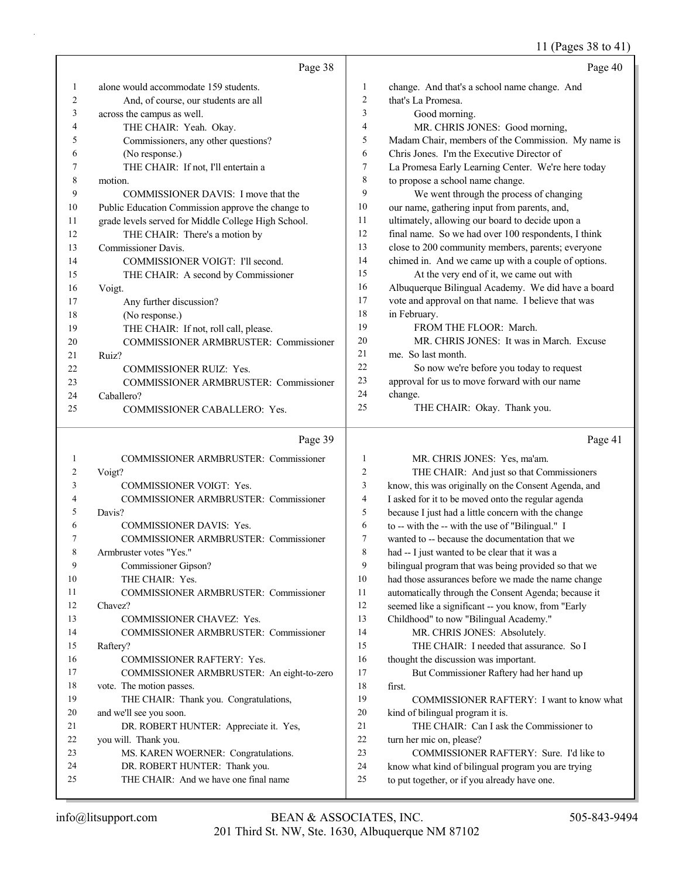11 (Pages 38 to 41)

Page 38

1 alone would accommodate 159 students.
2 And, of course, our students are all
3 across the campus as well.
4 THE CHAIR: Yeah. Okay.
5 Commissioners, any other questions?
6 (No response.)
7 THE CHAIR: If not, I'll entertain a
8 motion.
9 COMMISSIONER DAVIS: I move that the
10 Public Education Commission approve the change to
11 grade levels served for Middle College High School.
12 THE CHAIR: There's a motion by
13 Commissioner Davis.
14 COMMISSIONER VOIGT: I'll second.
15 THE CHAIR: A second by Commissioner
16 Voigt.
17 Any further discussion?
18 (No response.)
19 THE CHAIR: If not, roll call, please.
20 COMMISSIONER ARMBRUSTER: Commissioner
21 Ruiz?
22 COMMISSIONER RUIZ: Yes.
23 COMMISSIONER ARMBRUSTER: Commissioner
24 Caballero?
25 COMMISSIONER CABALLERO: Yes.

Page 39

1 COMMISSIONER ARMBRUSTER: Commissioner
2 Voigt?
3 COMMISSIONER VOIGT: Yes.
4 COMMISSIONER ARMBRUSTER: Commissioner
5 Davis?
6 COMMISSIONER DAVIS: Yes.
7 COMMISSIONER ARMBRUSTER: Commissioner
8 Armbruster votes "Yes."
9 Commissioner Gipson?
10 THE CHAIR: Yes.
11 COMMISSIONER ARMBRUSTER: Commissioner
12 Chavez?
13 COMMISSIONER CHAVEZ: Yes.
14 COMMISSIONER ARMBRUSTER: Commissioner
15 Raftery?
16 COMMISSIONER RAFTERY: Yes.
17 COMMISSIONER ARMBRUSTER: An eight-to-zero
18 vote. The motion passes.
19 THE CHAIR: Thank you. Congratulations,
20 and we'll see you soon.
21 DR. ROBERT HUNTER: Appreciate it. Yes,
22 you will. Thank you.
23 MS. KAREN WOERNER: Congratulations.
24 DR. ROBERT HUNTER: Thank you.
25 THE CHAIR: And we have one final name

Page 40

1 change. And that's a school name change. And
2 that's La Promesa.
3 Good morning.
4 MR. CHRIS JONES: Good morning,
5 Madam Chair, members of the Commission. My name is
6 Chris Jones. I'm the Executive Director of
7 La Promesa Early Learning Center. We're here today
8 to propose a school name change.
9 We went through the process of changing
10 our name, gathering input from parents, and,
11 ultimately, allowing our board to decide upon a
12 final name. So we had over 100 respondents, I think
13 close to 200 community members, parents; everyone
14 chimed in. And we came up with a couple of options.
15 At the very end of it, we came out with
16 Albuquerque Bilingual Academy. We did have a board
17 vote and approval on that name. I believe that was
18 in February.
19 FROM THE FLOOR: March.
20 MR. CHRIS JONES: It was in March. Excuse
21 me. So last month.
22 So now we're before you today to request
23 approval for us to move forward with our name
24 change.
25 THE CHAIR: Okay. Thank you.

Page 41

1 MR. CHRIS JONES: Yes, ma'am.
2 THE CHAIR: And just so that Commissioners
3 know, this was originally on the Consent Agenda, and
4 I asked for it to be moved onto the regular agenda
5 because I just had a little concern with the change
6 to -- with the -- with the use of "Bilingual." I
7 wanted to -- because the documentation that we
8 had -- I just wanted to be clear that it was a
9 bilingual program that was being provided so that we
10 had those assurances before we made the name change
11 automatically through the Consent Agenda; because it
12 seemed like a significant -- you know, from "Early
13 Childhood" to now "Bilingual Academy."
14 MR. CHRIS JONES: Absolutely.
15 THE CHAIR: I needed that assurance. So I
16 thought the discussion was important.
17 But Commissioner Raftery had her hand up
18 first.
19 COMMISSIONER RAFTERY: I want to know what
20 kind of bilingual program it is.
21 THE CHAIR: Can I ask the Commissioner to
22 turn her mic on, please?
23 COMMISSIONER RAFTERY: Sure. I'd like to
24 know what kind of bilingual program you are trying
25 to put together, or if you already have one.

info@litsupport.com BEAN & ASSOCIATES, INC. 505-843-9494
201 Third St. NW, Ste. 1630, Albuquerque NM 87102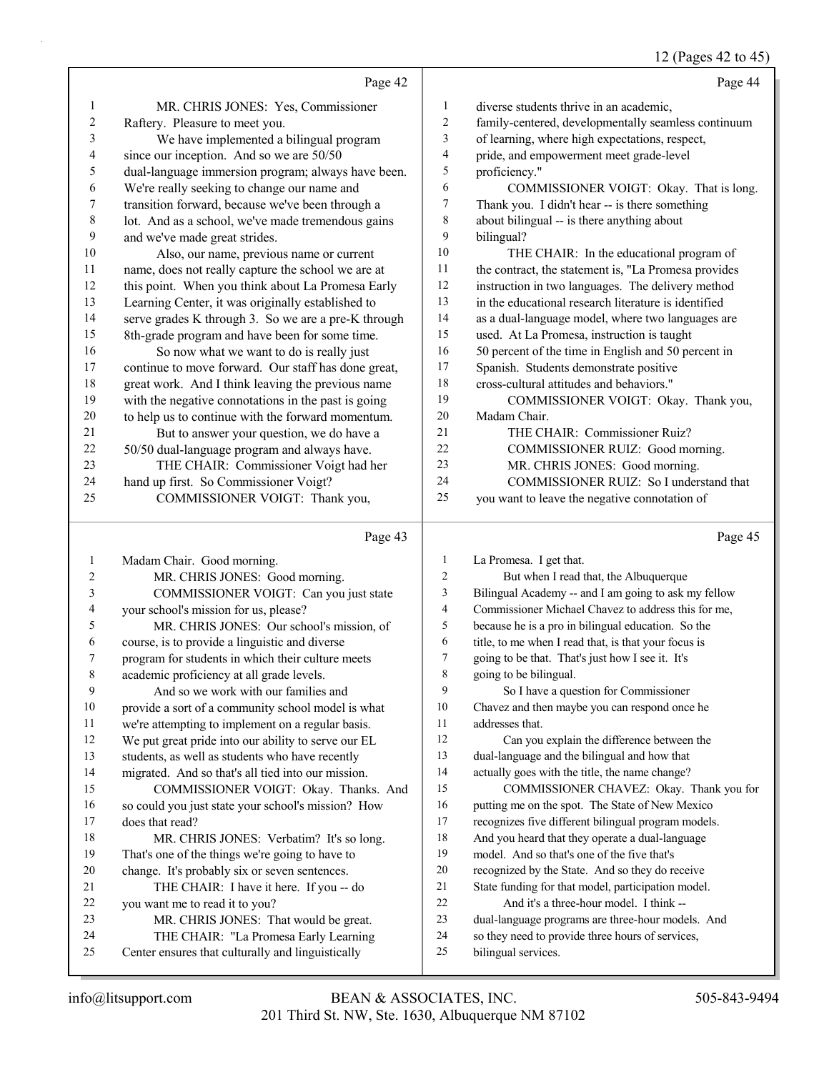Page 42

1 MR. CHRIS JONES: Yes, Commissioner
2 Raftery. Pleasure to meet you.
3 We have implemented a bilingual program
4 since our inception. And so we are 50/50
5 dual-language immersion program; always have been.
6 We're really seeking to change our name and
7 transition forward, because we've been through a
8 lot. And as a school, we've made tremendous gains
9 and we've made great strides.
10 Also, our name, previous name or current
11 name, does not really capture the school we are at
12 this point. When you think about La Promesa Early
13 Learning Center, it was originally established to
14 serve grades K through 3. So we are a pre-K through
15 8th-grade program and have been for some time.
16 So now what we want to do is really just
17 continue to move forward. Our staff has done great,
18 great work. And I think leaving the previous name
19 with the negative connotations in the past is going
20 to help us to continue with the forward momentum.
21 But to answer your question, we do have a
22 50/50 dual-language program and always have.
23 THE CHAIR: Commissioner Voigt had her
24 hand up first. So Commissioner Voigt?
25 COMMISSIONER VOIGT: Thank you,

Page 43

1 Madam Chair. Good morning.
2 MR. CHRIS JONES: Good morning.
3 COMMISSIONER VOIGT: Can you just state
4 your school's mission for us, please?
5 MR. CHRIS JONES: Our school's mission, of
6 course, is to provide a linguistic and diverse
7 program for students in which their culture meets
8 academic proficiency at all grade levels.
9 And so we work with our families and
10 provide a sort of a community school model is what
11 we're attempting to implement on a regular basis.
12 We put great pride into our ability to serve our EL
13 students, as well as students who have recently
14 migrated. And so that's all tied into our mission.
15 COMMISSIONER VOIGT: Okay. Thanks. And
16 so could you just state your school's mission? How
17 does that read?
18 MR. CHRIS JONES: Verbatim? It's so long.
19 That's one of the things we're going to have to
20 change. It's probably six or seven sentences.
21 THE CHAIR: I have it here. If you -- do
22 you want me to read it to you?
23 MR. CHRIS JONES: That would be great.
24 THE CHAIR: "La Promesa Early Learning
25 Center ensures that culturally and linguistically

Page 44

1 diverse students thrive in an academic,
2 family-centered, developmentally seamless continuum
3 of learning, where high expectations, respect,
4 pride, and empowerment meet grade-level
5 proficiency."
6 COMMISSIONER VOIGT: Okay. That is long.
7 Thank you. I didn't hear -- is there something
8 about bilingual -- is there anything about
9 bilingual?
10 THE CHAIR: In the educational program of
11 the contract, the statement is, "La Promesa provides
12 instruction in two languages. The delivery method
13 in the educational research literature is identified
14 as a dual-language model, where two languages are
15 used. At La Promesa, instruction is taught
16 50 percent of the time in English and 50 percent in
17 Spanish. Students demonstrate positive
18 cross-cultural attitudes and behaviors."
19 COMMISSIONER VOIGT: Okay. Thank you,
20 Madam Chair.
21 THE CHAIR: Commissioner Ruiz?
22 COMMISSIONER RUIZ: Good morning.
23 MR. CHRIS JONES: Good morning.
24 COMMISSIONER RUIZ: So I understand that
25 you want to leave the negative connotation of

Page 45

1 La Promesa. I get that.
2 But when I read that, the Albuquerque
3 Bilingual Academy -- and I am going to ask my fellow
4 Commissioner Michael Chavez to address this for me,
5 because he is a pro in bilingual education. So the
6 title, to me when I read that, is that your focus is
7 going to be that. That's just how I see it. It's
8 going to be bilingual.
9 So I have a question for Commissioner
10 Chavez and then maybe you can respond once he
11 addresses that.
12 Can you explain the difference between the
13 dual-language and the bilingual and how that
14 actually goes with the title, the name change?
15 COMMISSIONER CHAVEZ: Okay. Thank you for
16 putting me on the spot. The State of New Mexico
17 recognizes five different bilingual program models.
18 And you heard that they operate a dual-language
19 model. And so that's one of the five that's
20 recognized by the State. And so they do receive
21 State funding for that model, participation model.
22 And it's a three-hour model. I think --
23 dual-language programs are three-hour models. And
24 so they need to provide three hours of services,
25 bilingual services.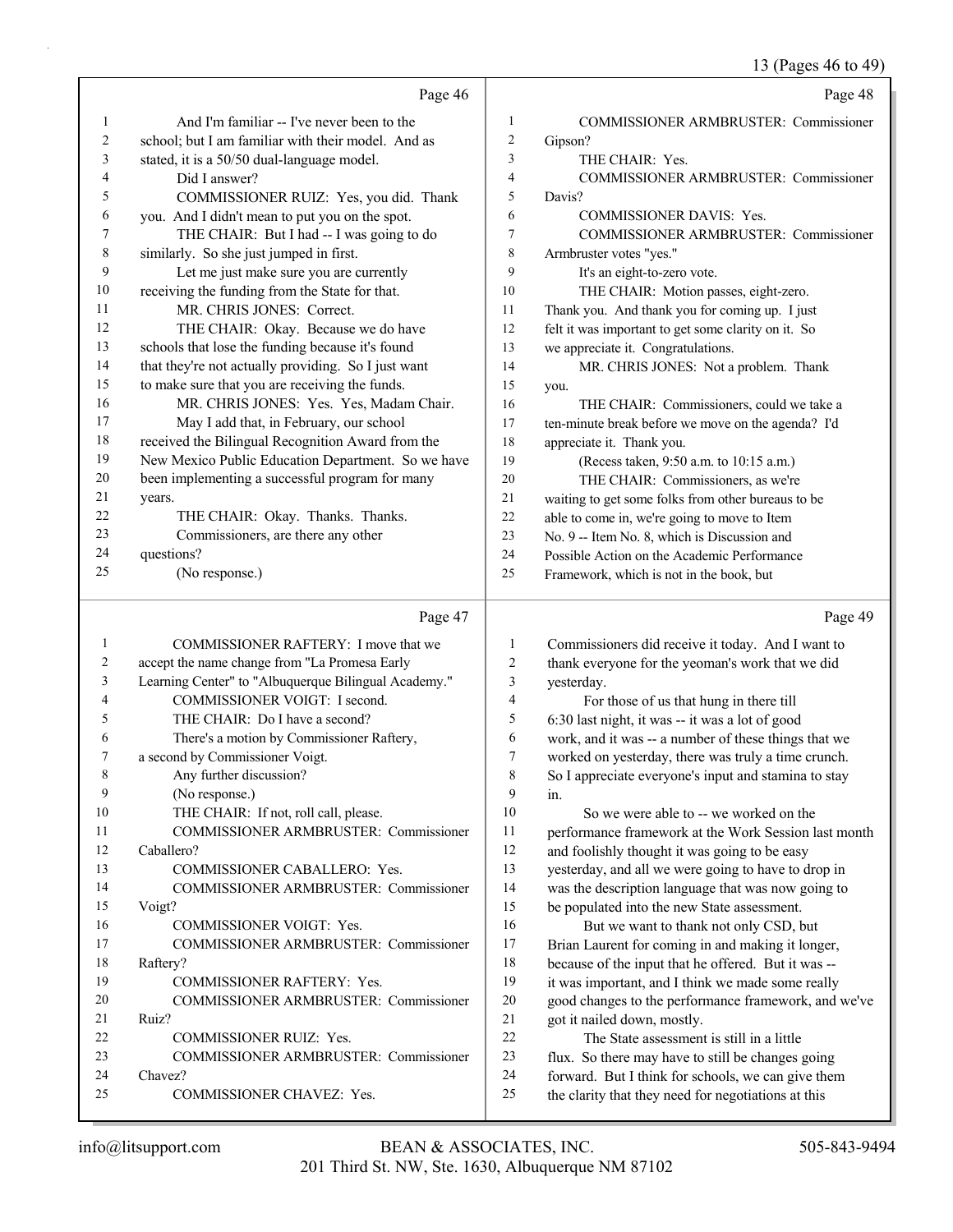Page 46

1 And I'm familiar -- I've never been to the
2 school; but I am familiar with their model. And as
3 stated, it is a 50/50 dual-language model.
4 Did I answer?
5 COMMISSIONER RUIZ: Yes, you did. Thank
6 you. And I didn't mean to put you on the spot.
7 THE CHAIR: But I had -- I was going to do
8 similarly. So she just jumped in first.
9 Let me just make sure you are currently
10 receiving the funding from the State for that.
11 MR. CHRIS JONES: Correct.
12 THE CHAIR: Okay. Because we do have
13 schools that lose the funding because it's found
14 that they're not actually providing. So I just want
15 to make sure that you are receiving the funds.
16 MR. CHRIS JONES: Yes. Yes, Madam Chair.
17 May I add that, in February, our school
18 received the Bilingual Recognition Award from the
19 New Mexico Public Education Department. So we have
20 been implementing a successful program for many
21 years.
22 THE CHAIR: Okay. Thanks. Thanks.
23 Commissioners, are there any other
24 questions?
25 (No response.)

Page 47

1 COMMISSIONER RAFTERY: I move that we
2 accept the name change from "La Promesa Early
3 Learning Center" to "Albuquerque Bilingual Academy."
4 COMMISSIONER VOIGT: I second.
5 THE CHAIR: Do I have a second?
6 There's a motion by Commissioner Raftery,
7 a second by Commissioner Voigt.
8 Any further discussion?
9 (No response.)
10 THE CHAIR: If not, roll call, please.
11 COMMISSIONER ARMBRUSTER: Commissioner
12 Caballero?
13 COMMISSIONER CABALLERO: Yes.
14 COMMISSIONER ARMBRUSTER: Commissioner
15 Voigt?
16 COMMISSIONER VOIGT: Yes.
17 COMMISSIONER ARMBRUSTER: Commissioner
18 Raftery?
19 COMMISSIONER RAFTERY: Yes.
20 COMMISSIONER ARMBRUSTER: Commissioner
21 Ruiz?
22 COMMISSIONER RUIZ: Yes.
23 COMMISSIONER ARMBRUSTER: Commissioner
24 Chavez?
25 COMMISSIONER CHAVEZ: Yes.

Page 48

1 COMMISSIONER ARMBRUSTER: Commissioner
2 Gipson?
3 THE CHAIR: Yes.
4 COMMISSIONER ARMBRUSTER: Commissioner
5 Davis?
6 COMMISSIONER DAVIS: Yes.
7 COMMISSIONER ARMBRUSTER: Commissioner
8 Armbruster votes "yes."
9 It's an eight-to-zero vote.
10 THE CHAIR: Motion passes, eight-zero.
11 Thank you. And thank you for coming up. I just
12 felt it was important to get some clarity on it. So
13 we appreciate it. Congratulations.
14 MR. CHRIS JONES: Not a problem. Thank
15 you.
16 THE CHAIR: Commissioners, could we take a
17 ten-minute break before we move on the agenda? I'd
18 appreciate it. Thank you.
19 (Recess taken, 9:50 a.m. to 10:15 a.m.)
20 THE CHAIR: Commissioners, as we're
21 waiting to get some folks from other bureaus to be
22 able to come in, we're going to move to Item
23 No. 9 -- Item No. 8, which is Discussion and
24 Possible Action on the Academic Performance
25 Framework, which is not in the book, but

Page 49

1 Commissioners did receive it today. And I want to
2 thank everyone for the yeoman's work that we did
3 yesterday.
4 For those of us that hung in there till
5 6:30 last night, it was -- it was a lot of good
6 work, and it was -- a number of these things that we
7 worked on yesterday, there was truly a time crunch.
8 So I appreciate everyone's input and stamina to stay
9 in.
10 So we were able to -- we worked on the
11 performance framework at the Work Session last month
12 and foolishly thought it was going to be easy
13 yesterday, and all we were going to have to drop in
14 was the description language that was now going to
15 be populated into the new State assessment.
16 But we want to thank not only CSD, but
17 Brian Laurent for coming in and making it longer,
18 because of the input that he offered. But it was --
19 it was important, and I think we made some really
20 good changes to the performance framework, and we've
21 got it nailed down, mostly.
22 The State assessment is still in a little
23 flux. So there may have to still be changes going
24 forward. But I think for schools, we can give them
25 the clarity that they need for negotiations at this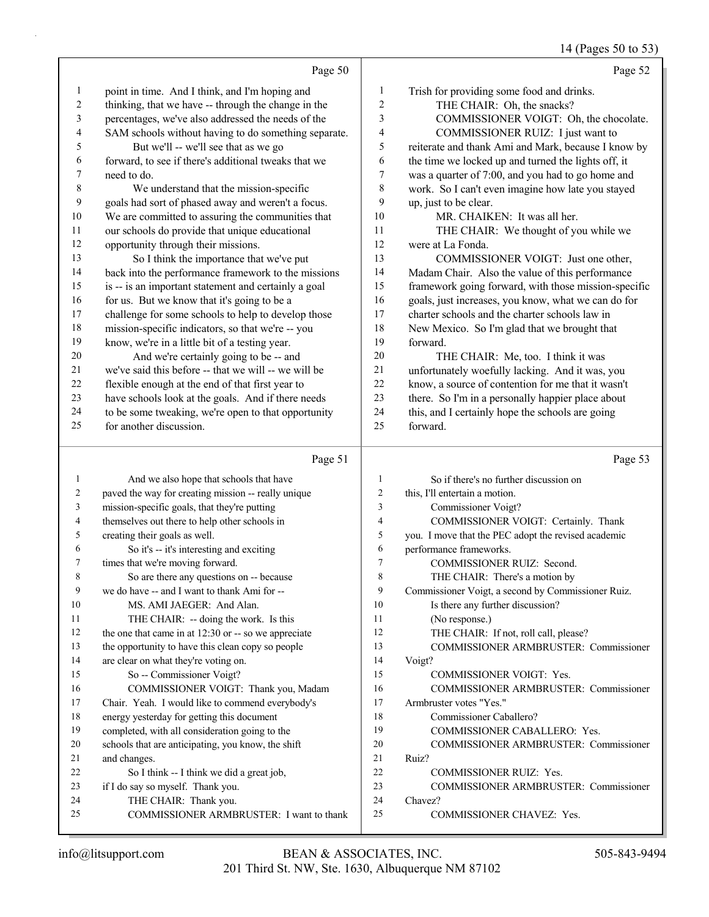Page 50

1 point in time. And I think, and I'm hoping and
2 thinking, that we have -- through the change in the
3 percentages, we've also addressed the needs of the
4 SAM schools without having to do something separate.
5 But we'll -- we'll see that as we go
6 forward, to see if there's additional tweaks that we
7 need to do.
8 We understand that the mission-specific
9 goals had sort of phased away and weren't a focus.
10 We are committed to assuring the communities that
11 our schools do provide that unique educational
12 opportunity through their missions.
13 So I think the importance that we've put
14 back into the performance framework to the missions
15 is -- is an important statement and certainly a goal
16 for us. But we know that it's going to be a
17 challenge for some schools to help to develop those
18 mission-specific indicators, so that we're -- you
19 know, we're in a little bit of a testing year.
20 And we're certainly going to be -- and
21 we've said this before -- that we will -- we will be
22 flexible enough at the end of that first year to
23 have schools look at the goals. And if there needs
24 to be some tweaking, we're open to that opportunity
25 for another discussion.

Page 51

1 And we also hope that schools that have
2 paved the way for creating mission -- really unique
3 mission-specific goals, that they're putting
4 themselves out there to help other schools in
5 creating their goals as well.
6 So it's -- it's interesting and exciting
7 times that we're moving forward.
8 So are there any questions on -- because
9 we do have -- and I want to thank Ami for --
10 MS. AMI JAEGER: And Alan.
11 THE CHAIR: -- doing the work. Is this
12 the one that came in at 12:30 or -- so we appreciate
13 the opportunity to have this clean copy so people
14 are clear on what they're voting on.
15 So -- Commissioner Voigt?
16 COMMISSIONER VOIGT: Thank you, Madam
17 Chair. Yeah. I would like to commend everybody's
18 energy yesterday for getting this document
19 completed, with all consideration going to the
20 schools that are anticipating, you know, the shift
21 and changes.
22 So I think -- I think we did a great job,
23 if I do say so myself. Thank you.
24 THE CHAIR: Thank you.
25 COMMISSIONER ARMBRUSTER: I want to thank

Page 52

1 Trish for providing some food and drinks.
2 THE CHAIR: Oh, the snacks?
3 COMMISSIONER VOIGT: Oh, the chocolate.
4 COMMISSIONER RUIZ: I just want to
5 reiterate and thank Ami and Mark, because I know by
6 the time we locked up and turned the lights off, it
7 was a quarter of 7:00, and you had to go home and
8 work. So I can't even imagine how late you stayed
9 up, just to be clear.
10 MR. CHAIKEN: It was all her.
11 THE CHAIR: We thought of you while we
12 were at La Fonda.
13 COMMISSIONER VOIGT: Just one other,
14 Madam Chair. Also the value of this performance
15 framework going forward, with those mission-specific
16 goals, just increases, you know, what we can do for
17 charter schools and the charter schools law in
18 New Mexico. So I'm glad that we brought that
19 forward.
20 THE CHAIR: Me, too. I think it was
21 unfortunately woefully lacking. And it was, you
22 know, a source of contention for me that it wasn't
23 there. So I'm in a personally happier place about
24 this, and I certainly hope the schools are going
25 forward.

Page 53

1 So if there's no further discussion on
2 this, I'll entertain a motion.
3 Commissioner Voigt?
4 COMMISSIONER VOIGT: Certainly. Thank
5 you. I move that the PEC adopt the revised academic
6 performance frameworks.
7 COMMISSIONER RUIZ: Second.
8 THE CHAIR: There's a motion by
9 Commissioner Voigt, a second by Commissioner Ruiz.
10 Is there any further discussion?
11 (No response.)
12 THE CHAIR: If not, roll call, please?
13 COMMISSIONER ARMBRUSTER: Commissioner
14 Voigt?
15 COMMISSIONER VOIGT: Yes.
16 COMMISSIONER ARMBRUSTER: Commissioner
17 Armbruster votes "Yes."
18 Commissioner Caballero?
19 COMMISSIONER CABALLERO: Yes.
20 COMMISSIONER ARMBRUSTER: Commissioner
21 Ruiz?
22 COMMISSIONER RUIZ: Yes.
23 COMMISSIONER ARMBRUSTER: Commissioner
24 Chavez?
25 COMMISSIONER CHAVEZ: Yes.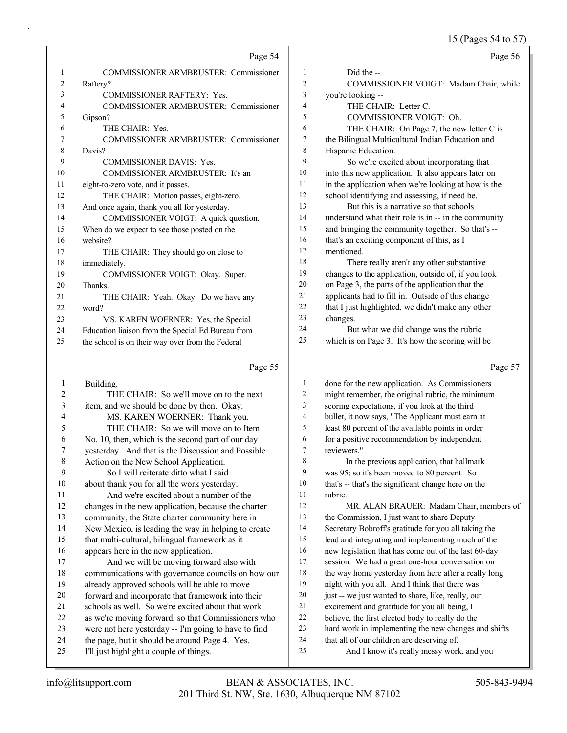Page 54

1 COMMISSIONER ARMBRUSTER: Commissioner
2 Raftery?
3 COMMISSIONER RAFTERY: Yes.
4 COMMISSIONER ARMBRUSTER: Commissioner
5 Gipson?
6 THE CHAIR: Yes.
7 COMMISSIONER ARMBRUSTER: Commissioner
8 Davis?
9 COMMISSIONER DAVIS: Yes.
10 COMMISSIONER ARMBRUSTER: It's an
11 eight-to-zero vote, and it passes.
12 THE CHAIR: Motion passes, eight-zero.
13 And once again, thank you all for yesterday.
14 COMMISSIONER VOIGT: A quick question.
15 When do we expect to see those posted on the
16 website?
17 THE CHAIR: They should go on close to
18 immediately.
19 COMMISSIONER VOIGT: Okay. Super.
20 Thanks.
21 THE CHAIR: Yeah. Okay. Do we have any
22 word?
23 MS. KAREN WOERNER: Yes, the Special
24 Education liaison from the Special Ed Bureau from
25 the school is on their way over from the Federal

Page 55

1 Building.
2 THE CHAIR: So we'll move on to the next
3 item, and we should be done by then. Okay.
4 MS. KAREN WOERNER: Thank you.
5 THE CHAIR: So we will move on to Item
6 No. 10, then, which is the second part of our day
7 yesterday. And that is the Discussion and Possible
8 Action on the New School Application.
9 So I will reiterate ditto what I said
10 about thank you for all the work yesterday.
11 And we're excited about a number of the
12 changes in the new application, because the charter
13 community, the State charter community here in
14 New Mexico, is leading the way in helping to create
15 that multi-cultural, bilingual framework as it
16 appears here in the new application.
17 And we will be moving forward also with
18 communications with governance councils on how our
19 already approved schools will be able to move
20 forward and incorporate that framework into their
21 schools as well. So we're excited about that work
22 as we're moving forward, so that Commissioners who
23 were not here yesterday -- I'm going to have to find
24 the page, but it should be around Page 4. Yes.
25 I'll just highlight a couple of things.

Page 56

1 Did the --
2 COMMISSIONER VOIGT: Madam Chair, while
3 you're looking --
4 THE CHAIR: Letter C.
5 COMMISSIONER VOIGT: Oh.
6 THE CHAIR: On Page 7, the new letter C is
7 the Bilingual Multicultural Indian Education and
8 Hispanic Education.
9 So we're excited about incorporating that
10 into this new application. It also appears later on
11 in the application when we're looking at how is the
12 school identifying and assessing, if need be.
13 But this is a narrative so that schools
14 understand what their role is in -- in the community
15 and bringing the community together. So that's --
16 that's an exciting component of this, as I
17 mentioned.
18 There really aren't any other substantive
19 changes to the application, outside of, if you look
20 on Page 3, the parts of the application that the
21 applicants had to fill in. Outside of this change
22 that I just highlighted, we didn't make any other
23 changes.
24 But what we did change was the rubric
25 which is on Page 3. It's how the scoring will be

Page 57

1 done for the new application. As Commissioners
2 might remember, the original rubric, the minimum
3 scoring expectations, if you look at the third
4 bullet, it now says, "The Applicant must earn at
5 least 80 percent of the available points in order
6 for a positive recommendation by independent
7 reviewers."
8 In the previous application, that hallmark
9 was 95; so it's been moved to 80 percent. So
10 that's -- that's the significant change here on the
11 rubric.
12 MR. ALAN BRAUER: Madam Chair, members of
13 the Commission, I just want to share Deputy
14 Secretary Bobroff's gratitude for you all taking the
15 lead and integrating and implementing much of the
16 new legislation that has come out of the last 60-day
17 session. We had a great one-hour conversation on
18 the way home yesterday from here after a really long
19 night with you all. And I think that there was
20 just -- we just wanted to share, like, really, our
21 excitement and gratitude for you all being, I
22 believe, the first elected body to really do the
23 hard work in implementing the new changes and shifts
24 that all of our children are deserving of.
25 And I know it's really messy work, and you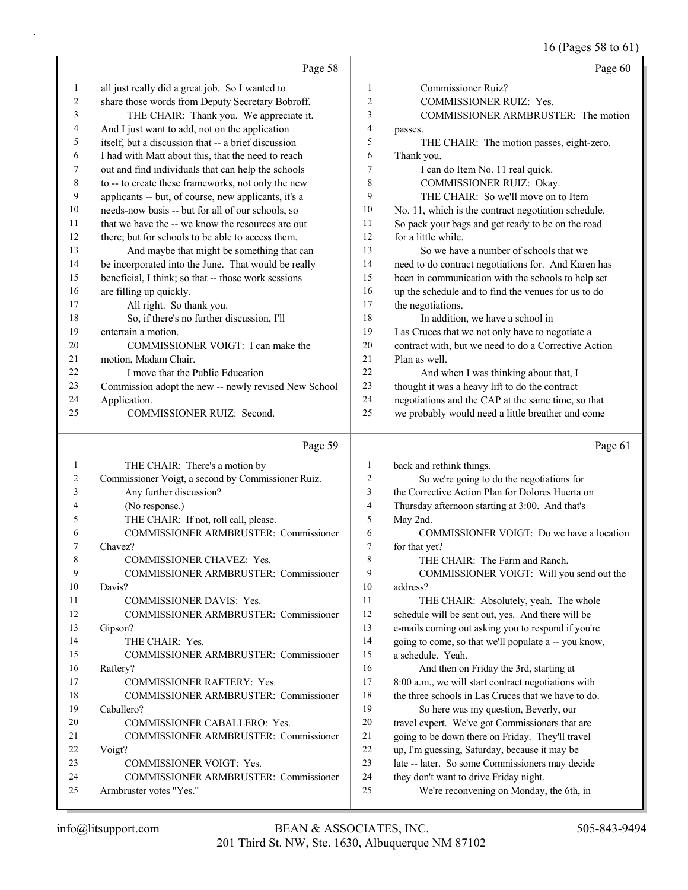Page 58

1 all just really did a great job. So I wanted to
2 share those words from Deputy Secretary Bobroff.
3 THE CHAIR: Thank you. We appreciate it.
4 And I just want to add, not on the application
5 itself, but a discussion that -- a brief discussion
6 I had with Matt about this, that the need to reach
7 out and find individuals that can help the schools
8 to -- to create these frameworks, not only the new
9 applicants -- but, of course, new applicants, it's a
10 needs-now basis -- but for all of our schools, so
11 that we have the -- we know the resources are out
12 there; but for schools to be able to access them.
13 And maybe that might be something that can
14 be incorporated into the June. That would be really
15 beneficial, I think; so that -- those work sessions
16 are filling up quickly.
17 All right. So thank you.
18 So, if there's no further discussion, I'll
19 entertain a motion.
20 COMMISSIONER VOIGT: I can make the
21 motion, Madam Chair.
22 I move that the Public Education
23 Commission adopt the new -- newly revised New School
24 Application.
25 COMMISSIONER RUIZ: Second.

Page 59

1 THE CHAIR: There's a motion by
2 Commissioner Voigt, a second by Commissioner Ruiz.
3 Any further discussion?
4 (No response.)
5 THE CHAIR: If not, roll call, please.
6 COMMISSIONER ARMBRUSTER: Commissioner
7 Chavez?
8 COMMISSIONER CHAVEZ: Yes.
9 COMMISSIONER ARMBRUSTER: Commissioner
10 Davis?
11 COMMISSIONER DAVIS: Yes.
12 COMMISSIONER ARMBRUSTER: Commissioner
13 Gipson?
14 THE CHAIR: Yes.
15 COMMISSIONER ARMBRUSTER: Commissioner
16 Raftery?
17 COMMISSIONER RAFTERY: Yes.
18 COMMISSIONER ARMBRUSTER: Commissioner
19 Caballero?
20 COMMISSIONER CABALLERO: Yes.
21 COMMISSIONER ARMBRUSTER: Commissioner
22 Voigt?
23 COMMISSIONER VOIGT: Yes.
24 COMMISSIONER ARMBRUSTER: Commissioner
25 Armbruster votes "Yes."

Page 60

1 Commissioner Ruiz?
2 COMMISSIONER RUIZ: Yes.
3 COMMISSIONER ARMBRUSTER: The motion
4 passes.
5 THE CHAIR: The motion passes, eight-zero.
6 Thank you.
7 I can do Item No. 11 real quick.
8 COMMISSIONER RUIZ: Okay.
9 THE CHAIR: So we'll move on to Item
10 No. 11, which is the contract negotiation schedule.
11 So pack your bags and get ready to be on the road
12 for a little while.
13 So we have a number of schools that we
14 need to do contract negotiations for. And Karen has
15 been in communication with the schools to help set
16 up the schedule and to find the venues for us to do
17 the negotiations.
18 In addition, we have a school in
19 Las Cruces that we not only have to negotiate a
20 contract with, but we need to do a Corrective Action
21 Plan as well.
22 And when I was thinking about that, I
23 thought it was a heavy lift to do the contract
24 negotiations and the CAP at the same time, so that
25 we probably would need a little breather and come

Page 61

1 back and rethink things.
2 So we're going to do the negotiations for
3 the Corrective Action Plan for Dolores Huerta on
4 Thursday afternoon starting at 3:00. And that's
5 May 2nd.
6 COMMISSIONER VOIGT: Do we have a location
7 for that yet?
8 THE CHAIR: The Farm and Ranch.
9 COMMISSIONER VOIGT: Will you send out the
10 address?
11 THE CHAIR: Absolutely, yeah. The whole
12 schedule will be sent out, yes. And there will be
13 e-mails coming out asking you to respond if you're
14 going to come, so that we'll populate a -- you know,
15 a schedule. Yeah.
16 And then on Friday the 3rd, starting at
17 8:00 a.m., we will start contract negotiations with
18 the three schools in Las Cruces that we have to do.
19 So here was my question, Beverly, our
20 travel expert. We've got Commissioners that are
21 going to be down there on Friday. They'll travel
22 up, I'm guessing, Saturday, because it may be
23 late -- later. So some Commissioners may decide
24 they don't want to drive Friday night.
25 We're reconvening on Monday, the 6th, in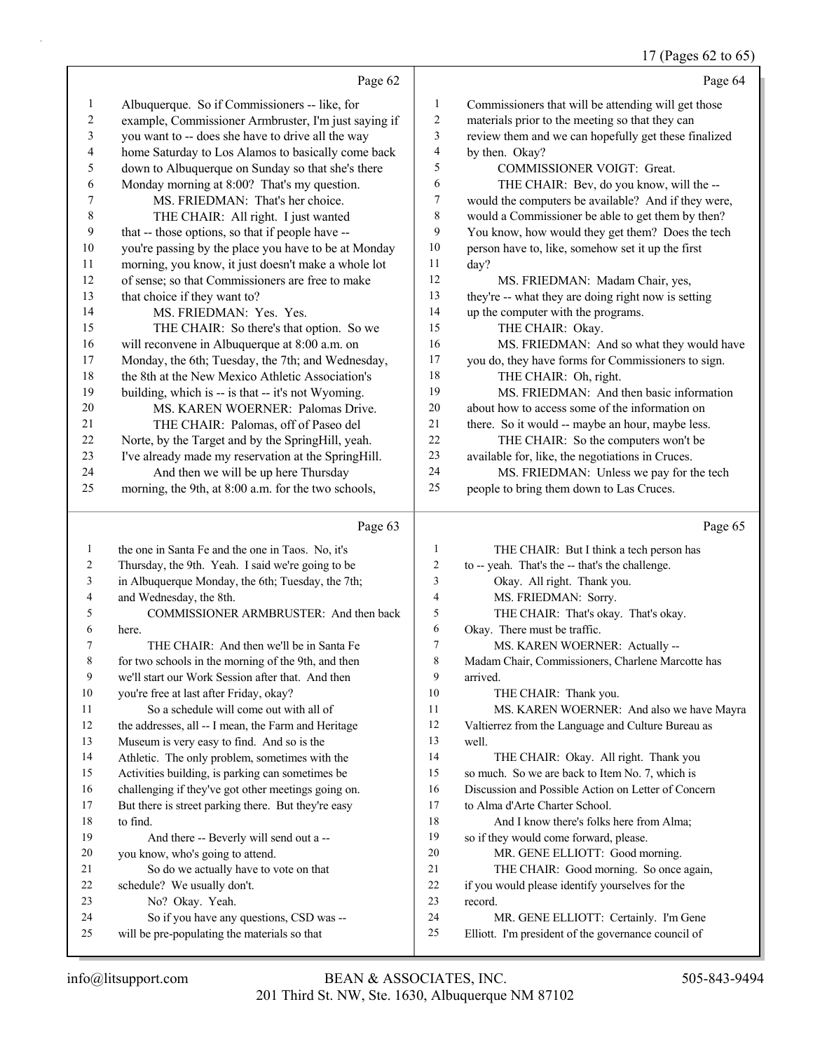Page 62

1 Albuquerque. So if Commissioners -- like, for
2 example, Commissioner Armbruster, I'm just saying if
3 you want to -- does she have to drive all the way
4 home Saturday to Los Alamos to basically come back
5 down to Albuquerque on Sunday so that she's there
6 Monday morning at 8:00? That's my question.
7 MS. FRIEDMAN: That's her choice.
8 THE CHAIR: All right. I just wanted
9 that -- those options, so that if people have --
10 you're passing by the place you have to be at Monday
11 morning, you know, it just doesn't make a whole lot
12 of sense; so that Commissioners are free to make
13 that choice if they want to?
14 MS. FRIEDMAN: Yes. Yes.
15 THE CHAIR: So there's that option. So we
16 will reconvene in Albuquerque at 8:00 a.m. on
17 Monday, the 6th; Tuesday, the 7th; and Wednesday,
18 the 8th at the New Mexico Athletic Association's
19 building, which is -- is that -- it's not Wyoming.
20 MS. KAREN WOERNER: Palomas Drive.
21 THE CHAIR: Palomas, off of Paseo del
22 Norte, by the Target and by the SpringHill, yeah.
23 I've already made my reservation at the SpringHill.
24 And then we will be up here Thursday
25 morning, the 9th, at 8:00 a.m. for the two schools,

Page 63

1 the one in Santa Fe and the one in Taos. No, it's
2 Thursday, the 9th. Yeah. I said we're going to be
3 in Albuquerque Monday, the 6th; Tuesday, the 7th;
4 and Wednesday, the 8th.
5 COMMISSIONER ARMBRUSTER: And then back
6 here.
7 THE CHAIR: And then we'll be in Santa Fe
8 for two schools in the morning of the 9th, and then
9 we'll start our Work Session after that. And then
10 you're free at last after Friday, okay?
11 So a schedule will come out with all of
12 the addresses, all -- I mean, the Farm and Heritage
13 Museum is very easy to find. And so is the
14 Athletic. The only problem, sometimes with the
15 Activities building, is parking can sometimes be
16 challenging if they've got other meetings going on.
17 But there is street parking there. But they're easy
18 to find.
19 And there -- Beverly will send out a --
20 you know, who's going to attend.
21 So do we actually have to vote on that
22 schedule? We usually don't.
23 No? Okay. Yeah.
24 So if you have any questions, CSD was --
25 will be pre-populating the materials so that

Page 64

1 Commissioners that will be attending will get those
2 materials prior to the meeting so that they can
3 review them and we can hopefully get these finalized
4 by then. Okay?
5 COMMISSIONER VOIGT: Great.
6 THE CHAIR: Bev, do you know, will the --
7 would the computers be available? And if they were,
8 would a Commissioner be able to get them by then?
9 You know, how would they get them? Does the tech
10 person have to, like, somehow set it up the first
11 day?
12 MS. FRIEDMAN: Madam Chair, yes,
13 they're -- what they are doing right now is setting
14 up the computer with the programs.
15 THE CHAIR: Okay.
16 MS. FRIEDMAN: And so what they would have
17 you do, they have forms for Commissioners to sign.
18 THE CHAIR: Oh, right.
19 MS. FRIEDMAN: And then basic information
20 about how to access some of the information on
21 there. So it would -- maybe an hour, maybe less.
22 THE CHAIR: So the computers won't be
23 available for, like, the negotiations in Cruces.
24 MS. FRIEDMAN: Unless we pay for the tech
25 people to bring them down to Las Cruces.

Page 65

1 THE CHAIR: But I think a tech person has
2 to -- yeah. That's the -- that's the challenge.
3 Okay. All right. Thank you.
4 MS. FRIEDMAN: Sorry.
5 THE CHAIR: That's okay. That's okay.
6 Okay. There must be traffic.
7 MS. KAREN WOERNER: Actually --
8 Madam Chair, Commissioners, Charlene Marcotte has
9 arrived.
10 THE CHAIR: Thank you.
11 MS. KAREN WOERNER: And also we have Mayra
12 Valtierrez from the Language and Culture Bureau as
13 well.
14 THE CHAIR: Okay. All right. Thank you
15 so much. So we are back to Item No. 7, which is
16 Discussion and Possible Action on Letter of Concern
17 to Alma d'Arte Charter School.
18 And I know there's folks here from Alma;
19 so if they would come forward, please.
20 MR. GENE ELLIOTT: Good morning.
21 THE CHAIR: Good morning. So once again,
22 if you would please identify yourselves for the
23 record.
24 MR. GENE ELLIOTT: Certainly. I'm Gene
25 Elliott. I'm president of the governance council of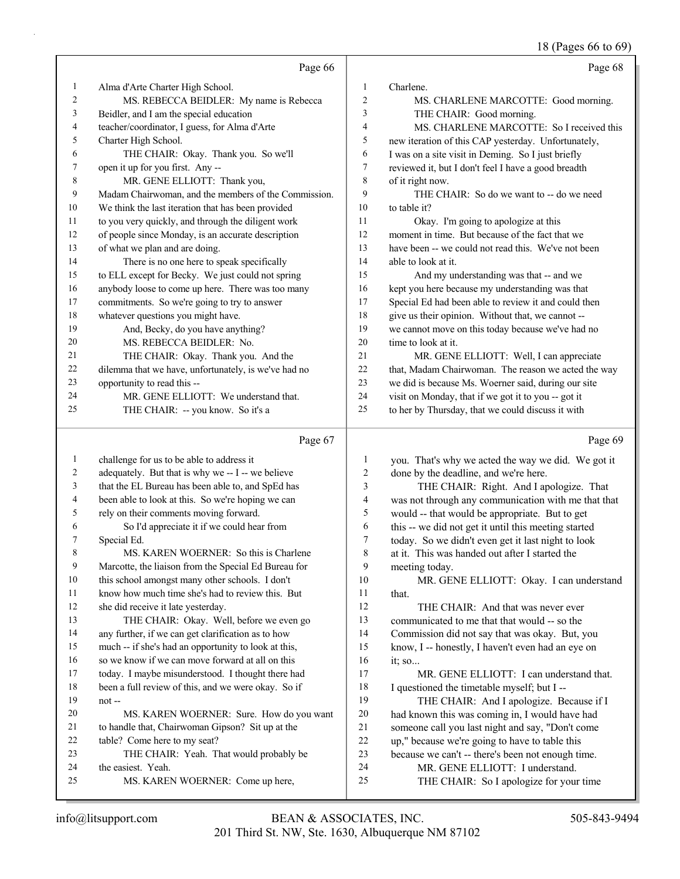Page 66

1 Alma d'Arte Charter High School.
2 MS. REBECCA BEIDLER: My name is Rebecca
3 Beidler, and I am the special education
4 teacher/coordinator, I guess, for Alma d'Arte
5 Charter High School.
6 THE CHAIR: Okay. Thank you. So we'll
7 open it up for you first. Any --
8 MR. GENE ELLIOTT: Thank you,
9 Madam Chairwoman, and the members of the Commission.
10 We think the last iteration that has been provided
11 to you very quickly, and through the diligent work
12 of people since Monday, is an accurate description
13 of what we plan and are doing.
14 There is no one here to speak specifically
15 to ELL except for Becky. We just could not spring
16 anybody loose to come up here. There was too many
17 commitments. So we're going to try to answer
18 whatever questions you might have.
19 And, Becky, do you have anything?
20 MS. REBECCA BEIDLER: No.
21 THE CHAIR: Okay. Thank you. And the
22 dilemma that we have, unfortunately, is we've had no
23 opportunity to read this --
24 MR. GENE ELLIOTT: We understand that.
25 THE CHAIR: -- you know. So it's a

Page 67

1 challenge for us to be able to address it
2 adequately. But that is why we -- I -- we believe
3 that the EL Bureau has been able to, and SpEd has
4 been able to look at this. So we're hoping we can
5 rely on their comments moving forward.
6 So I'd appreciate it if we could hear from
7 Special Ed.
8 MS. KAREN WOERNER: So this is Charlene
9 Marcotte, the liaison from the Special Ed Bureau for
10 this school amongst many other schools. I don't
11 know how much time she's had to review this. But
12 she did receive it late yesterday.
13 THE CHAIR: Okay. Well, before we even go
14 any further, if we can get clarification as to how
15 much -- if she's had an opportunity to look at this,
16 so we know if we can move forward at all on this
17 today. I maybe misunderstood. I thought there had
18 been a full review of this, and we were okay. So if
19 not --
20 MS. KAREN WOERNER: Sure. How do you want
21 to handle that, Chairwoman Gipson? Sit up at the
22 table? Come here to my seat?
23 THE CHAIR: Yeah. That would probably be
24 the easiest. Yeah.
25 MS. KAREN WOERNER: Come up here,

Page 68

1 Charlene.
2 MS. CHARLENE MARCOTTE: Good morning.
3 THE CHAIR: Good morning.
4 MS. CHARLENE MARCOTTE: So I received this
5 new iteration of this CAP yesterday. Unfortunately,
6 I was on a site visit in Deming. So I just briefly
7 reviewed it, but I don't feel I have a good breadth
8 of it right now.
9 THE CHAIR: So do we want to -- do we need
10 to table it?
11 Okay. I'm going to apologize at this
12 moment in time. But because of the fact that we
13 have been -- we could not read this. We've not been
14 able to look at it.
15 And my understanding was that -- and we
16 kept you here because my understanding was that
17 Special Ed had been able to review it and could then
18 give us their opinion. Without that, we cannot --
19 we cannot move on this today because we've had no
20 time to look at it.
21 MR. GENE ELLIOTT: Well, I can appreciate
22 that, Madam Chairwoman. The reason we acted the way
23 we did is because Ms. Woerner said, during our site
24 visit on Monday, that if we got it to you -- got it
25 to her by Thursday, that we could discuss it with

Page 69

1 you. That's why we acted the way we did. We got it
2 done by the deadline, and we're here.
3 THE CHAIR: Right. And I apologize. That
4 was not through any communication with me that that
5 would -- that would be appropriate. But to get
6 this -- we did not get it until this meeting started
7 today. So we didn't even get it last night to look
8 at it. This was handed out after I started the
9 meeting today.
10 MR. GENE ELLIOTT: Okay. I can understand
11 that.
12 THE CHAIR: And that was never ever
13 communicated to me that that would -- so the
14 Commission did not say that was okay. But, you
15 know, I -- honestly, I haven't even had an eye on
16 it; so...
17 MR. GENE ELLIOTT: I can understand that.
18 I questioned the timetable myself; but I --
19 THE CHAIR: And I apologize. Because if I
20 had known this was coming in, I would have had
21 someone call you last night and say, "Don't come
22 up," because we're going to have to table this
23 because we can't -- there's been not enough time.
24 MR. GENE ELLIOTT: I understand.
25 THE CHAIR: So I apologize for your time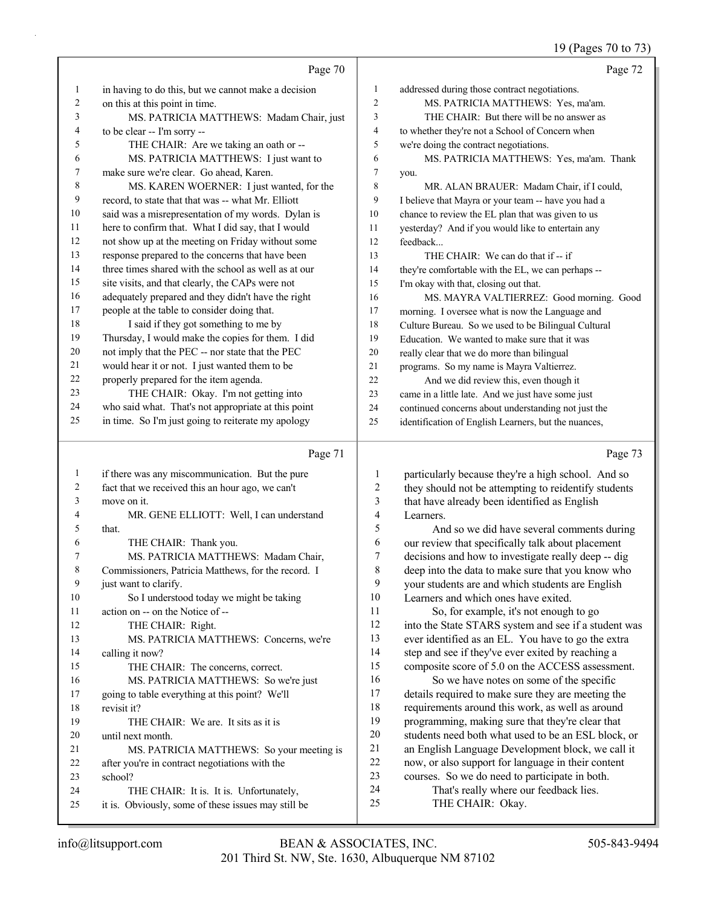Page 70

1 in having to do this, but we cannot make a decision
2 on this at this point in time.
3 MS. PATRICIA MATTHEWS: Madam Chair, just
4 to be clear -- I'm sorry --
5 THE CHAIR: Are we taking an oath or --
6 MS. PATRICIA MATTHEWS: I just want to
7 make sure we're clear. Go ahead, Karen.
8 MS. KAREN WOERNER: I just wanted, for the
9 record, to state that that was -- what Mr. Elliott
10 said was a misrepresentation of my words. Dylan is
11 here to confirm that. What I did say, that I would
12 not show up at the meeting on Friday without some
13 response prepared to the concerns that have been
14 three times shared with the school as well as at our
15 site visits, and that clearly, the CAPs were not
16 adequately prepared and they didn't have the right
17 people at the table to consider doing that.
18 I said if they got something to me by
19 Thursday, I would make the copies for them. I did
20 not imply that the PEC -- nor state that the PEC
21 would hear it or not. I just wanted them to be
22 properly prepared for the item agenda.
23 THE CHAIR: Okay. I'm not getting into
24 who said what. That's not appropriate at this point
25 in time. So I'm just going to reiterate my apology

Page 71

1 if there was any miscommunication. But the pure
2 fact that we received this an hour ago, we can't
3 move on it.
4 MR. GENE ELLIOTT: Well, I can understand
5 that.
6 THE CHAIR: Thank you.
7 MS. PATRICIA MATTHEWS: Madam Chair,
8 Commissioners, Patricia Matthews, for the record. I
9 just want to clarify.
10 So I understood today we might be taking
11 action on -- on the Notice of --
12 THE CHAIR: Right.
13 MS. PATRICIA MATTHEWS: Concerns, we're
14 calling it now?
15 THE CHAIR: The concerns, correct.
16 MS. PATRICIA MATTHEWS: So we're just
17 going to table everything at this point? We'll
18 revisit it?
19 THE CHAIR: We are. It sits as it is
20 until next month.
21 MS. PATRICIA MATTHEWS: So your meeting is
22 after you're in contract negotiations with the
23 school?
24 THE CHAIR: It is. It is. Unfortunately,
25 it is. Obviously, some of these issues may still be

Page 72

1 addressed during those contract negotiations.
2 MS. PATRICIA MATTHEWS: Yes, ma'am.
3 THE CHAIR: But there will be no answer as
4 to whether they're not a School of Concern when
5 we're doing the contract negotiations.
6 MS. PATRICIA MATTHEWS: Yes, ma'am. Thank
7 you.
8 MR. ALAN BRAUER: Madam Chair, if I could,
9 I believe that Mayra or your team -- have you had a
10 chance to review the EL plan that was given to us
11 yesterday? And if you would like to entertain any
12 feedback...
13 THE CHAIR: We can do that if -- if
14 they're comfortable with the EL, we can perhaps --
15 I'm okay with that, closing out that.
16 MS. MAYRA VALTIERREZ: Good morning. Good
17 morning. I oversee what is now the Language and
18 Culture Bureau. So we used to be Bilingual Cultural
19 Education. We wanted to make sure that it was
20 really clear that we do more than bilingual
21 programs. So my name is Mayra Valtierrez.
22 And we did review this, even though it
23 came in a little late. And we just have some just
24 continued concerns about understanding not just the
25 identification of English Learners, but the nuances,

Page 73

1 particularly because they're a high school. And so
2 they should not be attempting to reidentify students
3 that have already been identified as English
4 Learners.
5 And so we did have several comments during
6 our review that specifically talk about placement
7 decisions and how to investigate really deep -- dig
8 deep into the data to make sure that you know who
9 your students are and which students are English
10 Learners and which ones have exited.
11 So, for example, it's not enough to go
12 into the State STARS system and see if a student was
13 ever identified as an EL. You have to go the extra
14 step and see if they've ever exited by reaching a
15 composite score of 5.0 on the ACCESS assessment.
16 So we have notes on some of the specific
17 details required to make sure they are meeting the
18 requirements around this work, as well as around
19 programming, making sure that they're clear that
20 students need both what used to be an ESL block, or
21 an English Language Development block, we call it
22 now, or also support for language in their content
23 courses. So we do need to participate in both.
24 That's really where our feedback lies.
25 THE CHAIR: Okay.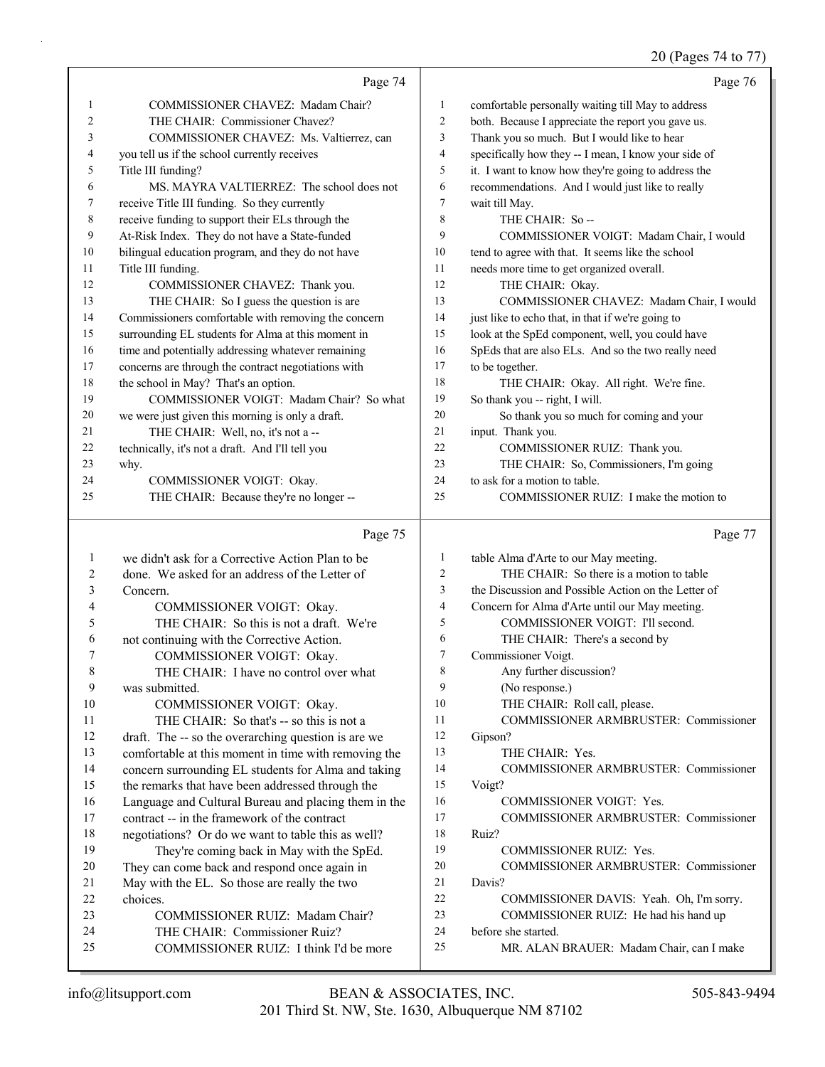Page 74

1 COMMISSIONER CHAVEZ: Madam Chair?
2 THE CHAIR: Commissioner Chavez?
3 COMMISSIONER CHAVEZ: Ms. Valtierrez, can
4 you tell us if the school currently receives
5 Title III funding?
6 MS. MAYRA VALTIERREZ: The school does not
7 receive Title III funding. So they currently
8 receive funding to support their ELs through the
9 At-Risk Index. They do not have a State-funded
10 bilingual education program, and they do not have
11 Title III funding.
12 COMMISSIONER CHAVEZ: Thank you.
13 THE CHAIR: So I guess the question is are
14 Commissioners comfortable with removing the concern
15 surrounding EL students for Alma at this moment in
16 time and potentially addressing whatever remaining
17 concerns are through the contract negotiations with
18 the school in May? That's an option.
19 COMMISSIONER VOIGT: Madam Chair? So what
20 we were just given this morning is only a draft.
21 THE CHAIR: Well, no, it's not a --
22 technically, it's not a draft. And I'll tell you
23 why.
24 COMMISSIONER VOIGT: Okay.
25 THE CHAIR: Because they're no longer --

Page 75

1 we didn't ask for a Corrective Action Plan to be
2 done. We asked for an address of the Letter of
3 Concern.
4 COMMISSIONER VOIGT: Okay.
5 THE CHAIR: So this is not a draft. We're
6 not continuing with the Corrective Action.
7 COMMISSIONER VOIGT: Okay.
8 THE CHAIR: I have no control over what
9 was submitted.
10 COMMISSIONER VOIGT: Okay.
11 THE CHAIR: So that's -- so this is not a
12 draft. The -- so the overarching question is are we
13 comfortable at this moment in time with removing the
14 concern surrounding EL students for Alma and taking
15 the remarks that have been addressed through the
16 Language and Cultural Bureau and placing them in the
17 contract -- in the framework of the contract
18 negotiations? Or do we want to table this as well?
19 They're coming back in May with the SpEd.
20 They can come back and respond once again in
21 May with the EL. So those are really the two
22 choices.
23 COMMISSIONER RUIZ: Madam Chair?
24 THE CHAIR: Commissioner Ruiz?
25 COMMISSIONER RUIZ: I think I'd be more

Page 76

1 comfortable personally waiting till May to address
2 both. Because I appreciate the report you gave us.
3 Thank you so much. But I would like to hear
4 specifically how they -- I mean, I know your side of
5 it. I want to know how they're going to address the
6 recommendations. And I would just like to really
7 wait till May.
8 THE CHAIR: So --
9 COMMISSIONER VOIGT: Madam Chair, I would
10 tend to agree with that. It seems like the school
11 needs more time to get organized overall.
12 THE CHAIR: Okay.
13 COMMISSIONER CHAVEZ: Madam Chair, I would
14 just like to echo that, in that if we're going to
15 look at the SpEd component, well, you could have
16 SpEds that are also ELs. And so the two really need
17 to be together.
18 THE CHAIR: Okay. All right. We're fine.
19 So thank you -- right, I will.
20 So thank you so much for coming and your
21 input. Thank you.
22 COMMISSIONER RUIZ: Thank you.
23 THE CHAIR: So, Commissioners, I'm going
24 to ask for a motion to table.
25 COMMISSIONER RUIZ: I make the motion to

Page 77

1 table Alma d'Arte to our May meeting.
2 THE CHAIR: So there is a motion to table
3 the Discussion and Possible Action on the Letter of
4 Concern for Alma d'Arte until our May meeting.
5 COMMISSIONER VOIGT: I'll second.
6 THE CHAIR: There's a second by
7 Commissioner Voigt.
8 Any further discussion?
9 (No response.)
10 THE CHAIR: Roll call, please.
11 COMMISSIONER ARMBRUSTER: Commissioner
12 Gipson?
13 THE CHAIR: Yes.
14 COMMISSIONER ARMBRUSTER: Commissioner
15 Voigt?
16 COMMISSIONER VOIGT: Yes.
17 COMMISSIONER ARMBRUSTER: Commissioner
18 Ruiz?
19 COMMISSIONER RUIZ: Yes.
20 COMMISSIONER ARMBRUSTER: Commissioner
21 Davis?
22 COMMISSIONER DAVIS: Yeah. Oh, I'm sorry.
23 COMMISSIONER RUIZ: He had his hand up
24 before she started.
25 MR. ALAN BRAUER: Madam Chair, can I make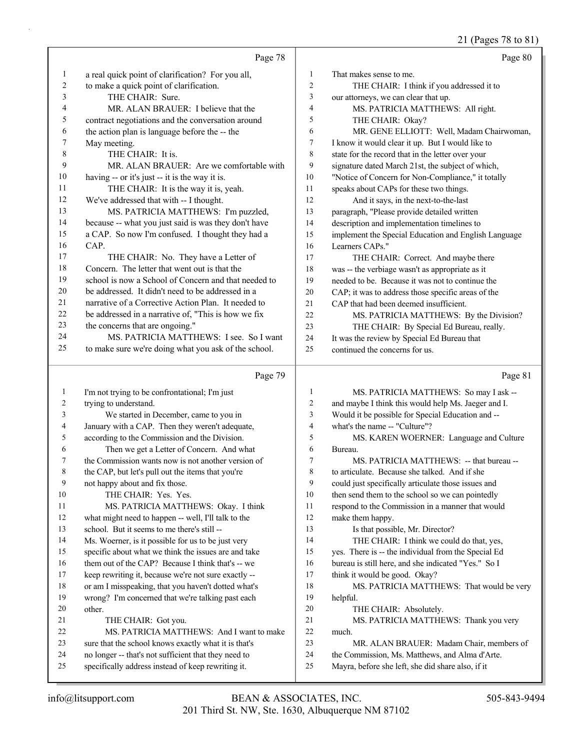Page 78

1 a real quick point of clarification? For you all,
2 to make a quick point of clarification.
3 THE CHAIR: Sure.
4 MR. ALAN BRAUER: I believe that the
5 contract negotiations and the conversation around
6 the action plan is language before the -- the
7 May meeting.
8 THE CHAIR: It is.
9 MR. ALAN BRAUER: Are we comfortable with
10 having -- or it's just -- it is the way it is.
11 THE CHAIR: It is the way it is, yeah.
12 We've addressed that with -- I thought.
13 MS. PATRICIA MATTHEWS: I'm puzzled,
14 because -- what you just said is was they don't have
15 a CAP. So now I'm confused. I thought they had a
16 CAP.
17 THE CHAIR: No. They have a Letter of
18 Concern. The letter that went out is that the
19 school is now a School of Concern and that needed to
20 be addressed. It didn't need to be addressed in a
21 narrative of a Corrective Action Plan. It needed to
22 be addressed in a narrative of, "This is how we fix
23 the concerns that are ongoing."
24 MS. PATRICIA MATTHEWS: I see. So I want
25 to make sure we're doing what you ask of the school.

Page 79

1 I'm not trying to be confrontational; I'm just
2 trying to understand.
3 We started in December, came to you in
4 January with a CAP. Then they weren't adequate,
5 according to the Commission and the Division.
6 Then we get a Letter of Concern. And what
7 the Commission wants now is not another version of
8 the CAP, but let's pull out the items that you're
9 not happy about and fix those.
10 THE CHAIR: Yes. Yes.
11 MS. PATRICIA MATTHEWS: Okay. I think
12 what might need to happen -- well, I'll talk to the
13 school. But it seems to me there's still --
14 Ms. Woerner, is it possible for us to be just very
15 specific about what we think the issues are and take
16 them out of the CAP? Because I think that's -- we
17 keep rewriting it, because we're not sure exactly --
18 or am I misspeaking, that you haven't dotted what's
19 wrong? I'm concerned that we're talking past each
20 other.
21 THE CHAIR: Got you.
22 MS. PATRICIA MATTHEWS: And I want to make
23 sure that the school knows exactly what it is that's
24 no longer -- that's not sufficient that they need to
25 specifically address instead of keep rewriting it.

Page 80

1 That makes sense to me.
2 THE CHAIR: I think if you addressed it to
3 our attorneys, we can clear that up.
4 MS. PATRICIA MATTHEWS: All right.
5 THE CHAIR: Okay?
6 MR. GENE ELLIOTT: Well, Madam Chairwoman,
7 I know it would clear it up. But I would like to
8 state for the record that in the letter over your
9 signature dated March 21st, the subject of which,
10 "Notice of Concern for Non-Compliance," it totally
11 speaks about CAPs for these two things.
12 And it says, in the next-to-the-last
13 paragraph, "Please provide detailed written
14 description and implementation timelines to
15 implement the Special Education and English Language
16 Learners CAPs."
17 THE CHAIR: Correct. And maybe there
18 was -- the verbiage wasn't as appropriate as it
19 needed to be. Because it was not to continue the
20 CAP; it was to address those specific areas of the
21 CAP that had been deemed insufficient.
22 MS. PATRICIA MATTHEWS: By the Division?
23 THE CHAIR: By Special Ed Bureau, really.
24 It was the review by Special Ed Bureau that
25 continued the concerns for us.

Page 81

1 MS. PATRICIA MATTHEWS: So may I ask --
2 and maybe I think this would help Ms. Jaeger and I.
3 Would it be possible for Special Education and --
4 what's the name -- "Culture"?
5 MS. KAREN WOERNER: Language and Culture
6 Bureau.
7 MS. PATRICIA MATTHEWS: -- that bureau --
8 to articulate. Because she talked. And if she
9 could just specifically articulate those issues and
10 then send them to the school so we can pointedly
11 respond to the Commission in a manner that would
12 make them happy.
13 Is that possible, Mr. Director?
14 THE CHAIR: I think we could do that, yes,
15 yes. There is -- the individual from the Special Ed
16 bureau is still here, and she indicated "Yes." So I
17 think it would be good. Okay?
18 MS. PATRICIA MATTHEWS: That would be very
19 helpful.
20 THE CHAIR: Absolutely.
21 MS. PATRICIA MATTHEWS: Thank you very
22 much.
23 MR. ALAN BRAUER: Madam Chair, members of
24 the Commission, Ms. Matthews, and Alma d'Arte.
25 Mayra, before she left, she did share also, if it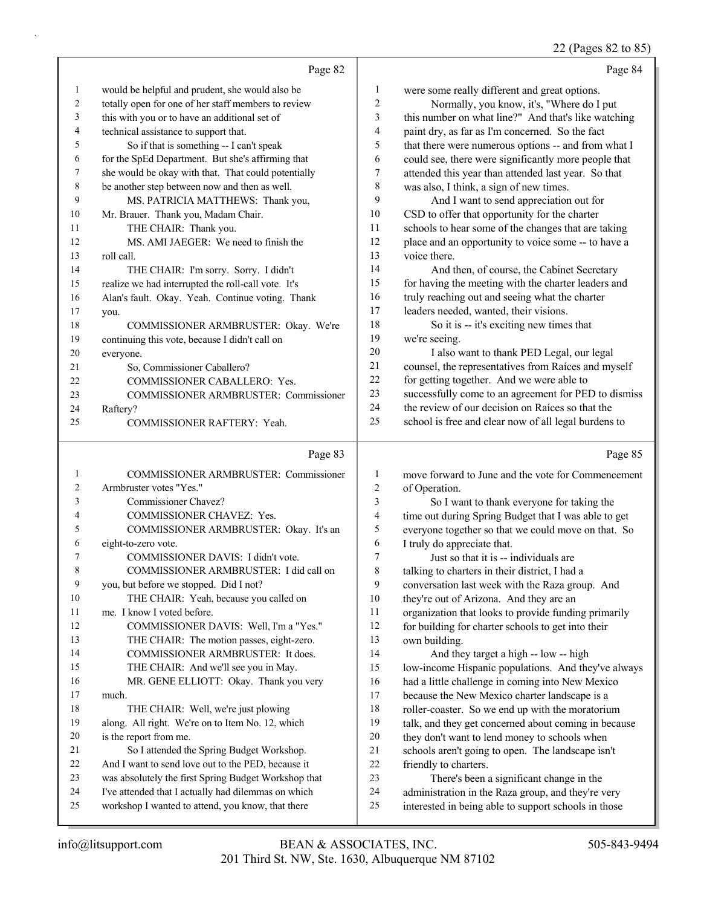Page 82

1 would be helpful and prudent, she would also be
2 totally open for one of her staff members to review
3 this with you or to have an additional set of
4 technical assistance to support that.
5 So if that is something -- I can't speak
6 for the SpEd Department. But she's affirming that
7 she would be okay with that. That could potentially
8 be another step between now and then as well.
9 MS. PATRICIA MATTHEWS: Thank you,
10 Mr. Brauer. Thank you, Madam Chair.
11 THE CHAIR: Thank you.
12 MS. AMI JAEGER: We need to finish the
13 roll call.
14 THE CHAIR: I'm sorry. Sorry. I didn't
15 realize we had interrupted the roll-call vote. It's
16 Alan's fault. Okay. Yeah. Continue voting. Thank
17 you.
18 COMMISSIONER ARMBRUSTER: Okay. We're
19 continuing this vote, because I didn't call on
20 everyone.
21 So, Commissioner Caballero?
22 COMMISSIONER CABALLERO: Yes.
23 COMMISSIONER ARMBRUSTER: Commissioner
24 Raftery?
25 COMMISSIONER RAFTERY: Yeah.

Page 83

1 COMMISSIONER ARMBRUSTER: Commissioner
2 Armbruster votes "Yes."
3 Commissioner Chavez?
4 COMMISSIONER CHAVEZ: Yes.
5 COMMISSIONER ARMBRUSTER: Okay. It's an
6 eight-to-zero vote.
7 COMMISSIONER DAVIS: I didn't vote.
8 COMMISSIONER ARMBRUSTER: I did call on
9 you, but before we stopped. Did I not?
10 THE CHAIR: Yeah, because you called on
11 me. I know I voted before.
12 COMMISSIONER DAVIS: Well, I'm a "Yes."
13 THE CHAIR: The motion passes, eight-zero.
14 COMMISSIONER ARMBRUSTER: It does.
15 THE CHAIR: And we'll see you in May.
16 MR. GENE ELLIOTT: Okay. Thank you very
17 much.
18 THE CHAIR: Well, we're just plowing
19 along. All right. We're on to Item No. 12, which
20 is the report from me.
21 So I attended the Spring Budget Workshop.
22 And I want to send love out to the PED, because it
23 was absolutely the first Spring Budget Workshop that
24 I've attended that I actually had dilemmas on which
25 workshop I wanted to attend, you know, that there

Page 84

1 were some really different and great options.
2 Normally, you know, it's, "Where do I put
3 this number on what line?" And that's like watching
4 paint dry, as far as I'm concerned. So the fact
5 that there were numerous options -- and from what I
6 could see, there were significantly more people that
7 attended this year than attended last year. So that
8 was also, I think, a sign of new times.
9 And I want to send appreciation out for
10 CSD to offer that opportunity for the charter
11 schools to hear some of the changes that are taking
12 place and an opportunity to voice some -- to have a
13 voice there.
14 And then, of course, the Cabinet Secretary
15 for having the meeting with the charter leaders and
16 truly reaching out and seeing what the charter
17 leaders needed, wanted, their visions.
18 So it is -- it's exciting new times that
19 we're seeing.
20 I also want to thank PED Legal, our legal
21 counsel, the representatives from Raíces and myself
22 for getting together. And we were able to
23 successfully come to an agreement for PED to dismiss
24 the review of our decision on Raíces so that the
25 school is free and clear now of all legal burdens to

Page 85

1 move forward to June and the vote for Commencement
2 of Operation.
3 So I want to thank everyone for taking the
4 time out during Spring Budget that I was able to get
5 everyone together so that we could move on that. So
6 I truly do appreciate that.
7 Just so that it is -- individuals are
8 talking to charters in their district, I had a
9 conversation last week with the Raza group. And
10 they're out of Arizona. And they are an
11 organization that looks to provide funding primarily
12 for building for charter schools to get into their
13 own building.
14 And they target a high -- low -- high
15 low-income Hispanic populations. And they've always
16 had a little challenge in coming into New Mexico
17 because the New Mexico charter landscape is a
18 roller-coaster. So we end up with the moratorium
19 talk, and they get concerned about coming in because
20 they don't want to lend money to schools when
21 schools aren't going to open. The landscape isn't
22 friendly to charters.
23 There's been a significant change in the
24 administration in the Raza group, and they're very
25 interested in being able to support schools in those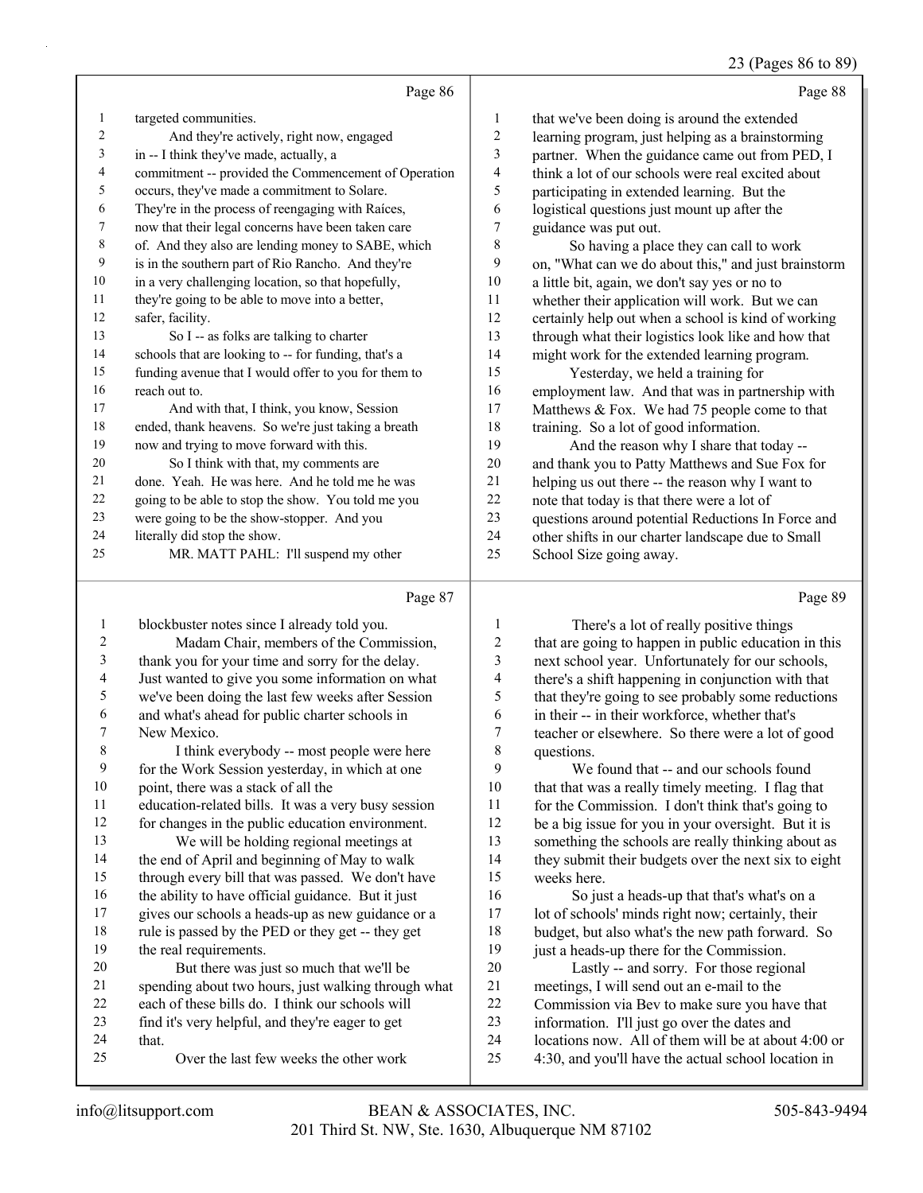Page 86

targeted communities.
And they're actively, right now, engaged in -- I think they've made, actually, a commitment -- provided the Commencement of Operation occurs, they've made a commitment to Solare. They're in the process of reengaging with Raíces, now that their legal concerns have been taken care of. And they also are lending money to SABE, which is in the southern part of Rio Rancho. And they're in a very challenging location, so that hopefully, they're going to be able to move into a better, safer, facility.

So I -- as folks are talking to charter schools that are looking to -- for funding, that's a funding avenue that I would offer to you for them to reach out to.

And with that, I think, you know, Session ended, thank heavens. So we're just taking a breath now and trying to move forward with this.

So I think with that, my comments are done. Yeah. He was here. And he told me he was going to be able to stop the show. You told me you were going to be the show-stopper. And you literally did stop the show.

MR. MATT PAHL: I'll suspend my other

Page 87

blockbuster notes since I already told you.

Madam Chair, members of the Commission, thank you for your time and sorry for the delay. Just wanted to give you some information on what we've been doing the last few weeks after Session and what's ahead for public charter schools in New Mexico.

I think everybody -- most people were here for the Work Session yesterday, in which at one point, there was a stack of all the education-related bills. It was a very busy session for changes in the public education environment.

We will be holding regional meetings at the end of April and beginning of May to walk through every bill that was passed. We don't have the ability to have official guidance. But it just gives our schools a heads-up as new guidance or a rule is passed by the PED or they get -- they get the real requirements.

But there was just so much that we'll be spending about two hours, just walking through what each of these bills do. I think our schools will find it's very helpful, and they're eager to get that.

Over the last few weeks the other work

Page 88

that we've been doing is around the extended learning program, just helping as a brainstorming partner. When the guidance came out from PED, I think a lot of our schools were real excited about participating in extended learning. But the logistical questions just mount up after the guidance was put out.

So having a place they can call to work on, "What can we do about this," and just brainstorm a little bit, again, we don't say yes or no to whether their application will work. But we can certainly help out when a school is kind of working through what their logistics look like and how that might work for the extended learning program.

Yesterday, we held a training for employment law. And that was in partnership with Matthews & Fox. We had 75 people come to that training. So a lot of good information.

And the reason why I share that today -- and thank you to Patty Matthews and Sue Fox for helping us out there -- the reason why I want to note that today is that there were a lot of questions around potential Reductions In Force and other shifts in our charter landscape due to Small School Size going away.

Page 89

There's a lot of really positive things that are going to happen in public education in this next school year. Unfortunately for our schools, there's a shift happening in conjunction with that that they're going to see probably some reductions in their -- in their workforce, whether that's teacher or elsewhere. So there were a lot of good questions.

We found that -- and our schools found that that was a really timely meeting. I flag that for the Commission. I don't think that's going to be a big issue for you in your oversight. But it is something the schools are really thinking about as they submit their budgets over the next six to eight weeks here.

So just a heads-up that that's what's on a lot of schools' minds right now; certainly, their budget, but also what's the new path forward. So just a heads-up there for the Commission.

Lastly -- and sorry. For those regional meetings, I will send out an e-mail to the Commission via Bev to make sure you have that information. I'll just go over the dates and locations now. All of them will be at about 4:00 or 4:30, and you'll have the actual school location in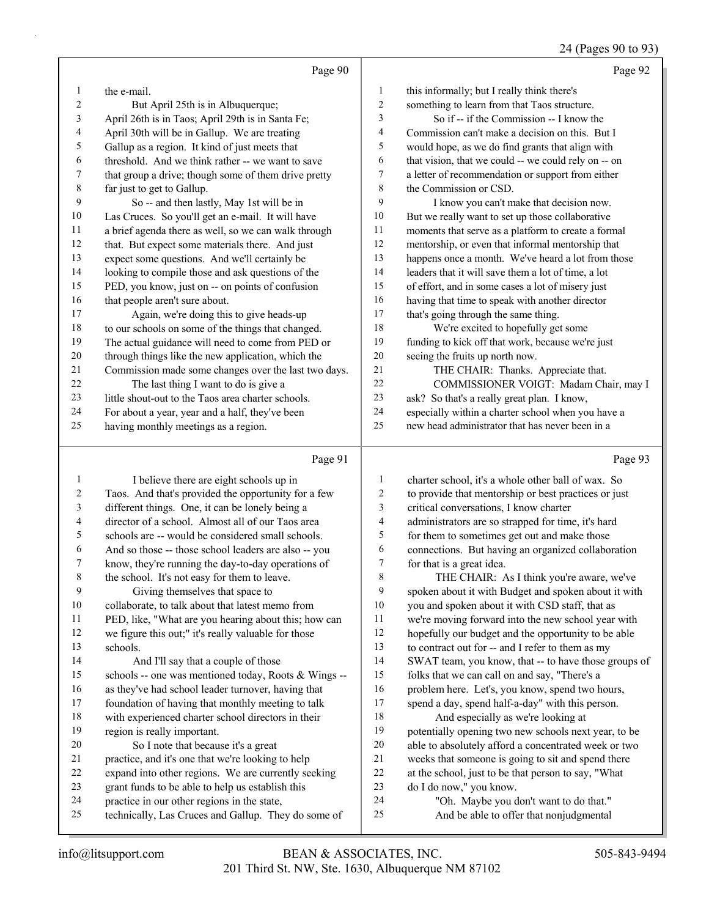Page 90

1 the e-mail.
2 But April 25th is in Albuquerque;
3 April 26th is in Taos; April 29th is in Santa Fe;
4 April 30th will be in Gallup. We are treating
5 Gallup as a region. It kind of just meets that
6 threshold. And we think rather -- we want to save
7 that group a drive; though some of them drive pretty
8 far just to get to Gallup.
9 So -- and then lastly, May 1st will be in
10 Las Cruces. So you'll get an e-mail. It will have
11 a brief agenda there as well, so we can walk through
12 that. But expect some materials there. And just
13 expect some questions. And we'll certainly be
14 looking to compile those and ask questions of the
15 PED, you know, just on -- on points of confusion
16 that people aren't sure about.
17 Again, we're doing this to give heads-up
18 to our schools on some of the things that changed.
19 The actual guidance will need to come from PED or
20 through things like the new application, which the
21 Commission made some changes over the last two days.
22 The last thing I want to do is give a
23 little shout-out to the Taos area charter schools.
24 For about a year, year and a half, they've been
25 having monthly meetings as a region.

Page 91

1 I believe there are eight schools up in
2 Taos. And that's provided the opportunity for a few
3 different things. One, it can be lonely being a
4 director of a school. Almost all of our Taos area
5 schools are -- would be considered small schools.
6 And so those -- those school leaders are also -- you
7 know, they're running the day-to-day operations of
8 the school. It's not easy for them to leave.
9 Giving themselves that space to
10 collaborate, to talk about that latest memo from
11 PED, like, "What are you hearing about this; how can
12 we figure this out;" it's really valuable for those
13 schools.
14 And I'll say that a couple of those
15 schools -- one was mentioned today, Roots & Wings --
16 as they've had school leader turnover, having that
17 foundation of having that monthly meeting to talk
18 with experienced charter school directors in their
19 region is really important.
20 So I note that because it's a great
21 practice, and it's one that we're looking to help
22 expand into other regions. We are currently seeking
23 grant funds to be able to help us establish this
24 practice in our other regions in the state,
25 technically, Las Cruces and Gallup. They do some of

Page 92

1 this informally; but I really think there's
2 something to learn from that Taos structure.
3 So if -- if the Commission -- I know the
4 Commission can't make a decision on this. But I
5 would hope, as we do find grants that align with
6 that vision, that we could -- we could rely on -- on
7 a letter of recommendation or support from either
8 the Commission or CSD.
9 I know you can't make that decision now.
10 But we really want to set up those collaborative
11 moments that serve as a platform to create a formal
12 mentorship, or even that informal mentorship that
13 happens once a month. We've heard a lot from those
14 leaders that it will save them a lot of time, a lot
15 of effort, and in some cases a lot of misery just
16 having that time to speak with another director
17 that's going through the same thing.
18 We're excited to hopefully get some
19 funding to kick off that work, because we're just
20 seeing the fruits up north now.
21 THE CHAIR: Thanks. Appreciate that.
22 COMMISSIONER VOIGT: Madam Chair, may I
23 ask? So that's a really great plan. I know,
24 especially within a charter school when you have a
25 new head administrator that has never been in a

Page 93

1 charter school, it's a whole other ball of wax. So
2 to provide that mentorship or best practices or just
3 critical conversations, I know charter
4 administrators are so strapped for time, it's hard
5 for them to sometimes get out and make those
6 connections. But having an organized collaboration
7 for that is a great idea.
8 THE CHAIR: As I think you're aware, we've
9 spoken about it with Budget and spoken about it with
10 you and spoken about it with CSD staff, that as
11 we're moving forward into the new school year with
12 hopefully our budget and the opportunity to be able
13 to contract out for -- and I refer to them as my
14 SWAT team, you know, that -- to have those groups of
15 folks that we can call on and say, "There's a
16 problem here. Let's, you know, spend two hours,
17 spend a day, spend half-a-day" with this person.
18 And especially as we're looking at
19 potentially opening two new schools next year, to be
20 able to absolutely afford a concentrated week or two
21 weeks that someone is going to sit and spend there
22 at the school, just to be that person to say, "What
23 do I do now," you know.
24 "Oh. Maybe you don't want to do that."
25 And be able to offer that nonjudgmental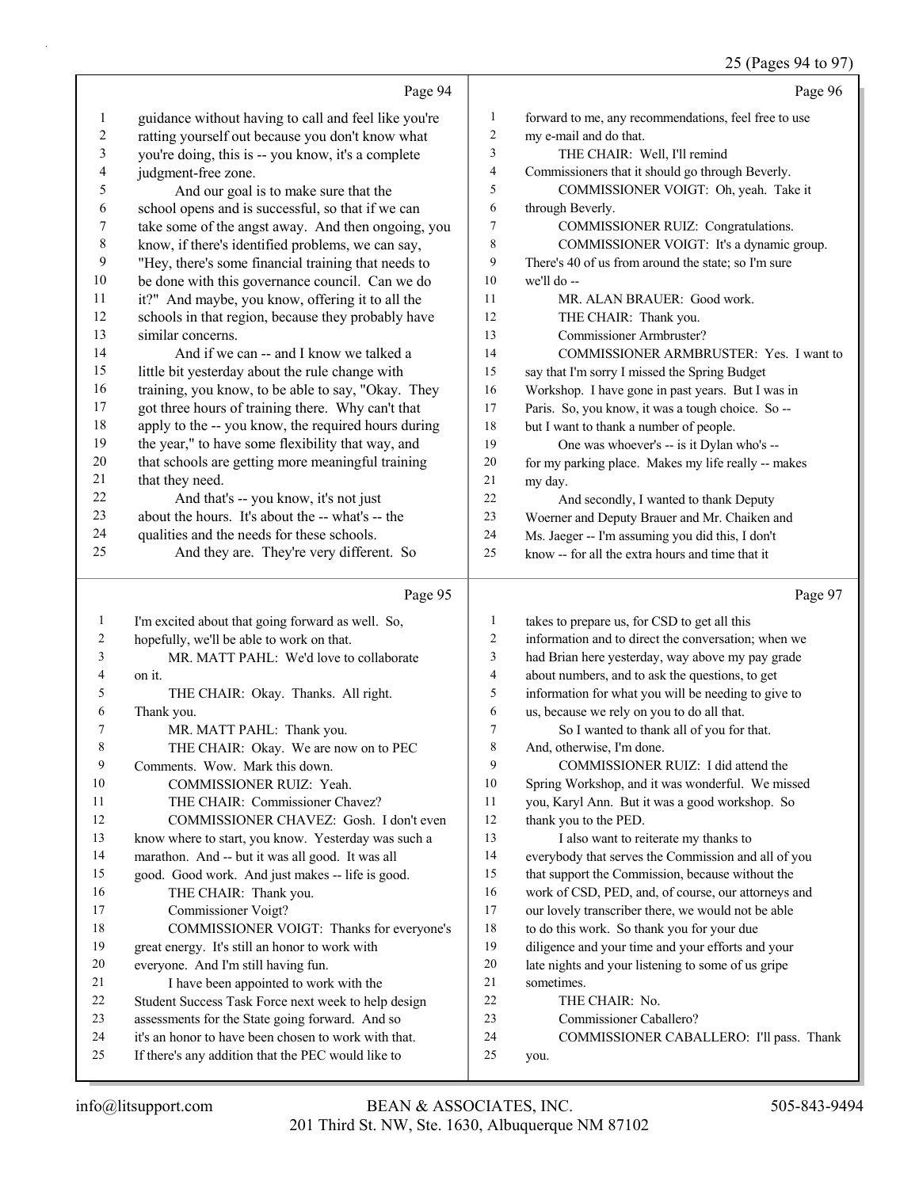Page 94

1 guidance without having to call and feel like you're
2 ratting yourself out because you don't know what
3 you're doing, this is -- you know, it's a complete
4 judgment-free zone.
5 And our goal is to make sure that the
6 school opens and is successful, so that if we can
7 take some of the angst away. And then ongoing, you
8 know, if there's identified problems, we can say,
9 "Hey, there's some financial training that needs to
10 be done with this governance council. Can we do
11 it?" And maybe, you know, offering it to all the
12 schools in that region, because they probably have
13 similar concerns.
14 And if we can -- and I know we talked a
15 little bit yesterday about the rule change with
16 training, you know, to be able to say, "Okay. They
17 got three hours of training there. Why can't that
18 apply to the -- you know, the required hours during
19 the year," to have some flexibility that way, and
20 that schools are getting more meaningful training
21 that they need.
22 And that's -- you know, it's not just
23 about the hours. It's about the -- what's -- the
24 qualities and the needs for these schools.
25 And they are. They're very different. So

Page 95

1 I'm excited about that going forward as well. So,
2 hopefully, we'll be able to work on that.
3 MR. MATT PAHL: We'd love to collaborate
4 on it.
5 THE CHAIR: Okay. Thanks. All right.
6 Thank you.
7 MR. MATT PAHL: Thank you.
8 THE CHAIR: Okay. We are now on to PEC
9 Comments. Wow. Mark this down.
10 COMMISSIONER RUIZ: Yeah.
11 THE CHAIR: Commissioner Chavez?
12 COMMISSIONER CHAVEZ: Gosh. I don't even
13 know where to start, you know. Yesterday was such a
14 marathon. And -- but it was all good. It was all
15 good. Good work. And just makes -- life is good.
16 THE CHAIR: Thank you.
17 Commissioner Voigt?
18 COMMISSIONER VOIGT: Thanks for everyone's
19 great energy. It's still an honor to work with
20 everyone. And I'm still having fun.
21 I have been appointed to work with the
22 Student Success Task Force next week to help design
23 assessments for the State going forward. And so
24 it's an honor to have been chosen to work with that.
25 If there's any addition that the PEC would like to

Page 96

1 forward to me, any recommendations, feel free to use
2 my e-mail and do that.
3 THE CHAIR: Well, I'll remind
4 Commissioners that it should go through Beverly.
5 COMMISSIONER VOIGT: Oh, yeah. Take it
6 through Beverly.
7 COMMISSIONER RUIZ: Congratulations.
8 COMMISSIONER VOIGT: It's a dynamic group.
9 There's 40 of us from around the state; so I'm sure
10 we'll do --
11 MR. ALAN BRAUER: Good work.
12 THE CHAIR: Thank you.
13 Commissioner Armbruster?
14 COMMISSIONER ARMBRUSTER: Yes. I want to
15 say that I'm sorry I missed the Spring Budget
16 Workshop. I have gone in past years. But I was in
17 Paris. So, you know, it was a tough choice. So --
18 but I want to thank a number of people.
19 One was whoever's -- is it Dylan who's --
20 for my parking place. Makes my life really -- makes
21 my day.
22 And secondly, I wanted to thank Deputy
23 Woerner and Deputy Brauer and Mr. Chaiken and
24 Ms. Jaeger -- I'm assuming you did this, I don't
25 know -- for all the extra hours and time that it

Page 97

1 takes to prepare us, for CSD to get all this
2 information and to direct the conversation; when we
3 had Brian here yesterday, way above my pay grade
4 about numbers, and to ask the questions, to get
5 information for what you will be needing to give to
6 us, because we rely on you to do all that.
7 So I wanted to thank all of you for that.
8 And, otherwise, I'm done.
9 COMMISSIONER RUIZ: I did attend the
10 Spring Workshop, and it was wonderful. We missed
11 you, Karyl Ann. But it was a good workshop. So
12 thank you to the PED.
13 I also want to reiterate my thanks to
14 everybody that serves the Commission and all of you
15 that support the Commission, because without the
16 work of CSD, PED, and, of course, our attorneys and
17 our lovely transcriber there, we would not be able
18 to do this work. So thank you for your due
19 diligence and your time and your efforts and your
20 late nights and your listening to some of us gripe
21 sometimes.
22 THE CHAIR: No.
23 Commissioner Caballero?
24 COMMISSIONER CABALLERO: I'll pass. Thank
25 you.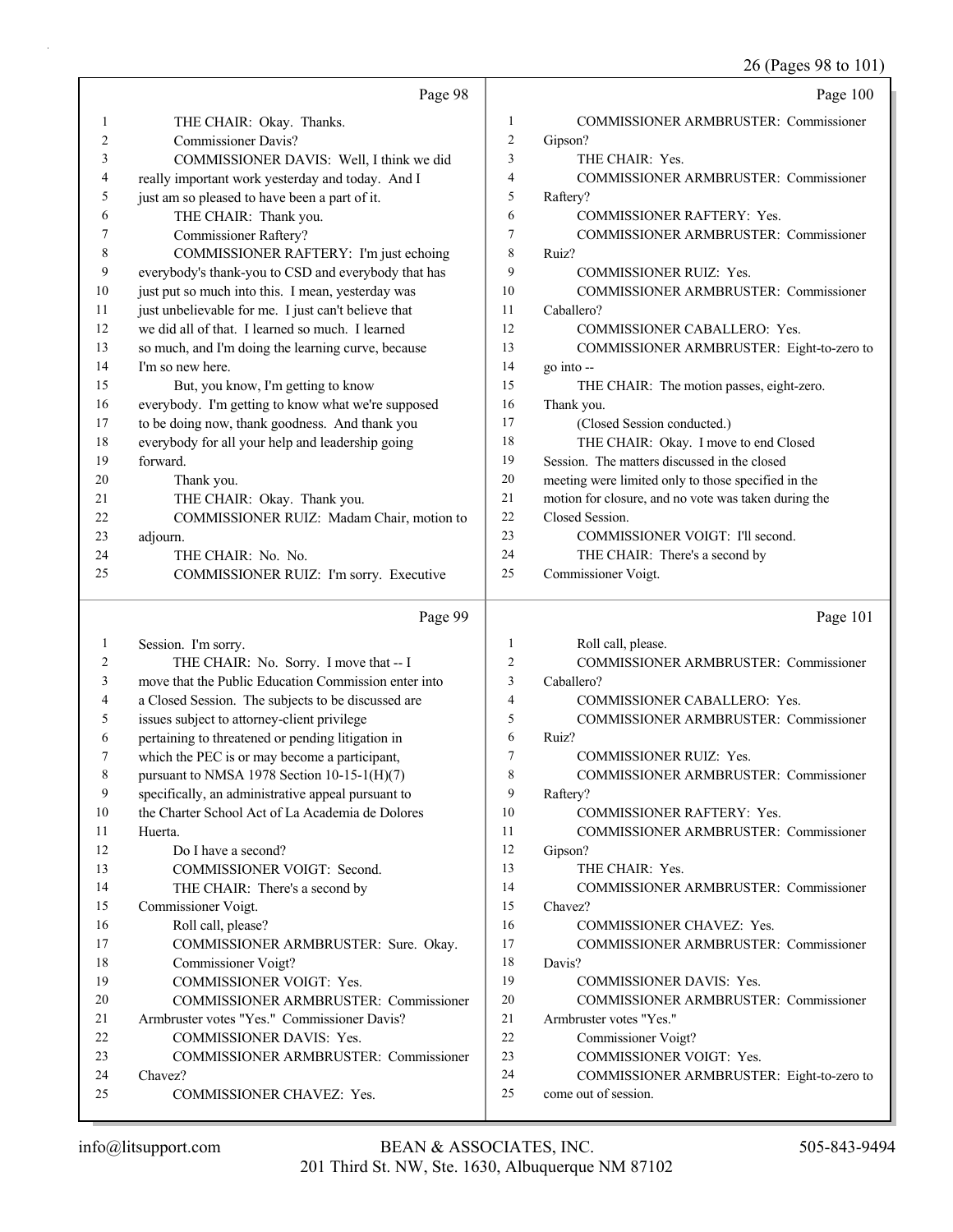Page 98

1 THE CHAIR: Okay. Thanks.
2 Commissioner Davis?
3 COMMISSIONER DAVIS: Well, I think we did
4 really important work yesterday and today. And I
5 just am so pleased to have been a part of it.
6 THE CHAIR: Thank you.
7 Commissioner Raftery?
8 COMMISSIONER RAFTERY: I'm just echoing
9 everybody's thank-you to CSD and everybody that has
10 just put so much into this. I mean, yesterday was
11 just unbelievable for me. I just can't believe that
12 we did all of that. I learned so much. I learned
13 so much, and I'm doing the learning curve, because
14 I'm so new here.
15 But, you know, I'm getting to know
16 everybody. I'm getting to know what we're supposed
17 to be doing now, thank goodness. And thank you
18 everybody for all your help and leadership going
19 forward.
20 Thank you.
21 THE CHAIR: Okay. Thank you.
22 COMMISSIONER RUIZ: Madam Chair, motion to
23 adjourn.
24 THE CHAIR: No. No.
25 COMMISSIONER RUIZ: I'm sorry. Executive

Page 99

1 Session. I'm sorry.
2 THE CHAIR: No. Sorry. I move that -- I
3 move that the Public Education Commission enter into
4 a Closed Session. The subjects to be discussed are
5 issues subject to attorney-client privilege
6 pertaining to threatened or pending litigation in
7 which the PEC is or may become a participant,
8 pursuant to NMSA 1978 Section 10-15-1(H)(7)
9 specifically, an administrative appeal pursuant to
10 the Charter School Act of La Academia de Dolores
11 Huerta.
12 Do I have a second?
13 COMMISSIONER VOIGT: Second.
14 THE CHAIR: There's a second by
15 Commissioner Voigt.
16 Roll call, please?
17 COMMISSIONER ARMBRUSTER: Sure. Okay.
18 Commissioner Voigt?
19 COMMISSIONER VOIGT: Yes.
20 COMMISSIONER ARMBRUSTER: Commissioner
21 Armbruster votes "Yes." Commissioner Davis?
22 COMMISSIONER DAVIS: Yes.
23 COMMISSIONER ARMBRUSTER: Commissioner
24 Chavez?
25 COMMISSIONER CHAVEZ: Yes.

Page 100

1 COMMISSIONER ARMBRUSTER: Commissioner
2 Gipson?
3 THE CHAIR: Yes.
4 COMMISSIONER ARMBRUSTER: Commissioner
5 Raftery?
6 COMMISSIONER RAFTERY: Yes.
7 COMMISSIONER ARMBRUSTER: Commissioner
8 Ruiz?
9 COMMISSIONER RUIZ: Yes.
10 COMMISSIONER ARMBRUSTER: Commissioner
11 Caballero?
12 COMMISSIONER CABALLERO: Yes.
13 COMMISSIONER ARMBRUSTER: Eight-to-zero to
14 go into --
15 THE CHAIR: The motion passes, eight-zero.
16 Thank you.
17 (Closed Session conducted.)
18 THE CHAIR: Okay. I move to end Closed
19 Session. The matters discussed in the closed
20 meeting were limited only to those specified in the
21 motion for closure, and no vote was taken during the
22 Closed Session.
23 COMMISSIONER VOIGT: I'll second.
24 THE CHAIR: There's a second by
25 Commissioner Voigt.

Page 101

1 Roll call, please.
2 COMMISSIONER ARMBRUSTER: Commissioner
3 Caballero?
4 COMMISSIONER CABALLERO: Yes.
5 COMMISSIONER ARMBRUSTER: Commissioner
6 Ruiz?
7 COMMISSIONER RUIZ: Yes.
8 COMMISSIONER ARMBRUSTER: Commissioner
9 Raftery?
10 COMMISSIONER RAFTERY: Yes.
11 COMMISSIONER ARMBRUSTER: Commissioner
12 Gipson?
13 THE CHAIR: Yes.
14 COMMISSIONER ARMBRUSTER: Commissioner
15 Chavez?
16 COMMISSIONER CHAVEZ: Yes.
17 COMMISSIONER ARMBRUSTER: Commissioner
18 Davis?
19 COMMISSIONER DAVIS: Yes.
20 COMMISSIONER ARMBRUSTER: Commissioner
21 Armbruster votes "Yes."
22 Commissioner Voigt?
23 COMMISSIONER VOIGT: Yes.
24 COMMISSIONER ARMBRUSTER: Eight-to-zero to
25 come out of session.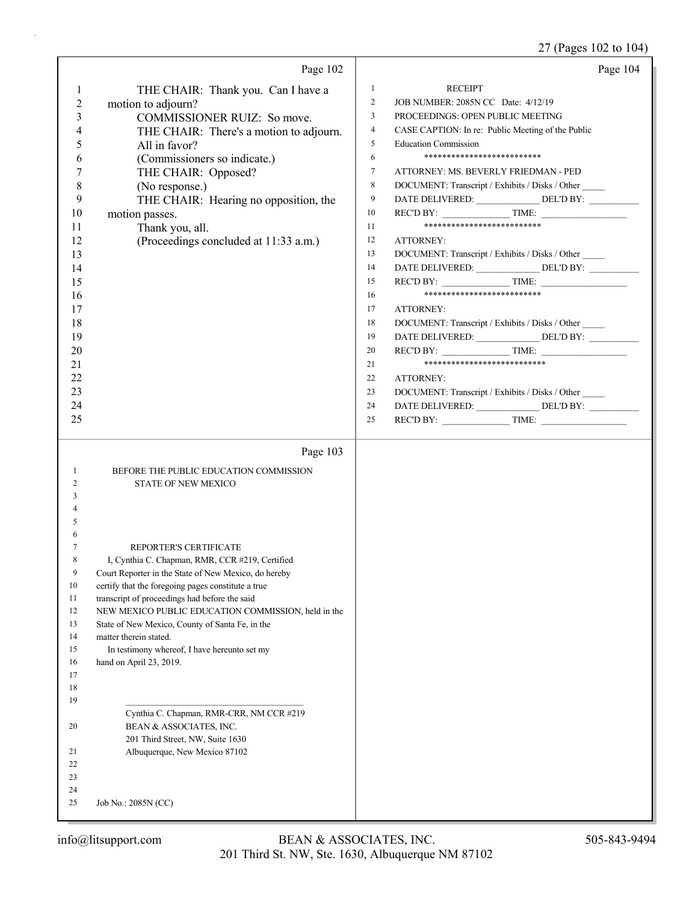Page 102

1 THE CHAIR: Thank you. Can I have a
2 motion to adjourn?
3 COMMISSIONER RUIZ: So move.
4 THE CHAIR: There's a motion to adjourn.
5 All in favor?
6 (Commissioners so indicate.)
7 THE CHAIR: Opposed?
8 (No response.)
9 THE CHAIR: Hearing no opposition, the
10 motion passes.
11 Thank you, all.
12 (Proceedings concluded at 11:33 a.m.)
13
14
15
16
17
18
19
20
21
22
23
24
25

Page 103

1 BEFORE THE PUBLIC EDUCATION COMMISSION
2 STATE OF NEW MEXICO
3
4
5
6
7 REPORTER'S CERTIFICATE
8 I, Cynthia C. Chapman, RMR, CCR #219, Certified
9 Court Reporter in the State of New Mexico, do hereby
10 certify that the foregoing pages constitute a true
11 transcript of proceedings had before the said
12 NEW MEXICO PUBLIC EDUCATION COMMISSION, held in the
13 State of New Mexico, County of Santa Fe, in the
14 matter therein stated.
15 In testimony whereof, I have hereunto set my
16 hand on April 23, 2019.
17
18
19 \_\_\_\_\_\_\_\_\_\_\_\_\_\_\_\_\_\_\_\_\_\_\_\_\_\_\_\_\_\_\_\_\_\_\_\_\_\_\_\_
Cynthia C. Chapman, RMR-CRR, NM CCR #219
20 BEAN & ASSOCIATES, INC.
201 Third Street, NW, Suite 1630
21 Albuquerque, New Mexico 87102
22
23
24
25 Job No.: 2085N (CC)

Page 104

1 RECEIPT
2 JOB NUMBER: 2085N CC Date: 4/12/19
3 PROCEEDINGS: OPEN PUBLIC MEETING
4 CASE CAPTION: In re: Public Meeting of the Public
5 Education Commission
6 **************************
7 ATTORNEY: MS. BEVERLY FRIEDMAN - PED
8 DOCUMENT: Transcript / Exhibits / Disks / Other _____
9 DATE DELIVERED: _____________ DEL'D BY: __________
10 REC'D BY: ______________ TIME: _________________
11 **************************
12 ATTORNEY:
13 DOCUMENT: Transcript / Exhibits / Disks / Other _____
14 DATE DELIVERED: _____________ DEL'D BY: __________
15 REC'D BY: ______________ TIME: _________________
16 **************************
17 ATTORNEY:
18 DOCUMENT: Transcript / Exhibits / Disks / Other _____
19 DATE DELIVERED: _____________ DEL'D BY: __________
20 REC'D BY: ______________ TIME: _________________
21 ***************************
22 ATTORNEY:
23 DOCUMENT: Transcript / Exhibits / Disks / Other _____
24 DATE DELIVERED: _____________ DEL'D BY: __________
25 REC'D BY: ______________ TIME: _________________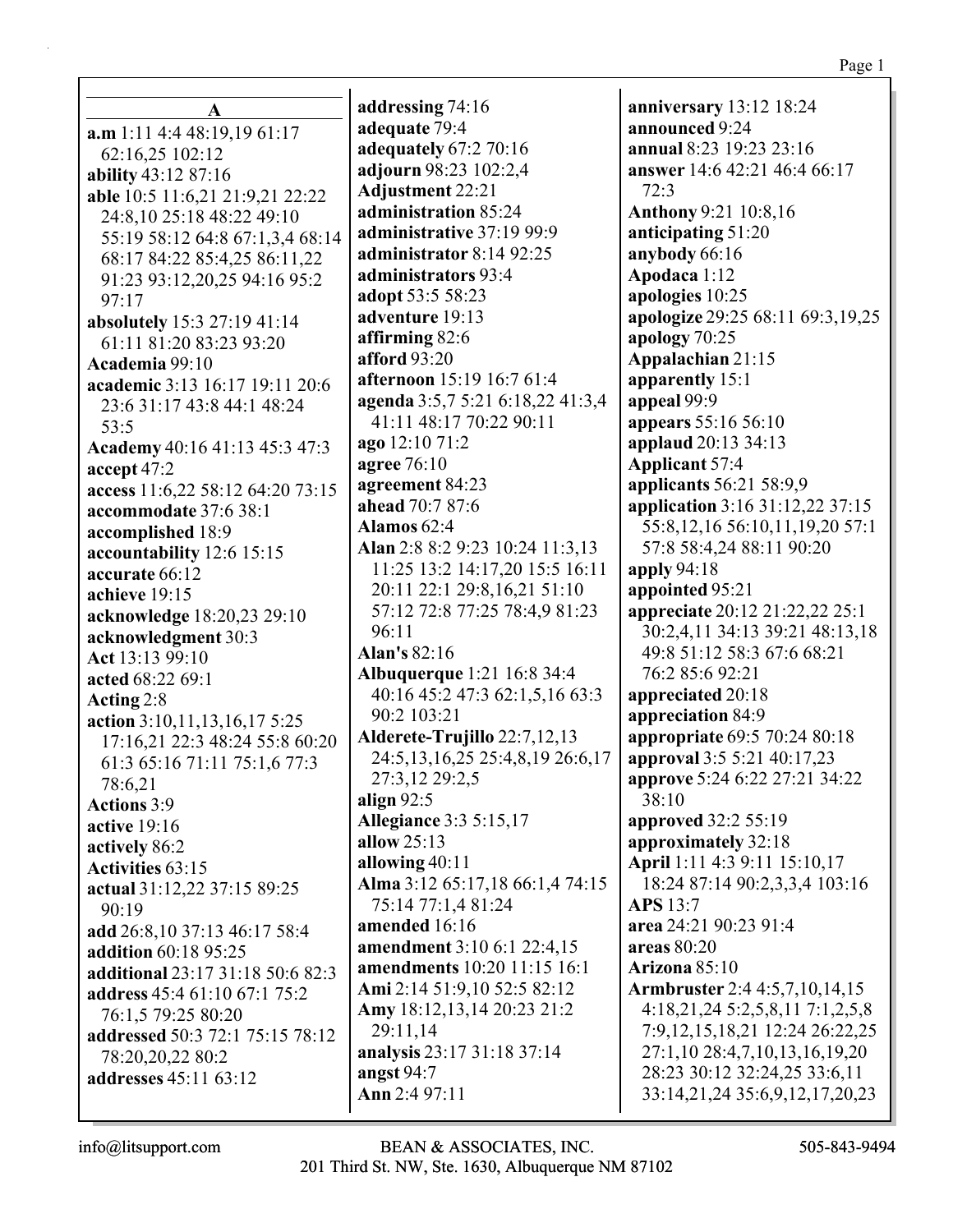## A

**a.m** 1:11 4:4 48:19,19 61:17 62:16,25 102:12
**ability** 43:12 87:16
**able** 10:5 11:6,21 21:9,21 22:22 24:8,10 25:18 48:22 49:10 55:19 58:12 64:8 67:1,3,4 68:14 68:17 84:22 85:4,25 86:11,22 91:23 93:12,20,25 94:16 95:2 97:17
**absolutely** 15:3 27:19 41:14 61:11 81:20 83:23 93:20
**Academia** 99:10
**academic** 3:13 16:17 19:11 20:6 23:6 31:17 43:8 44:1 48:24 53:5
**Academy** 40:16 41:13 45:3 47:3
**accept** 47:2
**access** 11:6,22 58:12 64:20 73:15
**accommodate** 37:6 38:1
**accomplished** 18:9
**accountability** 12:6 15:15
**accurate** 66:12
**achieve** 19:15
**acknowledge** 18:20,23 29:10
**acknowledgment** 30:3
**Act** 13:13 99:10
**acted** 68:22 69:1
**Acting** 2:8
**action** 3:10,11,13,16,17 5:25 17:16,21 22:3 48:24 55:8 60:20 61:3 65:16 71:11 75:1,6 77:3 78:6,21
**Actions** 3:9
**active** 19:16
**actively** 86:2
**Activities** 63:15
**actual** 31:12,22 37:15 89:25 90:19
**add** 26:8,10 37:13 46:17 58:4
**addition** 60:18 95:25
**additional** 23:17 31:18 50:6 82:3
**address** 45:4 61:10 67:1 75:2 76:1,5 79:25 80:20
**addressed** 50:3 72:1 75:15 78:12 78:20,20,22 80:2
**addresses** 45:11 63:12
**addressing** 74:16
**adequate** 79:4
**adequately** 67:2 70:16
**adjourn** 98:23 102:2,4
**Adjustment** 22:21
**administration** 85:24
**administrative** 37:19 99:9
**administrator** 8:14 92:25
**administrators** 93:4
**adopt** 53:5 58:23
**adventure** 19:13
**affirming** 82:6
**afford** 93:20
**afternoon** 15:19 16:7 61:4
**agenda** 3:5,7 5:21 6:18,22 41:3,4 41:11 48:17 70:22 90:11
**ago** 12:10 71:2
**agree** 76:10
**agreement** 84:23
**ahead** 70:7 87:6
**Alamos** 62:4
**Alan** 2:8 8:2 9:23 10:24 11:3,13 11:25 13:2 14:17,20 15:5 16:11 20:11 22:1 29:8,16,21 51:10 57:12 72:8 77:25 78:4,9 81:23 96:11
**Alan's** 82:16
**Albuquerque** 1:21 16:8 34:4 40:16 45:2 47:3 62:1,5,16 63:3 90:2 103:21
**Alderete-Trujillo** 22:7,12,13 24:5,13,16,25 25:4,8,19 26:6,17 27:3,12 29:2,5
**align** 92:5
**Allegiance** 3:3 5:15,17
**allow** 25:13
**allowing** 40:11
**Alma** 3:12 65:17,18 66:1,4 74:15 75:14 77:1,4 81:24
**amended** 16:16
**amendment** 3:10 6:1 22:4,15
**amendments** 10:20 11:15 16:1
**Ami** 2:14 51:9,10 52:5 82:12
**Amy** 18:12,13,14 20:23 21:2 29:11,14
**analysis** 23:17 31:18 37:14
**angst** 94:7
**Ann** 2:4 97:11
**anniversary** 13:12 18:24
**announced** 9:24
**annual** 8:23 19:23 23:16
**answer** 14:6 42:21 46:4 66:17 72:3
**Anthony** 9:21 10:8,16
**anticipating** 51:20
**anybody** 66:16
**Apodaca** 1:12
**apologies** 10:25
**apologize** 29:25 68:11 69:3,19,25
**apology** 70:25
**Appalachian** 21:15
**apparently** 15:1
**appeal** 99:9
**appears** 55:16 56:10
**applaud** 20:13 34:13
**Applicant** 57:4
**applicants** 56:21 58:9,9
**application** 3:16 31:12,22 37:15 55:8,12,16 56:10,11,19,20 57:1 57:8 58:4,24 88:11 90:20
**apply** 94:18
**appointed** 95:21
**appreciate** 20:12 21:22,22 25:1 30:2,4,11 34:13 39:21 48:13,18 49:8 51:12 58:3 67:6 68:21 76:2 85:6 92:21
**appreciated** 20:18
**appreciation** 84:9
**appropriate** 69:5 70:24 80:18
**approval** 3:5 5:21 40:17,23
**approve** 5:24 6:22 27:21 34:22 38:10
**approved** 32:2 55:19
**approximately** 32:18
**April** 1:11 4:3 9:11 15:10,17 18:24 87:14 90:2,3,3,4 103:16
**APS** 13:7
**area** 24:21 90:23 91:4
**areas** 80:20
**Arizona** 85:10
**Armbruster** 2:4 4:5,7,10,14,15 4:18,21,24 5:2,5,8,11 7:1,2,5,8 7:9,12,15,18,21 12:24 26:22,25 27:1,10 28:4,7,10,13,16,19,20 28:23 30:12 32:24,25 33:6,11 33:14,21,24 35:6,9,12,17,20,23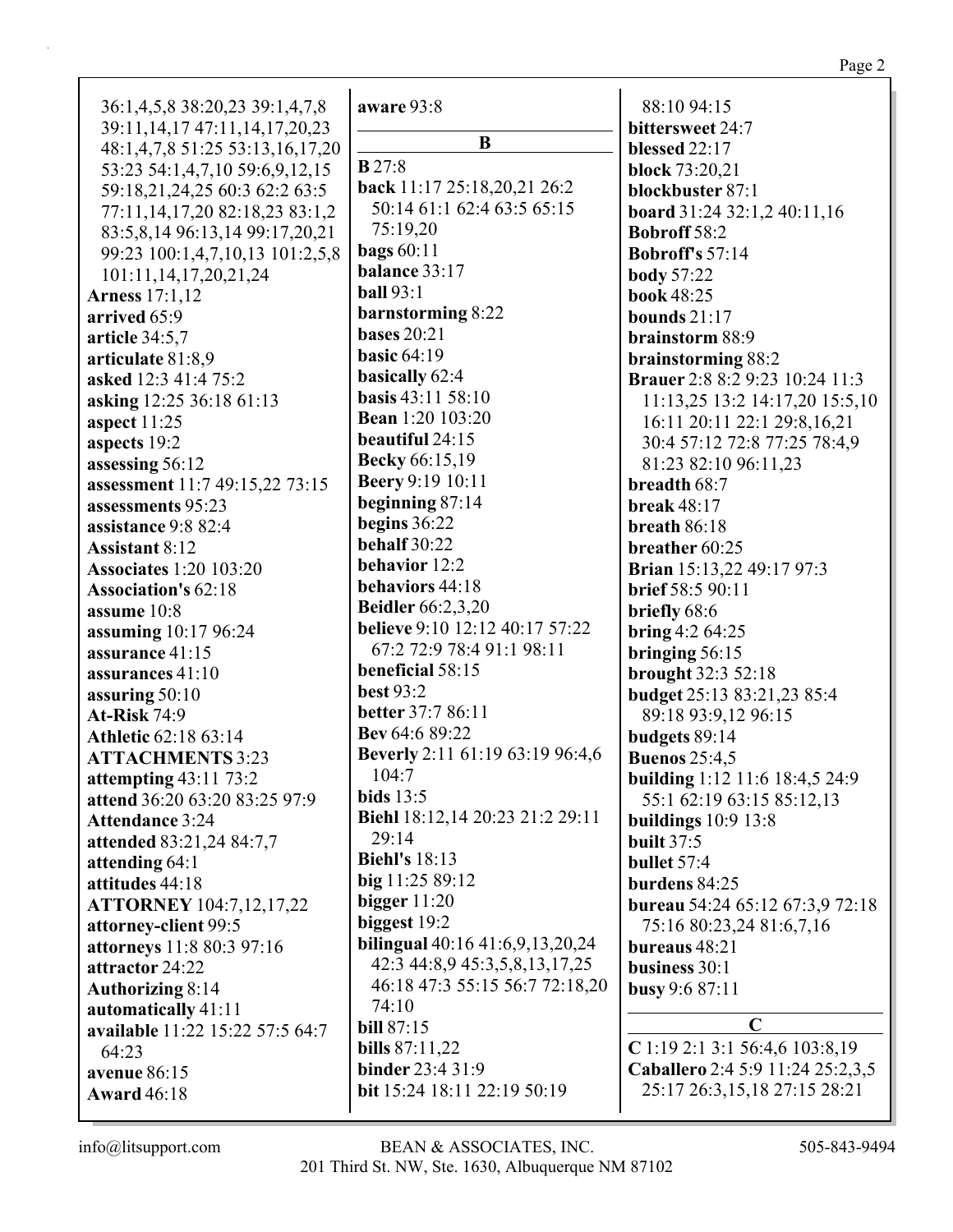36:1,4,5,8 38:20,23 39:1,4,7,8 39:11,14,17 47:11,14,17,20,23 48:1,4,7,8 51:25 53:13,16,17,20 53:23 54:1,4,7,10 59:6,9,12,15 59:18,21,24,25 60:3 62:2 63:5 77:11,14,17,20 82:18,23 83:1,2 83:5,8,14 96:13,14 99:17,20,21 99:23 100:1,4,7,10,13 101:2,5,8 101:11,14,17,20,21,24
**Arness** 17:1,12
**arrived** 65:9
**article** 34:5,7
**articulate** 81:8,9
**asked** 12:3 41:4 75:2
**asking** 12:25 36:18 61:13
**aspect** 11:25
**aspects** 19:2
**assessing** 56:12
**assessment** 11:7 49:15,22 73:15
**assessments** 95:23
**assistance** 9:8 82:4
**Assistant** 8:12
**Associates** 1:20 103:20
**Association's** 62:18
**assume** 10:8
**assuming** 10:17 96:24
**assurance** 41:15
**assurances** 41:10
**assuring** 50:10
**At-Risk** 74:9
**Athletic** 62:18 63:14
**ATTACHMENTS** 3:23
**attempting** 43:11 73:2
**attend** 36:20 63:20 83:25 97:9
**Attendance** 3:24
**attended** 83:21,24 84:7,7
**attending** 64:1
**attitudes** 44:18
**ATTORNEY** 104:7,12,17,22
**attorney-client** 99:5
**attorneys** 11:8 80:3 97:16
**attractor** 24:22
**Authorizing** 8:14
**automatically** 41:11
**available** 11:22 15:22 57:5 64:7 64:23
**avenue** 86:15
**Award** 46:18
**aware** 93:8

## B

**B** 27:8
**back** 11:17 25:18,20,21 26:2 50:14 61:1 62:4 63:5 65:15 75:19,20
**bags** 60:11
**balance** 33:17
**ball** 93:1
**barnstorming** 8:22
**bases** 20:21
**basic** 64:19
**basically** 62:4
**basis** 43:11 58:10
**Bean** 1:20 103:20
**beautiful** 24:15
**Becky** 66:15,19
**Beery** 9:19 10:11
**beginning** 87:14
**begins** 36:22
**behalf** 30:22
**behavior** 12:2
**behaviors** 44:18
**Beidler** 66:2,3,20
**believe** 9:10 12:12 40:17 57:22 67:2 72:9 78:4 91:1 98:11
**beneficial** 58:15
**best** 93:2
**better** 37:7 86:11
**Bev** 64:6 89:22
**Beverly** 2:11 61:19 63:19 96:4,6 104:7
**bids** 13:5
**Biehl** 18:12,14 20:23 21:2 29:11 29:14
**Biehl's** 18:13
**big** 11:25 89:12
**bigger** 11:20
**biggest** 19:2
**bilingual** 40:16 41:6,9,13,20,24 42:3 44:8,9 45:3,5,8,13,17,25 46:18 47:3 55:15 56:7 72:18,20 74:10
**bill** 87:15
**bills** 87:11,22
**binder** 23:4 31:9
**bit** 15:24 18:11 22:19 50:19
88:10 94:15
**bittersweet** 24:7
**blessed** 22:17
**block** 73:20,21
**blockbuster** 87:1
**board** 31:24 32:1,2 40:11,16
**Bobroff** 58:2
**Bobroff's** 57:14
**body** 57:22
**book** 48:25
**bounds** 21:17
**brainstorm** 88:9
**brainstorming** 88:2
**Brauer** 2:8 8:2 9:23 10:24 11:3 11:13,25 13:2 14:17,20 15:5,10 16:11 20:11 22:1 29:8,16,21 30:4 57:12 72:8 77:25 78:4,9 81:23 82:10 96:11,23
**breadth** 68:7
**break** 48:17
**breath** 86:18
**breather** 60:25
**Brian** 15:13,22 49:17 97:3
**brief** 58:5 90:11
**briefly** 68:6
**bring** 4:2 64:25
**bringing** 56:15
**brought** 32:3 52:18
**budget** 25:13 83:21,23 85:4 89:18 93:9,12 96:15
**budgets** 89:14
**Buenos** 25:4,5
**building** 1:12 11:6 18:4,5 24:9 55:1 62:19 63:15 85:12,13
**buildings** 10:9 13:8
**built** 37:5
**bullet** 57:4
**burdens** 84:25
**bureau** 54:24 65:12 67:3,9 72:18 75:16 80:23,24 81:6,7,16
**bureaus** 48:21
**business** 30:1
**busy** 9:6 87:11

## C

**C** 1:19 2:1 3:1 56:4,6 103:8,19
**Caballero** 2:4 5:9 11:24 25:2,3,5 25:17 26:3,15,18 27:15 28:21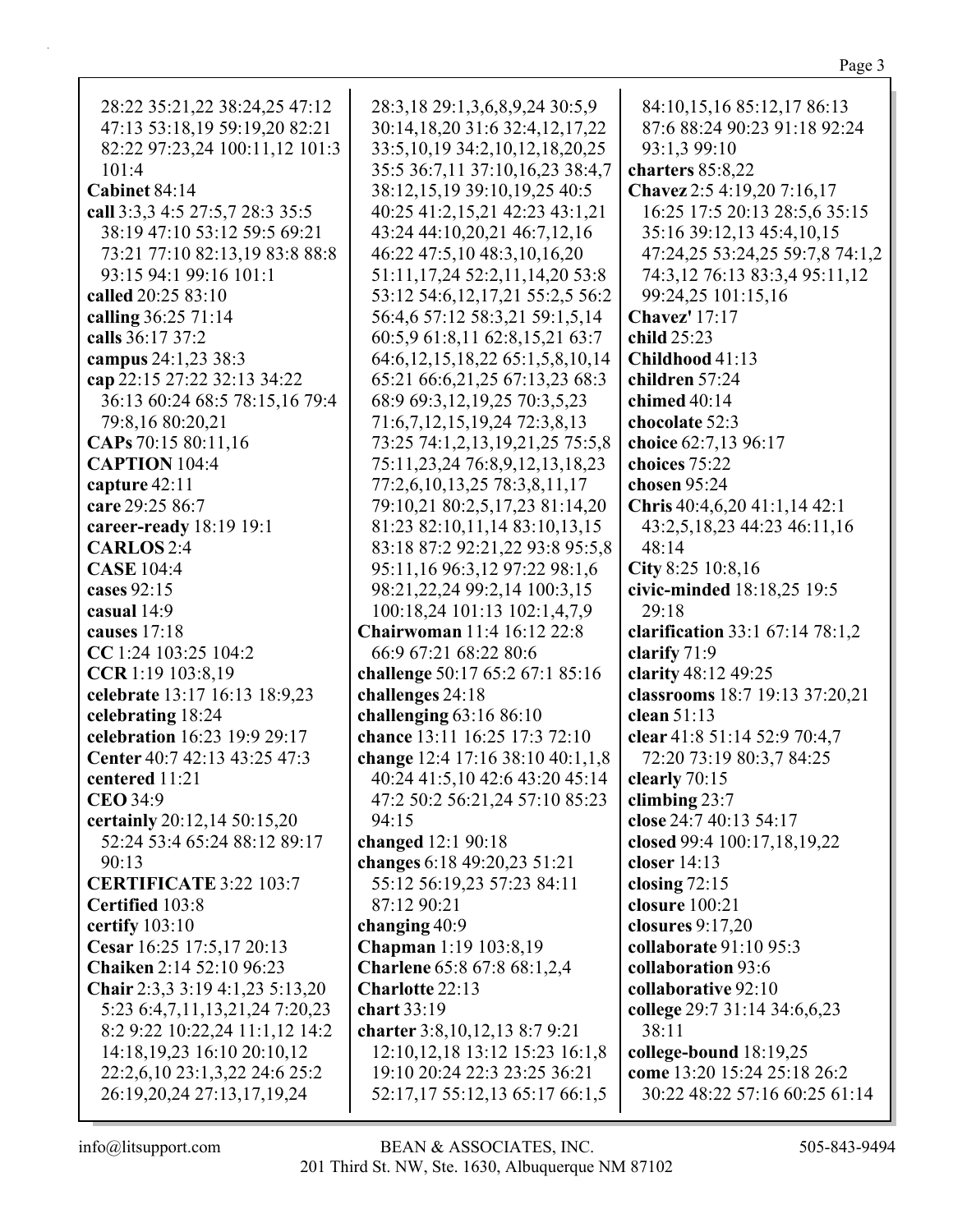28:22 35:21,22 38:24,25 47:12 47:13 53:18,19 59:19,20 82:21 82:22 97:23,24 100:11,12 101:3 101:4

**Cabinet** 84:14

**call** 3:3,3 4:5 27:5,7 28:3 35:5 38:19 47:10 53:12 59:5 69:21 73:21 77:10 82:13,19 83:8 88:8 93:15 94:1 99:16 101:1

**called** 20:25 83:10

**calling** 36:25 71:14

**calls** 36:17 37:2

**campus** 24:1,23 38:3

**cap** 22:15 27:22 32:13 34:22 36:13 60:24 68:5 78:15,16 79:4 79:8,16 80:20,21

**CAPs** 70:15 80:11,16

**CAPTION** 104:4

**capture** 42:11

**care** 29:25 86:7

**career-ready** 18:19 19:1

**CARLOS** 2:4

**CASE** 104:4

**cases** 92:15

**casual** 14:9

**causes** 17:18

**CC** 1:24 103:25 104:2

**CCR** 1:19 103:8,19

**celebrate** 13:17 16:13 18:9,23

**celebrating** 18:24

**celebration** 16:23 19:9 29:17

**Center** 40:7 42:13 43:25 47:3

**centered** 11:21

**CEO** 34:9

**certainly** 20:12,14 50:15,20 52:24 53:4 65:24 88:12 89:17 90:13

**CERTIFICATE** 3:22 103:7

**Certified** 103:8

**certify** 103:10

**Cesar** 16:25 17:5,17 20:13

**Chaiken** 2:14 52:10 96:23

**Chair** 2:3,3 3:19 4:1,23 5:13,20 5:23 6:4,7,11,13,21,24 7:20,23 8:2 9:22 10:22,24 11:1,12 14:2 14:18,19,23 16:10 20:10,12 22:2,6,10 23:1,3,22 24:6 25:2 26:19,20,24 27:13,17,19,24 28:3,18 29:1,3,6,8,9,24 30:5,9 30:14,18,20 31:6 32:4,12,17,22 33:5,10,19 34:2,10,12,18,20,25 35:5 36:7,11 37:10,16,23 38:4,7 38:12,15,19 39:10,19,25 40:5 40:25 41:2,15,21 42:23 43:1,21 43:24 44:10,20,21 46:7,12,16 46:22 47:5,10 48:3,10,16,20 51:11,17,24 52:2,11,14,20 53:8 53:12 54:6,12,17,21 55:2,5 56:2 56:4,6 57:12 58:3,21 59:1,5,14 60:5,9 61:8,11 62:8,15,21 63:7 64:6,12,15,18,22 65:1,5,8,10,14 65:21 66:6,21,25 67:13,23 68:3 68:9 69:3,12,19,25 70:3,5,23 71:6,7,12,15,19,24 72:3,8,13 73:25 74:1,2,13,19,21,25 75:5,8 75:11,23,24 76:8,9,12,13,18,23 77:2,6,10,13,25 78:3,8,11,17 79:10,21 80:2,5,17,23 81:14,20 81:23 82:10,11,14 83:10,13,15 83:18 87:2 92:21,22 93:8 95:5,8 95:11,16 96:3,12 97:22 98:1,6 98:21,22,24 99:2,14 100:3,15 100:18,24 101:13 102:1,4,7,9

**Chairwoman** 11:4 16:12 22:8 66:9 67:21 68:22 80:6

**challenge** 50:17 65:2 67:1 85:16

**challenges** 24:18

**challenging** 63:16 86:10

**chance** 13:11 16:25 17:3 72:10

**change** 12:4 17:16 38:10 40:1,1,8 40:24 41:5,10 42:6 43:20 45:14 47:2 50:2 56:21,24 57:10 85:23 94:15

**changed** 12:1 90:18

**changes** 6:18 49:20,23 51:21 55:12 56:19,23 57:23 84:11 87:12 90:21

**changing** 40:9

**Chapman** 1:19 103:8,19

**Charlene** 65:8 67:8 68:1,2,4

**Charlotte** 22:13

**chart** 33:19

**charter** 3:8,10,12,13 8:7 9:21 12:10,12,18 13:12 15:23 16:1,8 19:10 20:24 22:3 23:25 36:21 52:17,17 55:12,13 65:17 66:1,5 84:10,15,16 85:12,17 86:13 87:6 88:24 90:23 91:18 92:24 93:1,3 99:10

**charters** 85:8,22

**Chavez** 2:5 4:19,20 7:16,17 16:25 17:5 20:13 28:5,6 35:15 35:16 39:12,13 45:4,10,15 47:24,25 53:24,25 59:7,8 74:1,2 74:3,12 76:13 83:3,4 95:11,12 99:24,25 101:15,16

**Chavez'** 17:17

**child** 25:23

**Childhood** 41:13

**children** 57:24

**chimed** 40:14

**chocolate** 52:3

**choice** 62:7,13 96:17

**choices** 75:22

**chosen** 95:24

**Chris** 40:4,6,20 41:1,14 42:1 43:2,5,18,23 44:23 46:11,16 48:14

**City** 8:25 10:8,16

**civic-minded** 18:18,25 19:5 29:18

**clarification** 33:1 67:14 78:1,2

**clarify** 71:9

**clarity** 48:12 49:25

**classrooms** 18:7 19:13 37:20,21

**clean** 51:13

**clear** 41:8 51:14 52:9 70:4,7 72:20 73:19 80:3,7 84:25

**clearly** 70:15

**climbing** 23:7

**close** 24:7 40:13 54:17

**closed** 99:4 100:17,18,19,22

**closer** 14:13

**closing** 72:15

**closure** 100:21

**closures** 9:17,20

**collaborate** 91:10 95:3

**collaboration** 93:6

**collaborative** 92:10

**college** 29:7 31:14 34:6,6,23 38:11

**college-bound** 18:19,25

**come** 13:20 15:24 25:18 26:2 30:22 48:22 57:16 60:25 61:14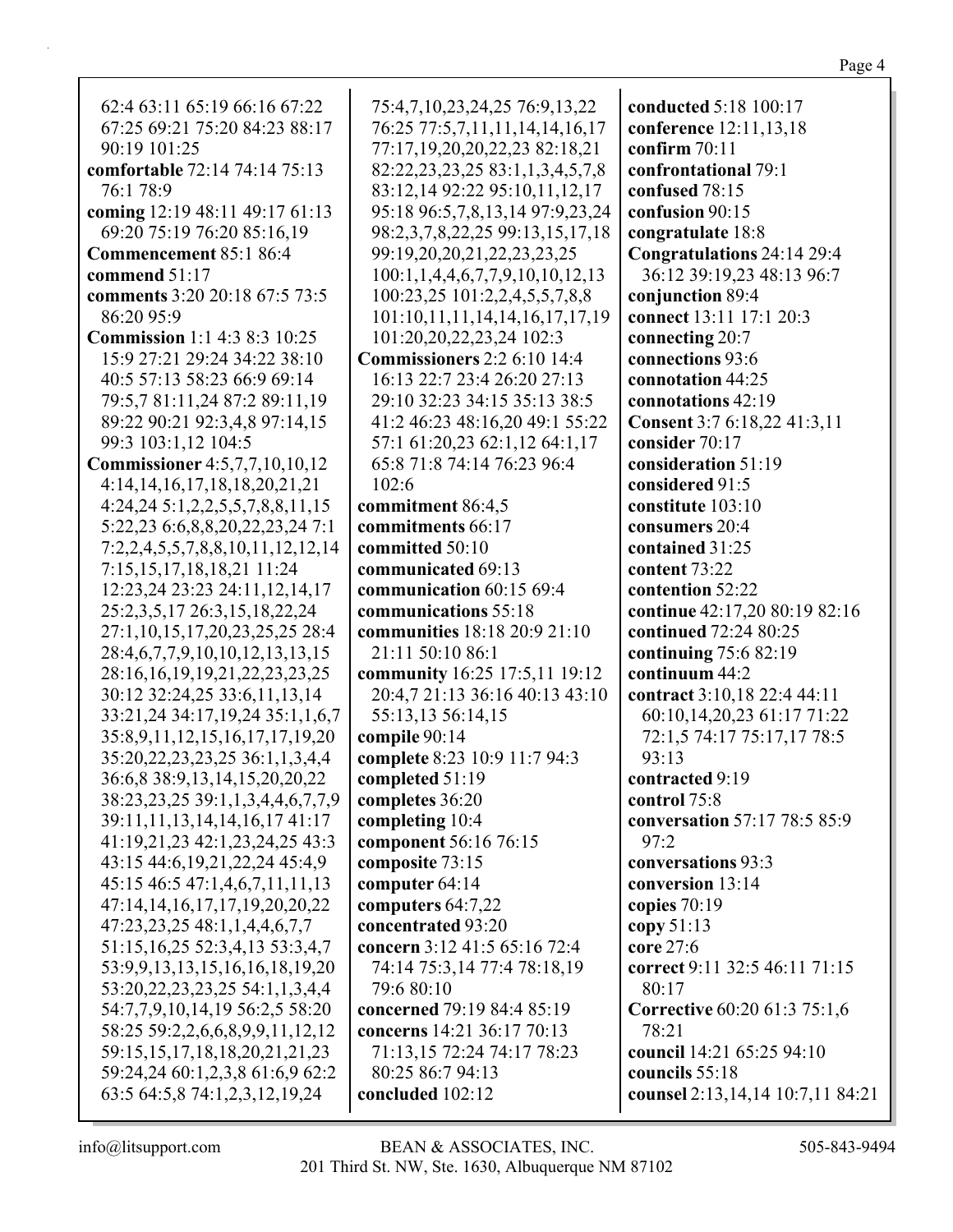62:4 63:11 65:19 66:16 67:22 67:25 69:21 75:20 84:23 88:17 90:19 101:25

**comfortable** 72:14 74:14 75:13 76:1 78:9

**coming** 12:19 48:11 49:17 61:13 69:20 75:19 76:20 85:16,19

**Commencement** 85:1 86:4

**commend** 51:17

**comments** 3:20 20:18 67:5 73:5 86:20 95:9

**Commission** 1:1 4:3 8:3 10:25 15:9 27:21 29:24 34:22 38:10 40:5 57:13 58:23 66:9 69:14 79:5,7 81:11,24 87:2 89:11,19 89:22 90:21 92:3,4,8 97:14,15 99:3 103:1,12 104:5

**Commissioner** 4:5,7,7,10,10,12 4:14,14,16,17,18,18,20,21,21 4:24,24 5:1,2,2,5,5,7,8,8,11,15 5:22,23 6:6,8,8,20,22,23,24 7:1 7:2,2,4,5,5,7,8,8,10,11,12,12,14 7:15,15,17,18,18,21 11:24 12:23,24 23:23 24:11,12,14,17 25:2,3,5,17 26:3,15,18,22,24 27:1,10,15,17,20,23,25,25 28:4 28:4,6,7,7,9,10,10,12,13,13,15 28:16,16,19,19,21,22,23,23,25 30:12 32:24,25 33:6,11,13,14 33:21,24 34:17,19,24 35:1,1,6,7 35:8,9,11,12,15,16,17,17,19,20 35:20,22,23,23,25 36:1,1,3,4,4 36:6,8 38:9,13,14,15,20,20,22 38:23,23,25 39:1,1,3,4,4,6,7,7,9 39:11,11,13,14,14,16,17 41:17 41:19,21,23 42:1,23,24,25 43:3 43:15 44:6,19,21,22,24 45:4,9 45:15 46:5 47:1,4,6,7,11,11,13 47:14,14,16,17,17,19,20,20,22 47:23,23,25 48:1,1,4,4,6,7,7 51:15,16,25 52:3,4,13 53:3,4,7 53:9,9,13,13,15,16,16,18,19,20 53:20,22,23,23,25 54:1,1,3,4,4 54:7,7,9,10,14,19 56:2,5 58:20 58:25 59:2,2,6,6,8,9,9,11,12,12 59:15,15,17,18,18,20,21,21,23 59:24,24 60:1,2,3,8 61:6,9 62:2 63:5 64:5,8 74:1,2,3,12,19,24 75:4,7,10,23,24,25 76:9,13,22 76:25 77:5,7,11,11,14,14,16,17 77:17,19,20,20,22,23 82:18,21 82:22,23,23,25 83:1,1,3,4,5,7,8 83:12,14 92:22 95:10,11,12,17 95:18 96:5,7,8,13,14 97:9,23,24 98:2,3,7,8,22,25 99:13,15,17,18 99:19,20,20,21,22,23,23,25 100:1,1,4,4,6,7,7,9,10,10,12,13 100:23,25 101:2,2,4,5,5,7,8,8 101:10,11,11,14,14,16,17,17,19 101:20,20,22,23,24 102:3

**Commissioners** 2:2 6:10 14:4 16:13 22:7 23:4 26:20 27:13 29:10 32:23 34:15 35:13 38:5 41:2 46:23 48:16,20 49:1 55:22 57:1 61:20,23 62:1,12 64:1,17 65:8 71:8 74:14 76:23 96:4 102:6

**commitment** 86:4,5

**commitments** 66:17

**committed** 50:10

**communicated** 69:13

**communication** 60:15 69:4

**communications** 55:18

**communities** 18:18 20:9 21:10 21:11 50:10 86:1

**community** 16:25 17:5,11 19:12 20:4,7 21:13 36:16 40:13 43:10 55:13,13 56:14,15

**compile** 90:14

**complete** 8:23 10:9 11:7 94:3

**completed** 51:19

**completes** 36:20

**completing** 10:4

**component** 56:16 76:15

**composite** 73:15

**computer** 64:14

**computers** 64:7,22

**concentrated** 93:20

**concern** 3:12 41:5 65:16 72:4 74:14 75:3,14 77:4 78:18,19 79:6 80:10

**concerned** 79:19 84:4 85:19

**concerns** 14:21 36:17 70:13 71:13,15 72:24 74:17 78:23 80:25 86:7 94:13

**concluded** 102:12

**conducted** 5:18 100:17

**conference** 12:11,13,18

**confirm** 70:11

**confrontational** 79:1

**confused** 78:15

**confusion** 90:15

**congratulate** 18:8

**Congratulations** 24:14 29:4 36:12 39:19,23 48:13 96:7

**conjunction** 89:4

**connect** 13:11 17:1 20:3

**connecting** 20:7

**connections** 93:6

**connotation** 44:25

**connotations** 42:19

**Consent** 3:7 6:18,22 41:3,11

**consider** 70:17

**consideration** 51:19

**considered** 91:5

**constitute** 103:10

**consumers** 20:4

**contained** 31:25

**content** 73:22

**contention** 52:22

**continue** 42:17,20 80:19 82:16

**continued** 72:24 80:25

**continuing** 75:6 82:19

**continuum** 44:2

**contract** 3:10,18 22:4 44:11 60:10,14,20,23 61:17 71:22 72:1,5 74:17 75:17,17 78:5 93:13

**contracted** 9:19

**control** 75:8

**conversation** 57:17 78:5 85:9 97:2

**conversations** 93:3

**conversion** 13:14

**copies** 70:19

**copy** 51:13

**core** 27:6

**correct** 9:11 32:5 46:11 71:15 80:17

**Corrective** 60:20 61:3 75:1,6 78:21

**council** 14:21 65:25 94:10

**councils** 55:18

**counsel** 2:13,14,14 10:7,11 84:21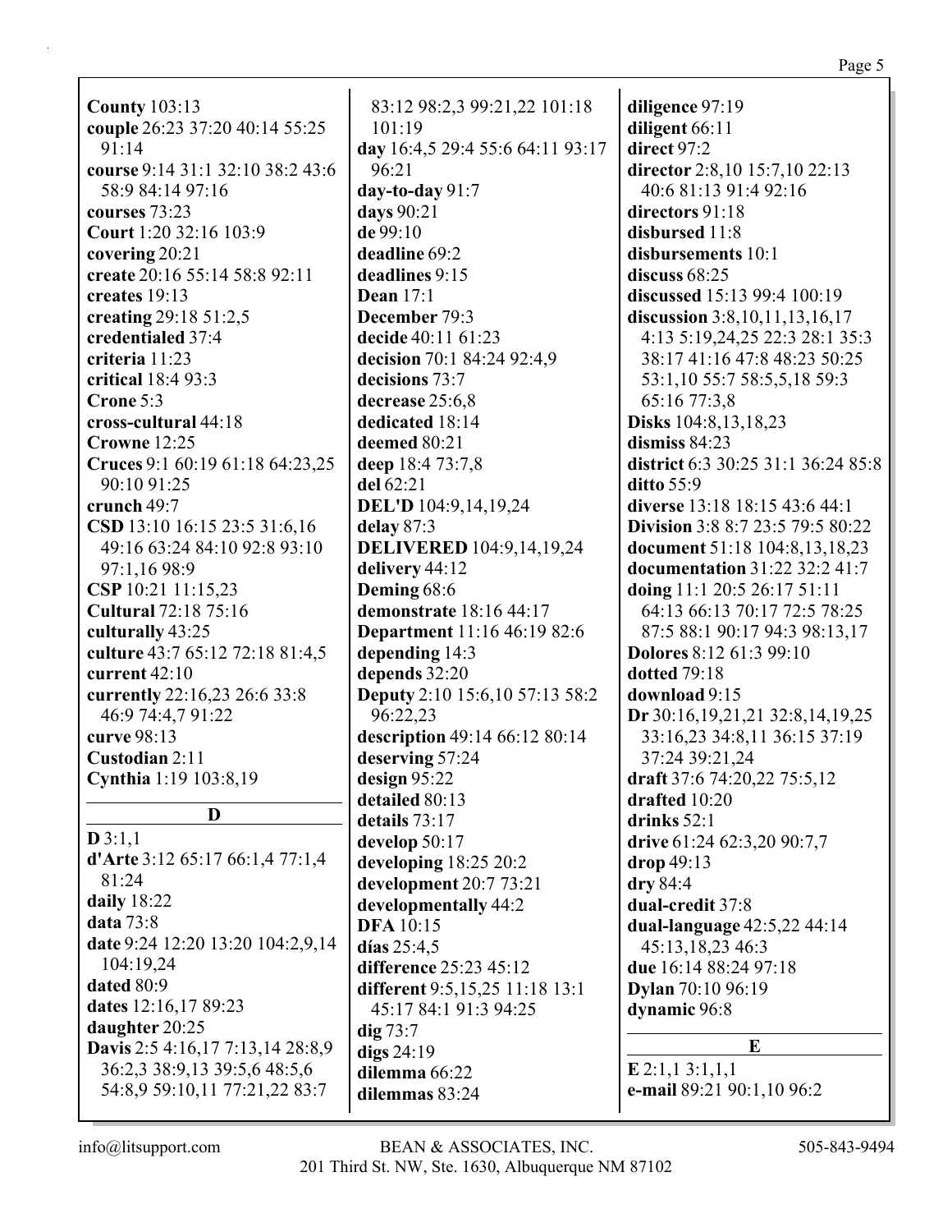**County** 103:13
**couple** 26:23 37:20 40:14 55:25 91:14
**course** 9:14 31:1 32:10 38:2 43:6 58:9 84:14 97:16
**courses** 73:23
**Court** 1:20 32:16 103:9
**covering** 20:21
**create** 20:16 55:14 58:8 92:11
**creates** 19:13
**creating** 29:18 51:2,5
**credentialed** 37:4
**criteria** 11:23
**critical** 18:4 93:3
**Crone** 5:3
**cross-cultural** 44:18
**Crowne** 12:25
**Cruces** 9:1 60:19 61:18 64:23,25 90:10 91:25
**crunch** 49:7
**CSD** 13:10 16:15 23:5 31:6,16 49:16 63:24 84:10 92:8 93:10 97:1,16 98:9
**CSP** 10:21 11:15,23
**Cultural** 72:18 75:16
**culturally** 43:25
**culture** 43:7 65:12 72:18 81:4,5
**current** 42:10
**currently** 22:16,23 26:6 33:8 46:9 74:4,7 91:22
**curve** 98:13
**Custodian** 2:11
**Cynthia** 1:19 103:8,19

## D

**D** 3:1,1
**d'Arte** 3:12 65:17 66:1,4 77:1,4 81:24
**daily** 18:22
**data** 73:8
**date** 9:24 12:20 13:20 104:2,9,14 104:19,24
**dated** 80:9
**dates** 12:16,17 89:23
**daughter** 20:25
**Davis** 2:5 4:16,17 7:13,14 28:8,9 36:2,3 38:9,13 39:5,6 48:5,6 54:8,9 59:10,11 77:21,22 83:7 83:12 98:2,3 99:21,22 101:18 101:19
**day** 16:4,5 29:4 55:6 64:11 93:17 96:21
**day-to-day** 91:7
**days** 90:21
**de** 99:10
**deadline** 69:2
**deadlines** 9:15
**Dean** 17:1
**December** 79:3
**decide** 40:11 61:23
**decision** 70:1 84:24 92:4,9
**decisions** 73:7
**decrease** 25:6,8
**dedicated** 18:14
**deemed** 80:21
**deep** 18:4 73:7,8
**del** 62:21
**DEL'D** 104:9,14,19,24
**delay** 87:3
**DELIVERED** 104:9,14,19,24
**delivery** 44:12
**Deming** 68:6
**demonstrate** 18:16 44:17
**Department** 11:16 46:19 82:6
**depending** 14:3
**depends** 32:20
**Deputy** 2:10 15:6,10 57:13 58:2 96:22,23
**description** 49:14 66:12 80:14
**deserving** 57:24
**design** 95:22
**detailed** 80:13
**details** 73:17
**develop** 50:17
**developing** 18:25 20:2
**development** 20:7 73:21
**developmentally** 44:2
**DFA** 10:15
**días** 25:4,5
**difference** 25:23 45:12
**different** 9:5,15,25 11:18 13:1 45:17 84:1 91:3 94:25
**dig** 73:7
**digs** 24:19
**dilemma** 66:22
**dilemmas** 83:24
**diligence** 97:19
**diligent** 66:11
**direct** 97:2
**director** 2:8,10 15:7,10 22:13 40:6 81:13 91:4 92:16
**directors** 91:18
**disbursed** 11:8
**disbursements** 10:1
**discuss** 68:25
**discussed** 15:13 99:4 100:19
**discussion** 3:8,10,11,13,16,17 4:13 5:19,24,25 22:3 28:1 35:3 38:17 41:16 47:8 48:23 50:25 53:1,10 55:7 58:5,5,18 59:3 65:16 77:3,8
**Disks** 104:8,13,18,23
**dismiss** 84:23
**district** 6:3 30:25 31:1 36:24 85:8
**ditto** 55:9
**diverse** 13:18 18:15 43:6 44:1
**Division** 3:8 8:7 23:5 79:5 80:22
**document** 51:18 104:8,13,18,23
**documentation** 31:22 32:2 41:7
**doing** 11:1 20:5 26:17 51:11 64:13 66:13 70:17 72:5 78:25 87:5 88:1 90:17 94:3 98:13,17
**Dolores** 8:12 61:3 99:10
**dotted** 79:18
**download** 9:15
**Dr** 30:16,19,21,21 32:8,14,19,25 33:16,23 34:8,11 36:15 37:19 37:24 39:21,24
**draft** 37:6 74:20,22 75:5,12
**drafted** 10:20
**drinks** 52:1
**drive** 61:24 62:3,20 90:7,7
**drop** 49:13
**dry** 84:4
**dual-credit** 37:8
**dual-language** 42:5,22 44:14 45:13,18,23 46:3
**due** 16:14 88:24 97:18
**Dylan** 70:10 96:19
**dynamic** 96:8

## E

**E** 2:1,1 3:1,1,1
**e-mail** 89:21 90:1,10 96:2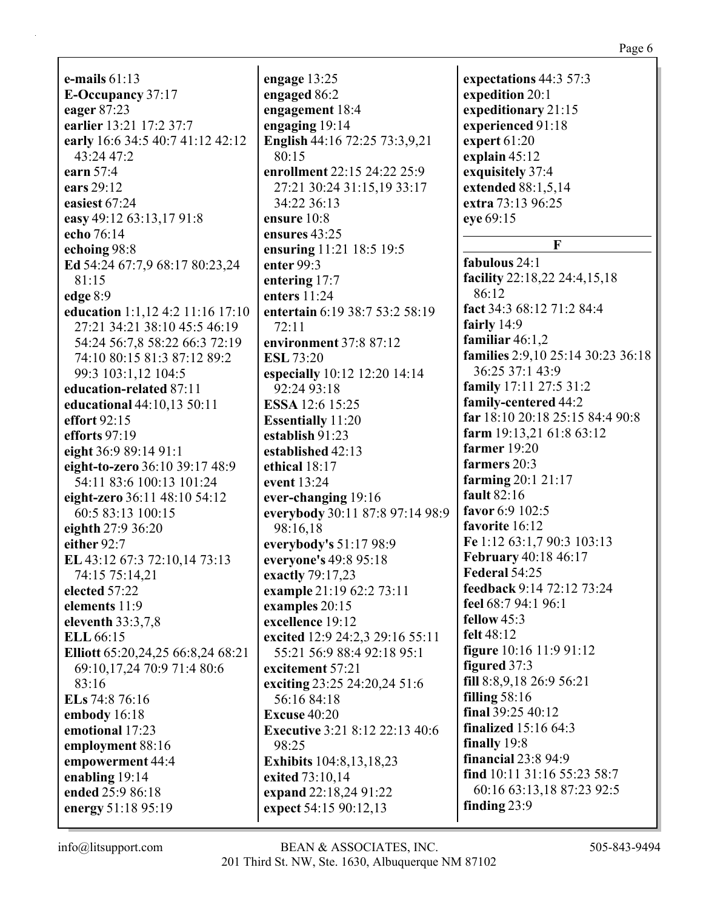**e-mails** 61:13
**E-Occupancy** 37:17
**eager** 87:23
**earlier** 13:21 17:2 37:7
**early** 16:6 34:5 40:7 41:12 42:12 43:24 47:2
**earn** 57:4
**ears** 29:12
**easiest** 67:24
**easy** 49:12 63:13,17 91:8
**echo** 76:14
**echoing** 98:8
**Ed** 54:24 67:7,9 68:17 80:23,24 81:15
**edge** 8:9
**education** 1:1,12 4:2 11:16 17:10 27:21 34:21 38:10 45:5 46:19 54:24 56:7,8 58:22 66:3 72:19 74:10 80:15 81:3 87:12 89:2 99:3 103:1,12 104:5
**education-related** 87:11
**educational** 44:10,13 50:11
**effort** 92:15
**efforts** 97:19
**eight** 36:9 89:14 91:1
**eight-to-zero** 36:10 39:17 48:9 54:11 83:6 100:13 101:24
**eight-zero** 36:11 48:10 54:12 60:5 83:13 100:15
**eighth** 27:9 36:20
**either** 92:7
**EL** 43:12 67:3 72:10,14 73:13 74:15 75:14,21
**elected** 57:22
**elements** 11:9
**eleventh** 33:3,7,8
**ELL** 66:15
**Elliott** 65:20,24,25 66:8,24 68:21 69:10,17,24 70:9 71:4 80:6 83:16
**ELs** 74:8 76:16
**embody** 16:18
**emotional** 17:23
**employment** 88:16
**empowerment** 44:4
**enabling** 19:14
**ended** 25:9 86:18
**energy** 51:18 95:19
**engage** 13:25
**engaged** 86:2
**engagement** 18:4
**engaging** 19:14
**English** 44:16 72:25 73:3,9,21 80:15
**enrollment** 22:15 24:22 25:9 27:21 30:24 31:15,19 33:17 34:22 36:13
**ensure** 10:8
**ensures** 43:25
**ensuring** 11:21 18:5 19:5
**enter** 99:3
**entering** 17:7
**enters** 11:24
**entertain** 6:19 38:7 53:2 58:19 72:11
**environment** 37:8 87:12
**ESL** 73:20
**especially** 10:12 12:20 14:14 92:24 93:18
**ESSA** 12:6 15:25
**Essentially** 11:20
**establish** 91:23
**established** 42:13
**ethical** 18:17
**event** 13:24
**ever-changing** 19:16
**everybody** 30:11 87:8 97:14 98:9 98:16,18
**everybody's** 51:17 98:9
**everyone's** 49:8 95:18
**exactly** 79:17,23
**example** 21:19 62:2 73:11
**examples** 20:15
**excellence** 19:12
**excited** 12:9 24:2,3 29:16 55:11 55:21 56:9 88:4 92:18 95:1
**excitement** 57:21
**exciting** 23:25 24:20,24 51:6 56:16 84:18
**Excuse** 40:20
**Executive** 3:21 8:12 22:13 40:6 98:25
**Exhibits** 104:8,13,18,23
**exited** 73:10,14
**expand** 22:18,24 91:22
**expect** 54:15 90:12,13
**expectations** 44:3 57:3
**expedition** 20:1
**expeditionary** 21:15
**experienced** 91:18
**expert** 61:20
**explain** 45:12
**exquisitely** 37:4
**extended** 88:1,5,14
**extra** 73:13 96:25
**eye** 69:15

## F

**fabulous** 24:1
**facility** 22:18,22 24:4,15,18 86:12
**fact** 34:3 68:12 71:2 84:4
**fairly** 14:9
**familiar** 46:1,2
**families** 2:9,10 25:14 30:23 36:18 36:25 37:1 43:9
**family** 17:11 27:5 31:2
**family-centered** 44:2
**far** 18:10 20:18 25:15 84:4 90:8
**farm** 19:13,21 61:8 63:12
**farmer** 19:20
**farmers** 20:3
**farming** 20:1 21:17
**fault** 82:16
**favor** 6:9 102:5
**favorite** 16:12
**Fe** 1:12 63:1,7 90:3 103:13
**February** 40:18 46:17
**Federal** 54:25
**feedback** 9:14 72:12 73:24
**feel** 68:7 94:1 96:1
**fellow** 45:3
**felt** 48:12
**figure** 10:16 11:9 91:12
**figured** 37:3
**fill** 8:8,9,18 26:9 56:21
**filling** 58:16
**final** 39:25 40:12
**finalized** 15:16 64:3
**finally** 19:8
**financial** 23:8 94:9
**find** 10:11 31:16 55:23 58:7 60:16 63:13,18 87:23 92:5
**finding** 23:9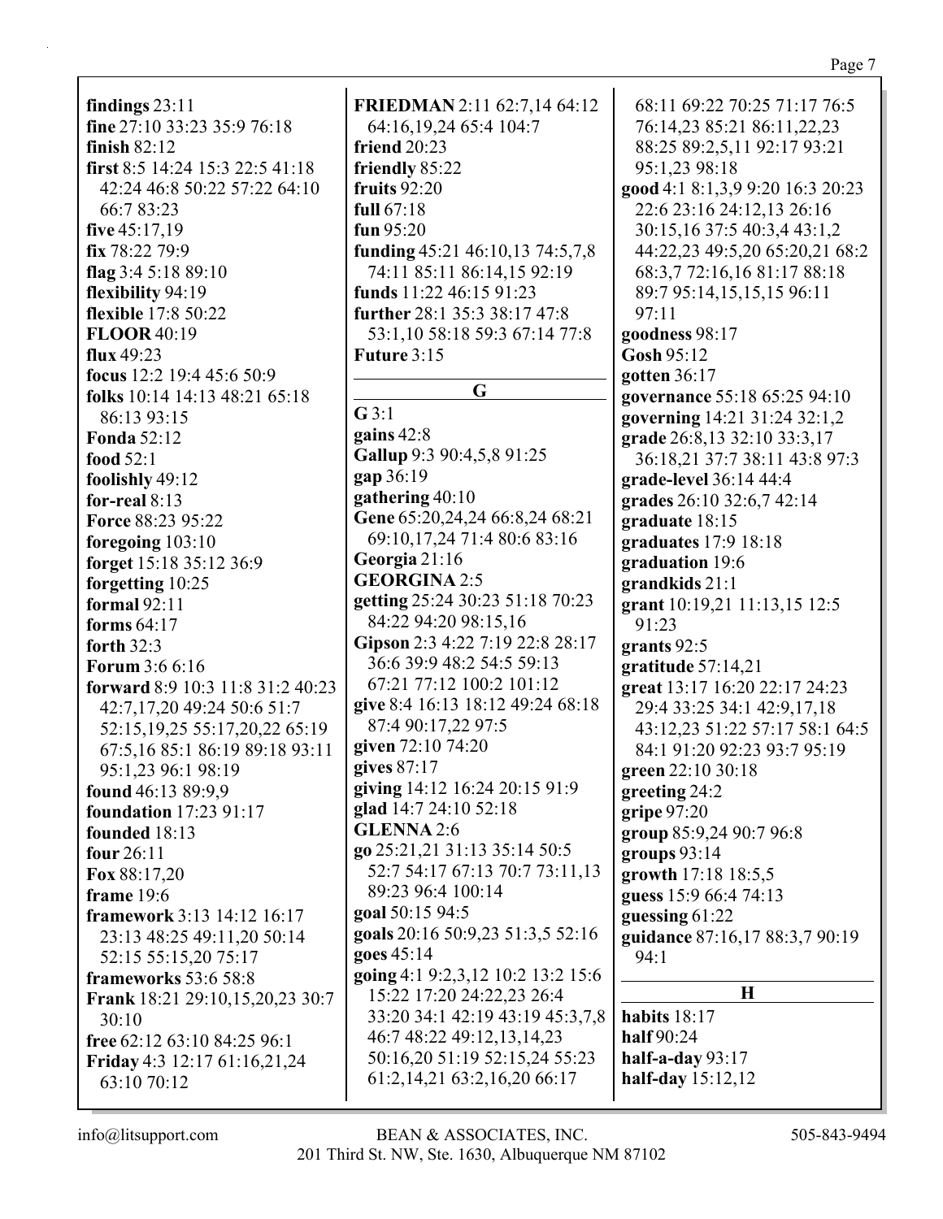**findings** 23:11
**fine** 27:10 33:23 35:9 76:18
**finish** 82:12
**first** 8:5 14:24 15:3 22:5 41:18 42:24 46:8 50:22 57:22 64:10 66:7 83:23
**five** 45:17,19
**fix** 78:22 79:9
**flag** 3:4 5:18 89:10
**flexibility** 94:19
**flexible** 17:8 50:22
**FLOOR** 40:19
**flux** 49:23
**focus** 12:2 19:4 45:6 50:9
**folks** 10:14 14:13 48:21 65:18 86:13 93:15
**Fonda** 52:12
**food** 52:1
**foolishly** 49:12
**for-real** 8:13
**Force** 88:23 95:22
**foregoing** 103:10
**forget** 15:18 35:12 36:9
**forgetting** 10:25
**formal** 92:11
**forms** 64:17
**forth** 32:3
**Forum** 3:6 6:16
**forward** 8:9 10:3 11:8 31:2 40:23 42:7,17,20 49:24 50:6 51:7 52:15,19,25 55:17,20,22 65:19 67:5,16 85:1 86:19 89:18 93:11 95:1,23 96:1 98:19
**found** 46:13 89:9,9
**foundation** 17:23 91:17
**founded** 18:13
**four** 26:11
**Fox** 88:17,20
**frame** 19:6
**framework** 3:13 14:12 16:17 23:13 48:25 49:11,20 50:14 52:15 55:15,20 75:17
**frameworks** 53:6 58:8
**Frank** 18:21 29:10,15,20,23 30:7 30:10
**free** 62:12 63:10 84:25 96:1
**Friday** 4:3 12:17 61:16,21,24 63:10 70:12
**FRIEDMAN** 2:11 62:7,14 64:12 64:16,19,24 65:4 104:7
**friend** 20:23
**friendly** 85:22
**fruits** 92:20
**full** 67:18
**fun** 95:20
**funding** 45:21 46:10,13 74:5,7,8 74:11 85:11 86:14,15 92:19
**funds** 11:22 46:15 91:23
**further** 28:1 35:3 38:17 47:8 53:1,10 58:18 59:3 67:14 77:8
**Future** 3:15

## G

**G** 3:1
**gains** 42:8
**Gallup** 9:3 90:4,5,8 91:25
**gap** 36:19
**gathering** 40:10
**Gene** 65:20,24,24 66:8,24 68:21 69:10,17,24 71:4 80:6 83:16
**Georgia** 21:16
**GEORGINA** 2:5
**getting** 25:24 30:23 51:18 70:23 84:22 94:20 98:15,16
**Gipson** 2:3 4:22 7:19 22:8 28:17 36:6 39:9 48:2 54:5 59:13 67:21 77:12 100:2 101:12
**give** 8:4 16:13 18:12 49:24 68:18 87:4 90:17,22 97:5
**given** 72:10 74:20
**gives** 87:17
**giving** 14:12 16:24 20:15 91:9
**glad** 14:7 24:10 52:18
**GLENNA** 2:6
**go** 25:21,21 31:13 35:14 50:5 52:7 54:17 67:13 70:7 73:11,13 89:23 96:4 100:14
**goal** 50:15 94:5
**goals** 20:16 50:9,23 51:3,5 52:16
**goes** 45:14
**going** 4:1 9:2,3,12 10:2 13:2 15:6 15:22 17:20 24:22,23 26:4 33:20 34:1 42:19 43:19 45:3,7,8 46:7 48:22 49:12,13,14,23 50:16,20 51:19 52:15,24 55:23 61:2,14,21 63:2,16,20 66:17 68:11 69:22 70:25 71:17 76:5 76:14,23 85:21 86:11,22,23 88:25 89:2,5,11 92:17 93:21 95:1,23 98:18
**good** 4:1 8:1,3,9 9:20 16:3 20:23 22:6 23:16 24:12,13 26:16 30:15,16 37:5 40:3,4 43:1,2 44:22,23 49:5,20 65:20,21 68:2 68:3,7 72:16,16 81:17 88:18 89:7 95:14,15,15,15 96:11 97:11
**goodness** 98:17
**Gosh** 95:12
**gotten** 36:17
**governance** 55:18 65:25 94:10
**governing** 14:21 31:24 32:1,2
**grade** 26:8,13 32:10 33:3,17 36:18,21 37:7 38:11 43:8 97:3
**grade-level** 36:14 44:4
**grades** 26:10 32:6,7 42:14
**graduate** 18:15
**graduates** 17:9 18:18
**graduation** 19:6
**grandkids** 21:1
**grant** 10:19,21 11:13,15 12:5 91:23
**grants** 92:5
**gratitude** 57:14,21
**great** 13:17 16:20 22:17 24:23 29:4 33:25 34:1 42:9,17,18 43:12,23 51:22 57:17 58:1 64:5 84:1 91:20 92:23 93:7 95:19
**green** 22:10 30:18
**greeting** 24:2
**gripe** 97:20
**group** 85:9,24 90:7 96:8
**groups** 93:14
**growth** 17:18 18:5,5
**guess** 15:9 66:4 74:13
**guessing** 61:22
**guidance** 87:16,17 88:3,7 90:19 94:1

## H

**habits** 18:17
**half** 90:24
**half-a-day** 93:17
**half-day** 15:12,12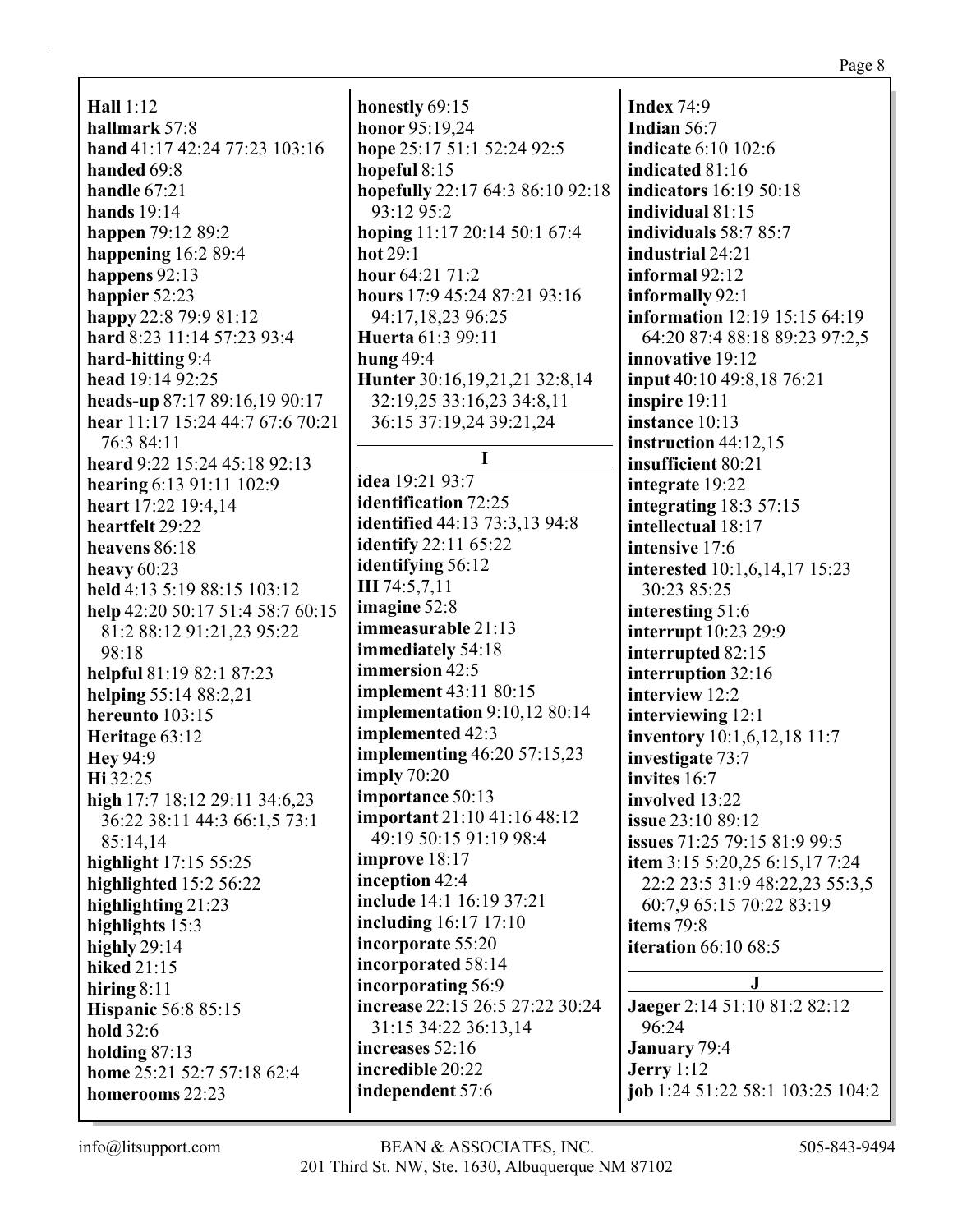**Hall** 1:12
**hallmark** 57:8
**hand** 41:17 42:24 77:23 103:16
**handed** 69:8
**handle** 67:21
**hands** 19:14
**happen** 79:12 89:2
**happening** 16:2 89:4
**happens** 92:13
**happier** 52:23
**happy** 22:8 79:9 81:12
**hard** 8:23 11:14 57:23 93:4
**hard-hitting** 9:4
**head** 19:14 92:25
**heads-up** 87:17 89:16,19 90:17
**hear** 11:17 15:24 44:7 67:6 70:21 76:3 84:11
**heard** 9:22 15:24 45:18 92:13
**hearing** 6:13 91:11 102:9
**heart** 17:22 19:4,14
**heartfelt** 29:22
**heavens** 86:18
**heavy** 60:23
**held** 4:13 5:19 88:15 103:12
**help** 42:20 50:17 51:4 58:7 60:15 81:2 88:12 91:21,23 95:22 98:18
**helpful** 81:19 82:1 87:23
**helping** 55:14 88:2,21
**hereunto** 103:15
**Heritage** 63:12
**Hey** 94:9
**Hi** 32:25
**high** 17:7 18:12 29:11 34:6,23 36:22 38:11 44:3 66:1,5 73:1 85:14,14
**highlight** 17:15 55:25
**highlighted** 15:2 56:22
**highlighting** 21:23
**highlights** 15:3
**highly** 29:14
**hiked** 21:15
**hiring** 8:11
**Hispanic** 56:8 85:15
**hold** 32:6
**holding** 87:13
**home** 25:21 52:7 57:18 62:4
**homerooms** 22:23
**honestly** 69:15
**honor** 95:19,24
**hope** 25:17 51:1 52:24 92:5
**hopeful** 8:15
**hopefully** 22:17 64:3 86:10 92:18 93:12 95:2
**hoping** 11:17 20:14 50:1 67:4
**hot** 29:1
**hour** 64:21 71:2
**hours** 17:9 45:24 87:21 93:16 94:17,18,23 96:25
**Huerta** 61:3 99:11
**hung** 49:4
**Hunter** 30:16,19,21,21 32:8,14 32:19,25 33:16,23 34:8,11 36:15 37:19,24 39:21,24

## I

**idea** 19:21 93:7
**identification** 72:25
**identified** 44:13 73:3,13 94:8
**identify** 22:11 65:22
**identifying** 56:12
**III** 74:5,7,11
**imagine** 52:8
**immeasurable** 21:13
**immediately** 54:18
**immersion** 42:5
**implement** 43:11 80:15
**implementation** 9:10,12 80:14
**implemented** 42:3
**implementing** 46:20 57:15,23
**imply** 70:20
**importance** 50:13
**important** 21:10 41:16 48:12 49:19 50:15 91:19 98:4
**improve** 18:17
**inception** 42:4
**include** 14:1 16:19 37:21
**including** 16:17 17:10
**incorporate** 55:20
**incorporated** 58:14
**incorporating** 56:9
**increase** 22:15 26:5 27:22 30:24 31:15 34:22 36:13,14
**increases** 52:16
**incredible** 20:22
**independent** 57:6
**Index** 74:9
**Indian** 56:7
**indicate** 6:10 102:6
**indicated** 81:16
**indicators** 16:19 50:18
**individual** 81:15
**individuals** 58:7 85:7
**industrial** 24:21
**informal** 92:12
**informally** 92:1
**information** 12:19 15:15 64:19 64:20 87:4 88:18 89:23 97:2,5
**innovative** 19:12
**input** 40:10 49:8,18 76:21
**inspire** 19:11
**instance** 10:13
**instruction** 44:12,15
**insufficient** 80:21
**integrate** 19:22
**integrating** 18:3 57:15
**intellectual** 18:17
**intensive** 17:6
**interested** 10:1,6,14,17 15:23 30:23 85:25
**interesting** 51:6
**interrupt** 10:23 29:9
**interrupted** 82:15
**interruption** 32:16
**interview** 12:2
**interviewing** 12:1
**inventory** 10:1,6,12,18 11:7
**investigate** 73:7
**invites** 16:7
**involved** 13:22
**issue** 23:10 89:12
**issues** 71:25 79:15 81:9 99:5
**item** 3:15 5:20,25 6:15,17 7:24 22:2 23:5 31:9 48:22,23 55:3,5 60:7,9 65:15 70:22 83:19
**items** 79:8
**iteration** 66:10 68:5

## J

**Jaeger** 2:14 51:10 81:2 82:12 96:24
**January** 79:4
**Jerry** 1:12
**job** 1:24 51:22 58:1 103:25 104:2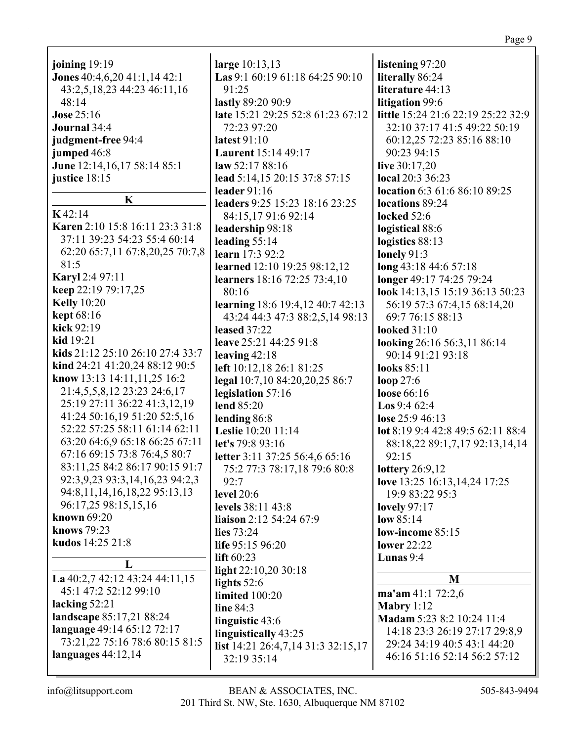**joining** 19:19
**Jones** 40:4,6,20 41:1,14 42:1 43:2,5,18,23 44:23 46:11,16 48:14
**Jose** 25:16
**Journal** 34:4
**judgment-free** 94:4
**jumped** 46:8
**June** 12:14,16,17 58:14 85:1
**justice** 18:15

## K

**K** 42:14
**Karen** 2:10 15:8 16:11 23:3 31:8 37:11 39:23 54:23 55:4 60:14 62:20 65:7,11 67:8,20,25 70:7,8 81:5
**Karyl** 2:4 97:11
**keep** 22:19 79:17,25
**Kelly** 10:20
**kept** 68:16
**kick** 92:19
**kid** 19:21
**kids** 21:12 25:10 26:10 27:4 33:7
**kind** 24:21 41:20,24 88:12 90:5
**know** 13:13 14:11,11,25 16:2 21:4,5,5,8,12 23:23 24:6,17 25:19 27:11 36:22 41:3,12,19 41:24 50:16,19 51:20 52:5,16 52:22 57:25 58:11 61:14 62:11 63:20 64:6,9 65:18 66:25 67:11 67:16 69:15 73:8 76:4,5 80:7 83:11,25 84:2 86:17 90:15 91:7 92:3,9,23 93:3,14,16,23 94:2,3 94:8,11,14,16,18,22 95:13,13 96:17,25 98:15,15,16
**known** 69:20
**knows** 79:23
**kudos** 14:25 21:8

## L

**La** 40:2,7 42:12 43:24 44:11,15 45:1 47:2 52:12 99:10
**lacking** 52:21
**landscape** 85:17,21 88:24
**language** 49:14 65:12 72:17 73:21,22 75:16 78:6 80:15 81:5
**languages** 44:12,14
**large** 10:13,13
**Las** 9:1 60:19 61:18 64:25 90:10 91:25
**lastly** 89:20 90:9
**late** 15:21 29:25 52:8 61:23 67:12 72:23 97:20
**latest** 91:10
**Laurent** 15:14 49:17
**law** 52:17 88:16
**lead** 5:14,15 20:15 37:8 57:15
**leader** 91:16
**leaders** 9:25 15:23 18:16 23:25 84:15,17 91:6 92:14
**leadership** 98:18
**leading** 55:14
**learn** 17:3 92:2
**learned** 12:10 19:25 98:12,12
**learners** 18:16 72:25 73:4,10 80:16
**learning** 18:6 19:4,12 40:7 42:13 43:24 44:3 47:3 88:2,5,14 98:13
**leased** 37:22
**leave** 25:21 44:25 91:8
**leaving** 42:18
**left** 10:12,18 26:1 81:25
**legal** 10:7,10 84:20,20,25 86:7
**legislation** 57:16
**lend** 85:20
**lending** 86:8
**Leslie** 10:20 11:14
**let's** 79:8 93:16
**letter** 3:11 37:25 56:4,6 65:16 75:2 77:3 78:17,18 79:6 80:8 92:7
**level** 20:6
**levels** 38:11 43:8
**liaison** 2:12 54:24 67:9
**lies** 73:24
**life** 95:15 96:20
**lift** 60:23
**light** 22:10,20 30:18
**lights** 52:6
**limited** 100:20
**line** 84:3
**linguistic** 43:6
**linguistically** 43:25
**list** 14:21 26:4,7,14 31:3 32:15,17 32:19 35:14
**listening** 97:20
**literally** 86:24
**literature** 44:13
**litigation** 99:6
**little** 15:24 21:6 22:19 25:22 32:9 32:10 37:17 41:5 49:22 50:19 60:12,25 72:23 85:16 88:10 90:23 94:15
**live** 30:17,20
**local** 20:3 36:23
**location** 6:3 61:6 86:10 89:25
**locations** 89:24
**locked** 52:6
**logistical** 88:6
**logistics** 88:13
**lonely** 91:3
**long** 43:18 44:6 57:18
**longer** 49:17 74:25 79:24
**look** 14:13,15 15:19 36:13 50:23 56:19 57:3 67:4,15 68:14,20 69:7 76:15 88:13
**looked** 31:10
**looking** 26:16 56:3,11 86:14 90:14 91:21 93:18
**looks** 85:11
**loop** 27:6
**loose** 66:16
**Los** 9:4 62:4
**lose** 25:9 46:13
**lot** 8:19 9:4 42:8 49:5 62:11 88:4 88:18,22 89:1,7,17 92:13,14,14 92:15
**lottery** 26:9,12
**love** 13:25 16:13,14,24 17:25 19:9 83:22 95:3
**lovely** 97:17
**low** 85:14
**low-income** 85:15
**lower** 22:22
**Lunas** 9:4

## M

**ma'am** 41:1 72:2,6
**Mabry** 1:12
**Madam** 5:23 8:2 10:24 11:4 14:18 23:3 26:19 27:17 29:8,9 29:24 34:19 40:5 43:1 44:20 46:16 51:16 52:14 56:2 57:12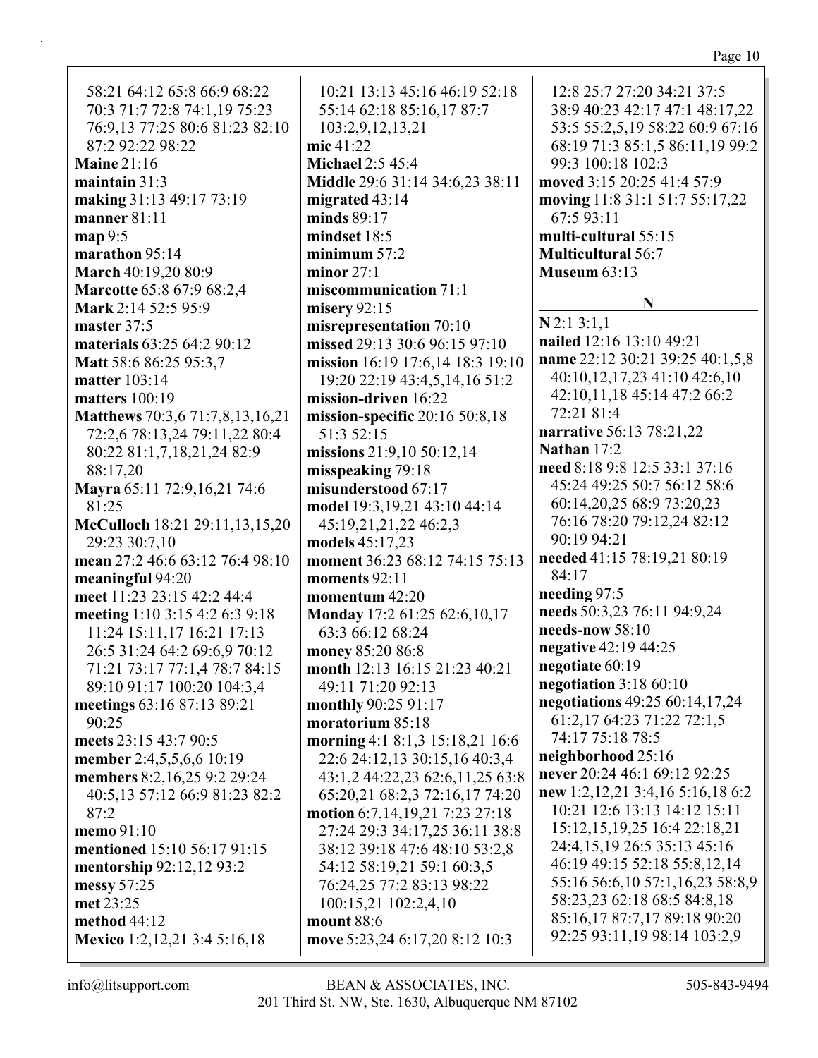58:21 64:12 65:8 66:9 68:22 70:3 71:7 72:8 74:1,19 75:23 76:9,13 77:25 80:6 81:23 82:10 87:2 92:22 98:22

**Maine** 21:16

**maintain** 31:3

**making** 31:13 49:17 73:19

**manner** 81:11

**map** 9:5

**marathon** 95:14

**March** 40:19,20 80:9

**Marcotte** 65:8 67:9 68:2,4

**Mark** 2:14 52:5 95:9

**master** 37:5

**materials** 63:25 64:2 90:12

**Matt** 58:6 86:25 95:3,7

**matter** 103:14

**matters** 100:19

**Matthews** 70:3,6 71:7,8,13,16,21 72:2,6 78:13,24 79:11,22 80:4 80:22 81:1,7,18,21,24 82:9 88:17,20

**Mayra** 65:11 72:9,16,21 74:6 81:25

**McCulloch** 18:21 29:11,13,15,20 29:23 30:7,10

**mean** 27:2 46:6 63:12 76:4 98:10

**meaningful** 94:20

**meet** 11:23 23:15 42:2 44:4

**meeting** 1:10 3:15 4:2 6:3 9:18 11:24 15:11,17 16:21 17:13 26:5 31:24 64:2 69:6,9 70:12 71:21 73:17 77:1,4 78:7 84:15 89:10 91:17 100:20 104:3,4

**meetings** 63:16 87:13 89:21 90:25

**meets** 23:15 43:7 90:5

**member** 2:4,5,5,6,6 10:19

**members** 8:2,16,25 9:2 29:24 40:5,13 57:12 66:9 81:23 82:2 87:2

**memo** 91:10

**mentioned** 15:10 56:17 91:15

**mentorship** 92:12,12 93:2

**messy** 57:25

**met** 23:25

**method** 44:12

**Mexico** 1:2,12,21 3:4 5:16,18 10:21 13:13 45:16 46:19 52:18 55:14 62:18 85:16,17 87:7 103:2,9,12,13,21

**mic** 41:22

**Michael** 2:5 45:4

**Middle** 29:6 31:14 34:6,23 38:11

**migrated** 43:14

**minds** 89:17

**mindset** 18:5

**minimum** 57:2

**minor** 27:1

**miscommunication** 71:1

**misery** 92:15

**misrepresentation** 70:10

**missed** 29:13 30:6 96:15 97:10

**mission** 16:19 17:6,14 18:3 19:10 19:20 22:19 43:4,5,14,16 51:2

**mission-driven** 16:22

**mission-specific** 20:16 50:8,18 51:3 52:15

**missions** 21:9,10 50:12,14

**misspeaking** 79:18

**misunderstood** 67:17

**model** 19:3,19,21 43:10 44:14 45:19,21,21,22 46:2,3

**models** 45:17,23

**moment** 36:23 68:12 74:15 75:13

**moments** 92:11

**momentum** 42:20

**Monday** 17:2 61:25 62:6,10,17 63:3 66:12 68:24

**money** 85:20 86:8

**month** 12:13 16:15 21:23 40:21 49:11 71:20 92:13

**monthly** 90:25 91:17

**moratorium** 85:18

**morning** 4:1 8:1,3 15:18,21 16:6 22:6 24:12,13 30:15,16 40:3,4 43:1,2 44:22,23 62:6,11,25 63:8 65:20,21 68:2,3 72:16,17 74:20

**motion** 6:7,14,19,21 7:23 27:18 27:24 29:3 34:17,25 36:11 38:8 38:12 39:18 47:6 48:10 53:2,8 54:12 58:19,21 59:1 60:3,5 76:24,25 77:2 83:13 98:22 100:15,21 102:2,4,10

**mount** 88:6

**move** 5:23,24 6:17,20 8:12 10:3 12:8 25:7 27:20 34:21 37:5 38:9 40:23 42:17 47:1 48:17,22 53:5 55:2,5,19 58:22 60:9 67:16 68:19 71:3 85:1,5 86:11,19 99:2 99:3 100:18 102:3

**moved** 3:15 20:25 41:4 57:9

**moving** 11:8 31:1 51:7 55:17,22 67:5 93:11

**multi-cultural** 55:15

**Multicultural** 56:7

**Museum** 63:13

## N

**N** 2:1 3:1,1

**nailed** 12:16 13:10 49:21

**name** 22:12 30:21 39:25 40:1,5,8 40:10,12,17,23 41:10 42:6,10 42:10,11,18 45:14 47:2 66:2 72:21 81:4

**narrative** 56:13 78:21,22

**Nathan** 17:2

**need** 8:18 9:8 12:5 33:1 37:16 45:24 49:25 50:7 56:12 58:6 60:14,20,25 68:9 73:20,23 76:16 78:20 79:12,24 82:12 90:19 94:21

**needed** 41:15 78:19,21 80:19 84:17

**needing** 97:5

**needs** 50:3,23 76:11 94:9,24

**needs-now** 58:10

**negative** 42:19 44:25

**negotiate** 60:19

**negotiation** 3:18 60:10

**negotiations** 49:25 60:14,17,24 61:2,17 64:23 71:22 72:1,5 74:17 75:18 78:5

**neighborhood** 25:16

**never** 20:24 46:1 69:12 92:25

**new** 1:2,12,21 3:4,16 5:16,18 6:2 10:21 12:6 13:13 14:12 15:11 15:12,15,19,25 16:4 22:18,21 24:4,15,19 26:5 35:13 45:16 46:19 49:15 52:18 55:8,12,14 55:16 56:6,10 57:1,16,23 58:8,9 58:23,23 62:18 68:5 84:8,18 85:16,17 87:7,17 89:18 90:20 92:25 93:11,19 98:14 103:2,9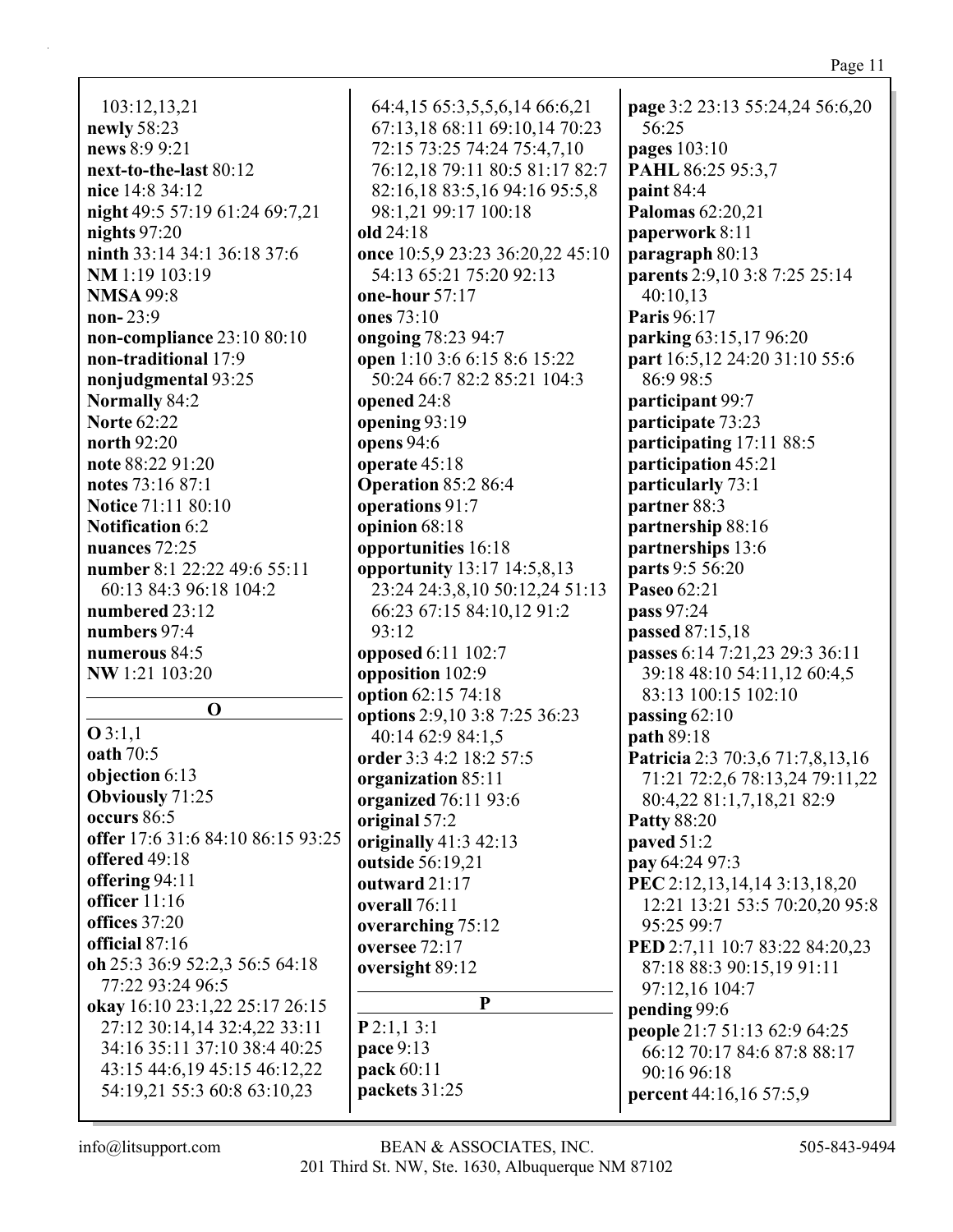103:12,13,21
**newly** 58:23
**news** 8:9 9:21
**next-to-the-last** 80:12
**nice** 14:8 34:12
**night** 49:5 57:19 61:24 69:7,21
**nights** 97:20
**ninth** 33:14 34:1 36:18 37:6
**NM** 1:19 103:19
**NMSA** 99:8
**non-** 23:9
**non-compliance** 23:10 80:10
**non-traditional** 17:9
**nonjudgmental** 93:25
**Normally** 84:2
**Norte** 62:22
**north** 92:20
**note** 88:22 91:20
**notes** 73:16 87:1
**Notice** 71:11 80:10
**Notification** 6:2
**nuances** 72:25
**number** 8:1 22:22 49:6 55:11 60:13 84:3 96:18 104:2
**numbered** 23:12
**numbers** 97:4
**numerous** 84:5
**NW** 1:21 103:20

## O

**O** 3:1,1
**oath** 70:5
**objection** 6:13
**Obviously** 71:25
**occurs** 86:5
**offer** 17:6 31:6 84:10 86:15 93:25
**offered** 49:18
**offering** 94:11
**officer** 11:16
**offices** 37:20
**official** 87:16
**oh** 25:3 36:9 52:2,3 56:5 64:18 77:22 93:24 96:5
**okay** 16:10 23:1,22 25:17 26:15 27:12 30:14,14 32:4,22 33:11 34:16 35:11 37:10 38:4 40:25 43:15 44:6,19 45:15 46:12,22 54:19,21 55:3 60:8 63:10,23 64:4,15 65:3,5,5,6,14 66:6,21 67:13,18 68:11 69:10,14 70:23 72:15 73:25 74:24 75:4,7,10 76:12,18 79:11 80:5 81:17 82:7 82:16,18 83:5,16 94:16 95:5,8 98:1,21 99:17 100:18
**old** 24:18
**once** 10:5,9 23:23 36:20,22 45:10 54:13 65:21 75:20 92:13
**one-hour** 57:17
**ones** 73:10
**ongoing** 78:23 94:7
**open** 1:10 3:6 6:15 8:6 15:22 50:24 66:7 82:2 85:21 104:3
**opened** 24:8
**opening** 93:19
**opens** 94:6
**operate** 45:18
**Operation** 85:2 86:4
**operations** 91:7
**opinion** 68:18
**opportunities** 16:18
**opportunity** 13:17 14:5,8,13 23:24 24:3,8,10 50:12,24 51:13 66:23 67:15 84:10,12 91:2 93:12
**opposed** 6:11 102:7
**opposition** 102:9
**option** 62:15 74:18
**options** 2:9,10 3:8 7:25 36:23 40:14 62:9 84:1,5
**order** 3:3 4:2 18:2 57:5
**organization** 85:11
**organized** 76:11 93:6
**original** 57:2
**originally** 41:3 42:13
**outside** 56:19,21
**outward** 21:17
**overall** 76:11
**overarching** 75:12
**oversee** 72:17
**oversight** 89:12

## P

**P** 2:1,1 3:1
**pace** 9:13
**pack** 60:11
**packets** 31:25
**page** 3:2 23:13 55:24,24 56:6,20 56:25
**pages** 103:10
**PAHL** 86:25 95:3,7
**paint** 84:4
**Palomas** 62:20,21
**paperwork** 8:11
**paragraph** 80:13
**parents** 2:9,10 3:8 7:25 25:14 40:10,13
**Paris** 96:17
**parking** 63:15,17 96:20
**part** 16:5,12 24:20 31:10 55:6 86:9 98:5
**participant** 99:7
**participate** 73:23
**participating** 17:11 88:5
**participation** 45:21
**particularly** 73:1
**partner** 88:3
**partnership** 88:16
**partnerships** 13:6
**parts** 9:5 56:20
**Paseo** 62:21
**pass** 97:24
**passed** 87:15,18
**passes** 6:14 7:21,23 29:3 36:11 39:18 48:10 54:11,12 60:4,5 83:13 100:15 102:10
**passing** 62:10
**path** 89:18
**Patricia** 2:3 70:3,6 71:7,8,13,16 71:21 72:2,6 78:13,24 79:11,22 80:4,22 81:1,7,18,21 82:9
**Patty** 88:20
**paved** 51:2
**pay** 64:24 97:3
**PEC** 2:12,13,14,14 3:13,18,20 12:21 13:21 53:5 70:20,20 95:8 95:25 99:7
**PED** 2:7,11 10:7 83:22 84:20,23 87:18 88:3 90:15,19 91:11 97:12,16 104:7
**pending** 99:6
**people** 21:7 51:13 62:9 64:25 66:12 70:17 84:6 87:8 88:17 90:16 96:18
**percent** 44:16,16 57:5,9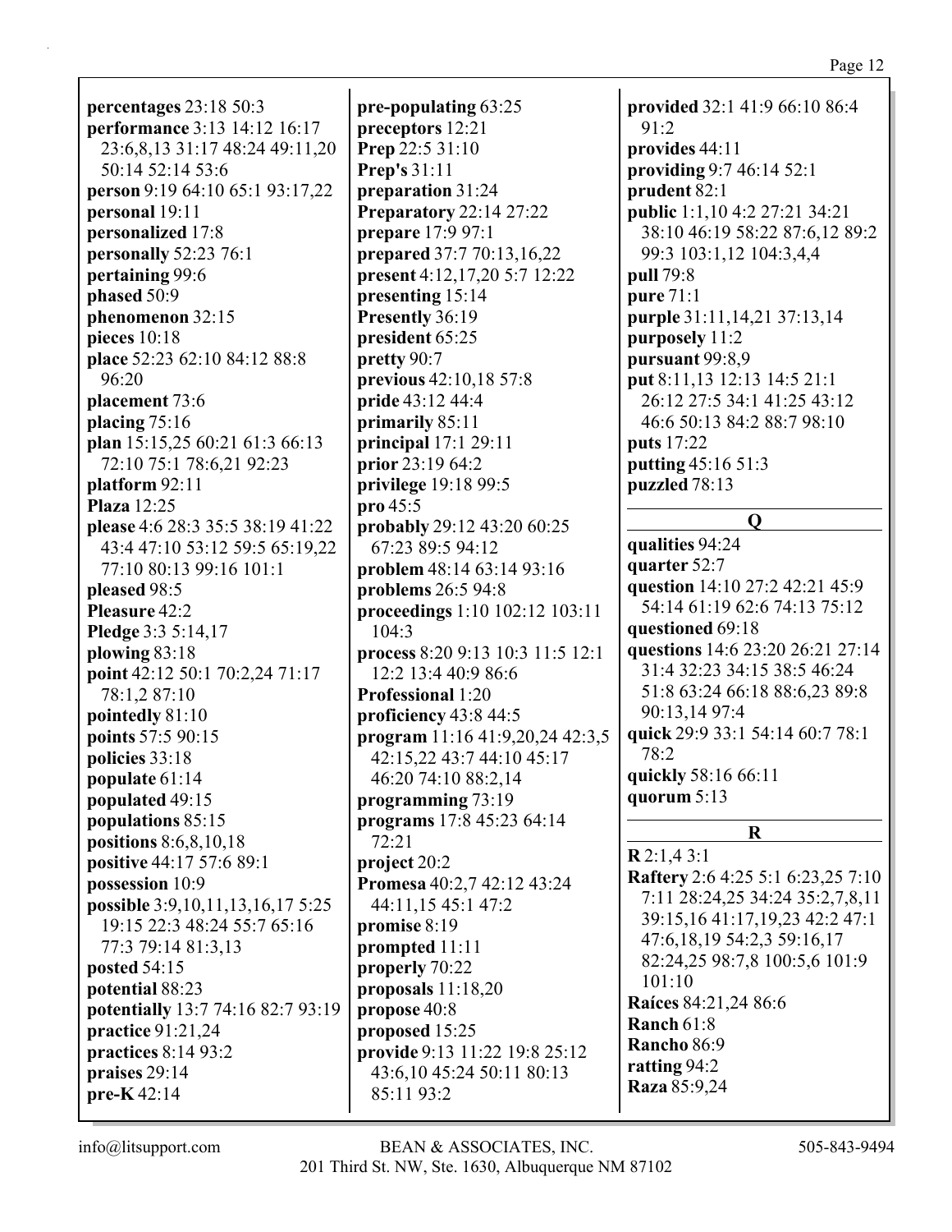**percentages** 23:18 50:3
**performance** 3:13 14:12 16:17 23:6,8,13 31:17 48:24 49:11,20 50:14 52:14 53:6
**person** 9:19 64:10 65:1 93:17,22
**personal** 19:11
**personalized** 17:8
**personally** 52:23 76:1
**pertaining** 99:6
**phased** 50:9
**phenomenon** 32:15
**pieces** 10:18
**place** 52:23 62:10 84:12 88:8 96:20
**placement** 73:6
**placing** 75:16
**plan** 15:15,25 60:21 61:3 66:13 72:10 75:1 78:6,21 92:23
**platform** 92:11
**Plaza** 12:25
**please** 4:6 28:3 35:5 38:19 41:22 43:4 47:10 53:12 59:5 65:19,22 77:10 80:13 99:16 101:1
**pleased** 98:5
**Pleasure** 42:2
**Pledge** 3:3 5:14,17
**plowing** 83:18
**point** 42:12 50:1 70:2,24 71:17 78:1,2 87:10
**pointedly** 81:10
**points** 57:5 90:15
**policies** 33:18
**populate** 61:14
**populated** 49:15
**populations** 85:15
**positions** 8:6,8,10,18
**positive** 44:17 57:6 89:1
**possession** 10:9
**possible** 3:9,10,11,13,16,17 5:25 19:15 22:3 48:24 55:7 65:16 77:3 79:14 81:3,13
**posted** 54:15
**potential** 88:23
**potentially** 13:7 74:16 82:7 93:19
**practice** 91:21,24
**practices** 8:14 93:2
**praises** 29:14
**pre-K** 42:14
**pre-populating** 63:25
**preceptors** 12:21
**Prep** 22:5 31:10
**Prep's** 31:11
**preparation** 31:24
**Preparatory** 22:14 27:22
**prepare** 17:9 97:1
**prepared** 37:7 70:13,16,22
**present** 4:12,17,20 5:7 12:22
**presenting** 15:14
**Presently** 36:19
**president** 65:25
**pretty** 90:7
**previous** 42:10,18 57:8
**pride** 43:12 44:4
**primarily** 85:11
**principal** 17:1 29:11
**prior** 23:19 64:2
**privilege** 19:18 99:5
**pro** 45:5
**probably** 29:12 43:20 60:25 67:23 89:5 94:12
**problem** 48:14 63:14 93:16
**problems** 26:5 94:8
**proceedings** 1:10 102:12 103:11 104:3
**process** 8:20 9:13 10:3 11:5 12:1 12:2 13:4 40:9 86:6
**Professional** 1:20
**proficiency** 43:8 44:5
**program** 11:16 41:9,20,24 42:3,5 42:15,22 43:7 44:10 45:17 46:20 74:10 88:2,14
**programming** 73:19
**programs** 17:8 45:23 64:14 72:21
**project** 20:2
**Promesa** 40:2,7 42:12 43:24 44:11,15 45:1 47:2
**promise** 8:19
**prompted** 11:11
**properly** 70:22
**proposals** 11:18,20
**propose** 40:8
**proposed** 15:25
**provide** 9:13 11:22 19:8 25:12 43:6,10 45:24 50:11 80:13 85:11 93:2
**provided** 32:1 41:9 66:10 86:4 91:2
**provides** 44:11
**providing** 9:7 46:14 52:1
**prudent** 82:1
**public** 1:1,10 4:2 27:21 34:21 38:10 46:19 58:22 87:6,12 89:2 99:3 103:1,12 104:3,4,4
**pull** 79:8
**pure** 71:1
**purple** 31:11,14,21 37:13,14
**purposely** 11:2
**pursuant** 99:8,9
**put** 8:11,13 12:13 14:5 21:1 26:12 27:5 34:1 41:25 43:12 46:6 50:13 84:2 88:7 98:10
**puts** 17:22
**putting** 45:16 51:3
**puzzled** 78:13

## Q

**qualities** 94:24
**quarter** 52:7
**question** 14:10 27:2 42:21 45:9 54:14 61:19 62:6 74:13 75:12
**questioned** 69:18
**questions** 14:6 23:20 26:21 27:14 31:4 32:23 34:15 38:5 46:24 51:8 63:24 66:18 88:6,23 89:8 90:13,14 97:4
**quick** 29:9 33:1 54:14 60:7 78:1 78:2
**quickly** 58:16 66:11
**quorum** 5:13

## R

**R** 2:1,4 3:1
**Raftery** 2:6 4:25 5:1 6:23,25 7:10 7:11 28:24,25 34:24 35:2,7,8,11 39:15,16 41:17,19,23 42:2 47:1 47:6,18,19 54:2,3 59:16,17 82:24,25 98:7,8 100:5,6 101:9 101:10
**Raíces** 84:21,24 86:6
**Ranch** 61:8
**Rancho** 86:9
**ratting** 94:2
**Raza** 85:9,24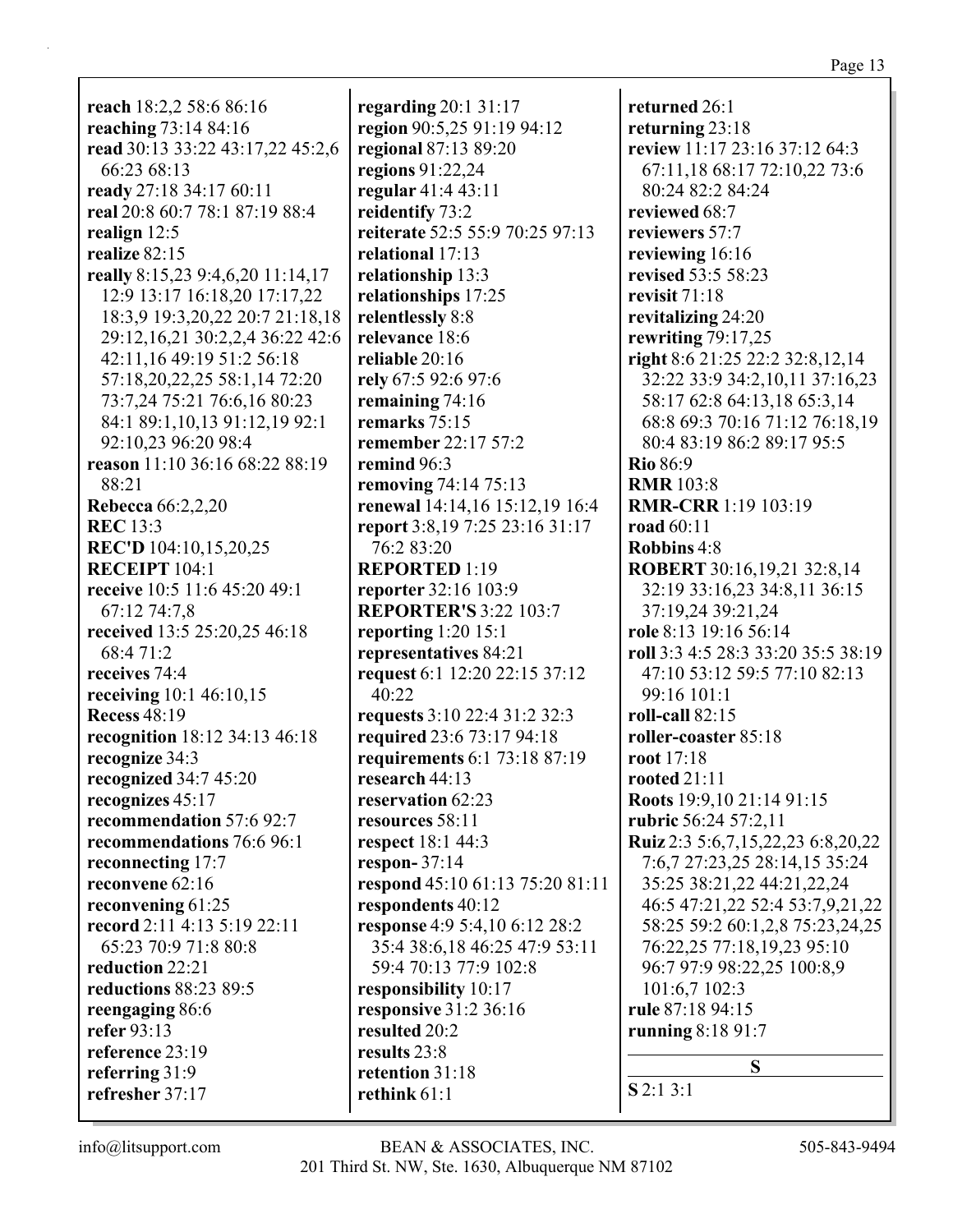**reach** 18:2,2 58:6 86:16
**reaching** 73:14 84:16
**read** 30:13 33:22 43:17,22 45:2,6 66:23 68:13
**ready** 27:18 34:17 60:11
**real** 20:8 60:7 78:1 87:19 88:4
**realign** 12:5
**realize** 82:15
**really** 8:15,23 9:4,6,20 11:14,17 12:9 13:17 16:18,20 17:17,22 18:3,9 19:3,20,22 20:7 21:18,18 29:12,16,21 30:2,2,4 36:22 42:6 42:11,16 49:19 51:2 56:18 57:18,20,22,25 58:1,14 72:20 73:7,24 75:21 76:6,16 80:23 84:1 89:1,10,13 91:12,19 92:1 92:10,23 96:20 98:4
**reason** 11:10 36:16 68:22 88:19 88:21
**Rebecca** 66:2,2,20
**REC** 13:3
**REC'D** 104:10,15,20,25
**RECEIPT** 104:1
**receive** 10:5 11:6 45:20 49:1 67:12 74:7,8
**received** 13:5 25:20,25 46:18 68:4 71:2
**receives** 74:4
**receiving** 10:1 46:10,15
**Recess** 48:19
**recognition** 18:12 34:13 46:18
**recognize** 34:3
**recognized** 34:7 45:20
**recognizes** 45:17
**recommendation** 57:6 92:7
**recommendations** 76:6 96:1
**reconnecting** 17:7
**reconvene** 62:16
**reconvening** 61:25
**record** 2:11 4:13 5:19 22:11 65:23 70:9 71:8 80:8
**reduction** 22:21
**reductions** 88:23 89:5
**reengaging** 86:6
**refer** 93:13
**reference** 23:19
**referring** 31:9
**refresher** 37:17
**regarding** 20:1 31:17
**region** 90:5,25 91:19 94:12
**regional** 87:13 89:20
**regions** 91:22,24
**regular** 41:4 43:11
**reidentify** 73:2
**reiterate** 52:5 55:9 70:25 97:13
**relational** 17:13
**relationship** 13:3
**relationships** 17:25
**relentlessly** 8:8
**relevance** 18:6
**reliable** 20:16
**rely** 67:5 92:6 97:6
**remaining** 74:16
**remarks** 75:15
**remember** 22:17 57:2
**remind** 96:3
**removing** 74:14 75:13
**renewal** 14:14,16 15:12,19 16:4
**report** 3:8,19 7:25 23:16 31:17 76:2 83:20
**REPORTED** 1:19
**reporter** 32:16 103:9
**REPORTER'S** 3:22 103:7
**reporting** 1:20 15:1
**representatives** 84:21
**request** 6:1 12:20 22:15 37:12 40:22
**requests** 3:10 22:4 31:2 32:3
**required** 23:6 73:17 94:18
**requirements** 6:1 73:18 87:19
**research** 44:13
**reservation** 62:23
**resources** 58:11
**respect** 18:1 44:3
**respon-** 37:14
**respond** 45:10 61:13 75:20 81:11
**respondents** 40:12
**response** 4:9 5:4,10 6:12 28:2 35:4 38:6,18 46:25 47:9 53:11 59:4 70:13 77:9 102:8
**responsibility** 10:17
**responsive** 31:2 36:16
**resulted** 20:2
**results** 23:8
**retention** 31:18
**rethink** 61:1
**returned** 26:1
**returning** 23:18
**review** 11:17 23:16 37:12 64:3 67:11,18 68:17 72:10,22 73:6 80:24 82:2 84:24
**reviewed** 68:7
**reviewers** 57:7
**reviewing** 16:16
**revised** 53:5 58:23
**revisit** 71:18
**revitalizing** 24:20
**rewriting** 79:17,25
**right** 8:6 21:25 22:2 32:8,12,14 32:22 33:9 34:2,10,11 37:16,23 58:17 62:8 64:13,18 65:3,14 68:8 69:3 70:16 71:12 76:18,19 80:4 83:19 86:2 89:17 95:5
**Rio** 86:9
**RMR** 103:8
**RMR-CRR** 1:19 103:19
**road** 60:11
**Robbins** 4:8
**ROBERT** 30:16,19,21 32:8,14 32:19 33:16,23 34:8,11 36:15 37:19,24 39:21,24
**role** 8:13 19:16 56:14
**roll** 3:3 4:5 28:3 33:20 35:5 38:19 47:10 53:12 59:5 77:10 82:13 99:16 101:1
**roll-call** 82:15
**roller-coaster** 85:18
**root** 17:18
**rooted** 21:11
**Roots** 19:9,10 21:14 91:15
**rubric** 56:24 57:2,11
**Ruiz** 2:3 5:6,7,15,22,23 6:8,20,22 7:6,7 27:23,25 28:14,15 35:24 35:25 38:21,22 44:21,22,24 46:5 47:21,22 52:4 53:7,9,21,22 58:25 59:2 60:1,2,8 75:23,24,25 76:22,25 77:18,19,23 95:10 96:7 97:9 98:22,25 100:8,9 101:6,7 102:3
**rule** 87:18 94:15
**running** 8:18 91:7

## S

**S** 2:1 3:1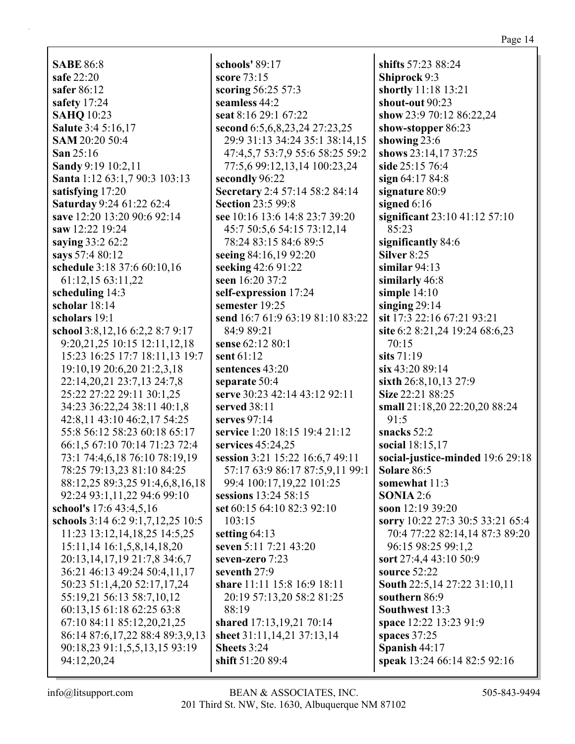**SABE** 86:8
**safe** 22:20
**safer** 86:12
**safety** 17:24
**SAHQ** 10:23
**Salute** 3:4 5:16,17
**SAM** 20:20 50:4
**San** 25:16
**Sandy** 9:19 10:2,11
**Santa** 1:12 63:1,7 90:3 103:13
**satisfying** 17:20
**Saturday** 9:24 61:22 62:4
**save** 12:20 13:20 90:6 92:14
**saw** 12:22 19:24
**saying** 33:2 62:2
**says** 57:4 80:12
**schedule** 3:18 37:6 60:10,16 61:12,15 63:11,22
**scheduling** 14:3
**scholar** 18:14
**scholars** 19:1
**school** 3:8,12,16 6:2,2 8:7 9:17 9:20,21,25 10:15 12:11,12,18 15:23 16:25 17:7 18:11,13 19:7 19:10,19 20:6,20 21:2,3,18 22:14,20,21 23:7,13 24:7,8 25:22 27:22 29:11 30:1,25 34:23 36:22,24 38:11 40:1,8 42:8,11 43:10 46:2,17 54:25 55:8 56:12 58:23 60:18 65:17 66:1,5 67:10 70:14 71:23 72:4 73:1 74:4,6,18 76:10 78:19,19 78:25 79:13,23 81:10 84:25 88:12,25 89:3,25 91:4,6,8,16,18 92:24 93:1,11,22 94:6 99:10
**school's** 17:6 43:4,5,16
**schools** 3:14 6:2 9:1,7,12,25 10:5 11:23 13:12,14,18,25 14:5,25 15:11,14 16:1,5,8,14,18,20 20:13,14,17,19 21:7,8 34:6,7 36:21 46:13 49:24 50:4,11,17 50:23 51:1,4,20 52:17,17,24 55:19,21 56:13 58:7,10,12 60:13,15 61:18 62:25 63:8 67:10 84:11 85:12,20,21,25 86:14 87:6,17,22 88:4 89:3,9,13 90:18,23 91:1,5,5,13,15 93:19 94:12,20,24
**schools'** 89:17
**score** 73:15
**scoring** 56:25 57:3
**seamless** 44:2
**seat** 8:16 29:1 67:22
**second** 6:5,6,8,23,24 27:23,25 29:9 31:13 34:24 35:1 38:14,15 47:4,5,7 53:7,9 55:6 58:25 59:2 77:5,6 99:12,13,14 100:23,24
**secondly** 96:22
**Secretary** 2:4 57:14 58:2 84:14
**Section** 23:5 99:8
**see** 10:16 13:6 14:8 23:7 39:20 45:7 50:5,6 54:15 73:12,14 78:24 83:15 84:6 89:5
**seeing** 84:16,19 92:20
**seeking** 42:6 91:22
**seen** 16:20 37:2
**self-expression** 17:24
**semester** 19:25
**send** 16:7 61:9 63:19 81:10 83:22 84:9 89:21
**sense** 62:12 80:1
**sent** 61:12
**sentences** 43:20
**separate** 50:4
**serve** 30:23 42:14 43:12 92:11
**served** 38:11
**serves** 97:14
**service** 1:20 18:15 19:4 21:12
**services** 45:24,25
**session** 3:21 15:22 16:6,7 49:11 57:17 63:9 86:17 87:5,9,11 99:1 99:4 100:17,19,22 101:25
**sessions** 13:24 58:15
**set** 60:15 64:10 82:3 92:10 103:15
**setting** 64:13
**seven** 5:11 7:21 43:20
**seven-zero** 7:23
**seventh** 27:9
**share** 11:11 15:8 16:9 18:11 20:19 57:13,20 58:2 81:25 88:19
**shared** 17:13,19,21 70:14
**sheet** 31:11,14,21 37:13,14
**Sheets** 3:24
**shift** 51:20 89:4
**shifts** 57:23 88:24
**Shiprock** 9:3
**shortly** 11:18 13:21
**shout-out** 90:23
**show** 23:9 70:12 86:22,24
**show-stopper** 86:23
**showing** 23:6
**shows** 23:14,17 37:25
**side** 25:15 76:4
**sign** 64:17 84:8
**signature** 80:9
**signed** 6:16
**significant** 23:10 41:12 57:10 85:23
**significantly** 84:6
**Silver** 8:25
**similar** 94:13
**similarly** 46:8
**simple** 14:10
**singing** 29:14
**sit** 17:3 22:16 67:21 93:21
**site** 6:2 8:21,24 19:24 68:6,23 70:15
**sits** 71:19
**six** 43:20 89:14
**sixth** 26:8,10,13 27:9
**Size** 22:21 88:25
**small** 21:18,20 22:20,20 88:24 91:5
**snacks** 52:2
**social** 18:15,17
**social-justice-minded** 19:6 29:18
**Solare** 86:5
**somewhat** 11:3
**SONIA** 2:6
**soon** 12:19 39:20
**sorry** 10:22 27:3 30:5 33:21 65:4 70:4 77:22 82:14,14 87:3 89:20 96:15 98:25 99:1,2
**sort** 27:4,4 43:10 50:9
**source** 52:22
**South** 22:5,14 27:22 31:10,11
**southern** 86:9
**Southwest** 13:3
**space** 12:22 13:23 91:9
**spaces** 37:25
**Spanish** 44:17
**speak** 13:24 66:14 82:5 92:16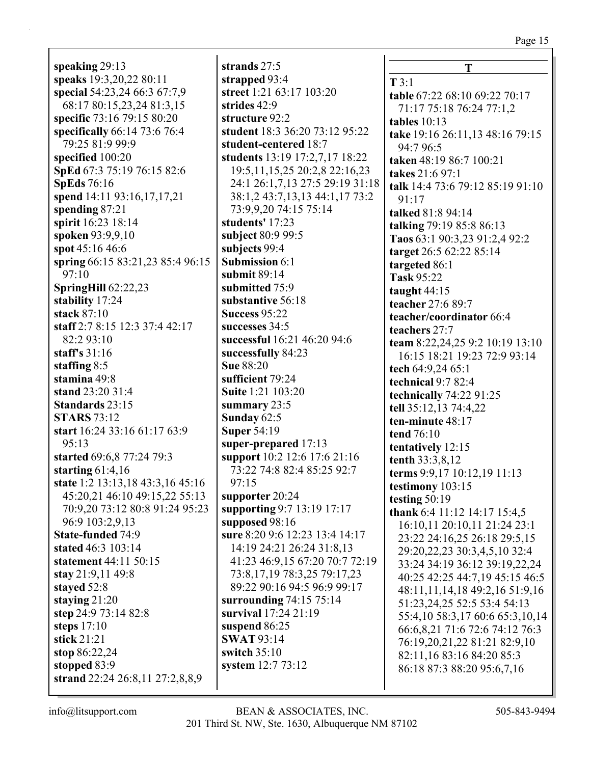**speaking** 29:13
**speaks** 19:3,20,22 80:11
**special** 54:23,24 66:3 67:7,9 68:17 80:15,23,24 81:3,15
**specific** 73:16 79:15 80:20
**specifically** 66:14 73:6 76:4 79:25 81:9 99:9
**specified** 100:20
**SpEd** 67:3 75:19 76:15 82:6
**SpEds** 76:16
**spend** 14:11 93:16,17,17,21
**spending** 87:21
**spirit** 16:23 18:14
**spoken** 93:9,9,10
**spot** 45:16 46:6
**spring** 66:15 83:21,23 85:4 96:15 97:10
**SpringHill** 62:22,23
**stability** 17:24
**stack** 87:10
**staff** 2:7 8:15 12:3 37:4 42:17 82:2 93:10
**staff's** 31:16
**staffing** 8:5
**stamina** 49:8
**stand** 23:20 31:4
**Standards** 23:15
**STARS** 73:12
**start** 16:24 33:16 61:17 63:9 95:13
**started** 69:6,8 77:24 79:3
**starting** 61:4,16
**state** 1:2 13:13,18 43:3,16 45:16 45:20,21 46:10 49:15,22 55:13 70:9,20 73:12 80:8 91:24 95:23 96:9 103:2,9,13
**State-funded** 74:9
**stated** 46:3 103:14
**statement** 44:11 50:15
**stay** 21:9,11 49:8
**stayed** 52:8
**staying** 21:20
**step** 24:9 73:14 82:8
**steps** 17:10
**stick** 21:21
**stop** 86:22,24
**stopped** 83:9
**strand** 22:24 26:8,11 27:2,8,8,9
**strands** 27:5
**strapped** 93:4
**street** 1:21 63:17 103:20
**strides** 42:9
**structure** 92:2
**student** 18:3 36:20 73:12 95:22
**student-centered** 18:7
**students** 13:19 17:2,7,17 18:22 19:5,11,15,25 20:2,8 22:16,23 24:1 26:1,7,13 27:5 29:19 31:18 38:1,2 43:7,13,13 44:1,17 73:2 73:9,9,20 74:15 75:14
**students'** 17:23
**subject** 80:9 99:5
**subjects** 99:4
**Submission** 6:1
**submit** 89:14
**submitted** 75:9
**substantive** 56:18
**Success** 95:22
**successes** 34:5
**successful** 16:21 46:20 94:6
**successfully** 84:23
**Sue** 88:20
**sufficient** 79:24
**Suite** 1:21 103:20
**summary** 23:5
**Sunday** 62:5
**Super** 54:19
**super-prepared** 17:13
**support** 10:2 12:6 17:6 21:16 73:22 74:8 82:4 85:25 92:7 97:15
**supporter** 20:24
**supporting** 9:7 13:19 17:17
**supposed** 98:16
**sure** 8:20 9:6 12:23 13:4 14:17 14:19 24:21 26:24 31:8,13 41:23 46:9,15 67:20 70:7 72:19 73:8,17,19 78:3,25 79:17,23 89:22 90:16 94:5 96:9 99:17
**surrounding** 74:15 75:14
**survival** 17:24 21:19
**suspend** 86:25
**SWAT** 93:14
**switch** 35:10
**system** 12:7 73:12

## T

**T** 3:1
**table** 67:22 68:10 69:22 70:17 71:17 75:18 76:24 77:1,2
**tables** 10:13
**take** 19:16 26:11,13 48:16 79:15 94:7 96:5
**taken** 48:19 86:7 100:21
**takes** 21:6 97:1
**talk** 14:4 73:6 79:12 85:19 91:10 91:17
**talked** 81:8 94:14
**talking** 79:19 85:8 86:13
**Taos** 63:1 90:3,23 91:2,4 92:2
**target** 26:5 62:22 85:14
**targeted** 86:1
**Task** 95:22
**taught** 44:15
**teacher** 27:6 89:7
**teacher/coordinator** 66:4
**teachers** 27:7
**team** 8:22,24,25 9:2 10:19 13:10 16:15 18:21 19:23 72:9 93:14
**tech** 64:9,24 65:1
**technical** 9:7 82:4
**technically** 74:22 91:25
**tell** 35:12,13 74:4,22
**ten-minute** 48:17
**tend** 76:10
**tentatively** 12:15
**tenth** 33:3,8,12
**terms** 9:9,17 10:12,19 11:13
**testimony** 103:15
**testing** 50:19
**thank** 6:4 11:12 14:17 15:4,5 16:10,11 20:10,11 21:24 23:1 23:22 24:16,25 26:18 29:5,15 29:20,22,23 30:3,4,5,10 32:4 33:24 34:19 36:12 39:19,22,24 40:25 42:25 44:7,19 45:15 46:5 48:11,11,14,18 49:2,16 51:9,16 51:23,24,25 52:5 53:4 54:13 55:4,10 58:3,17 60:6 65:3,10,14 66:6,8,21 71:6 72:6 74:12 76:3 76:19,20,21,22 81:21 82:9,10 82:11,16 83:16 84:20 85:3 86:18 87:3 88:20 95:6,7,16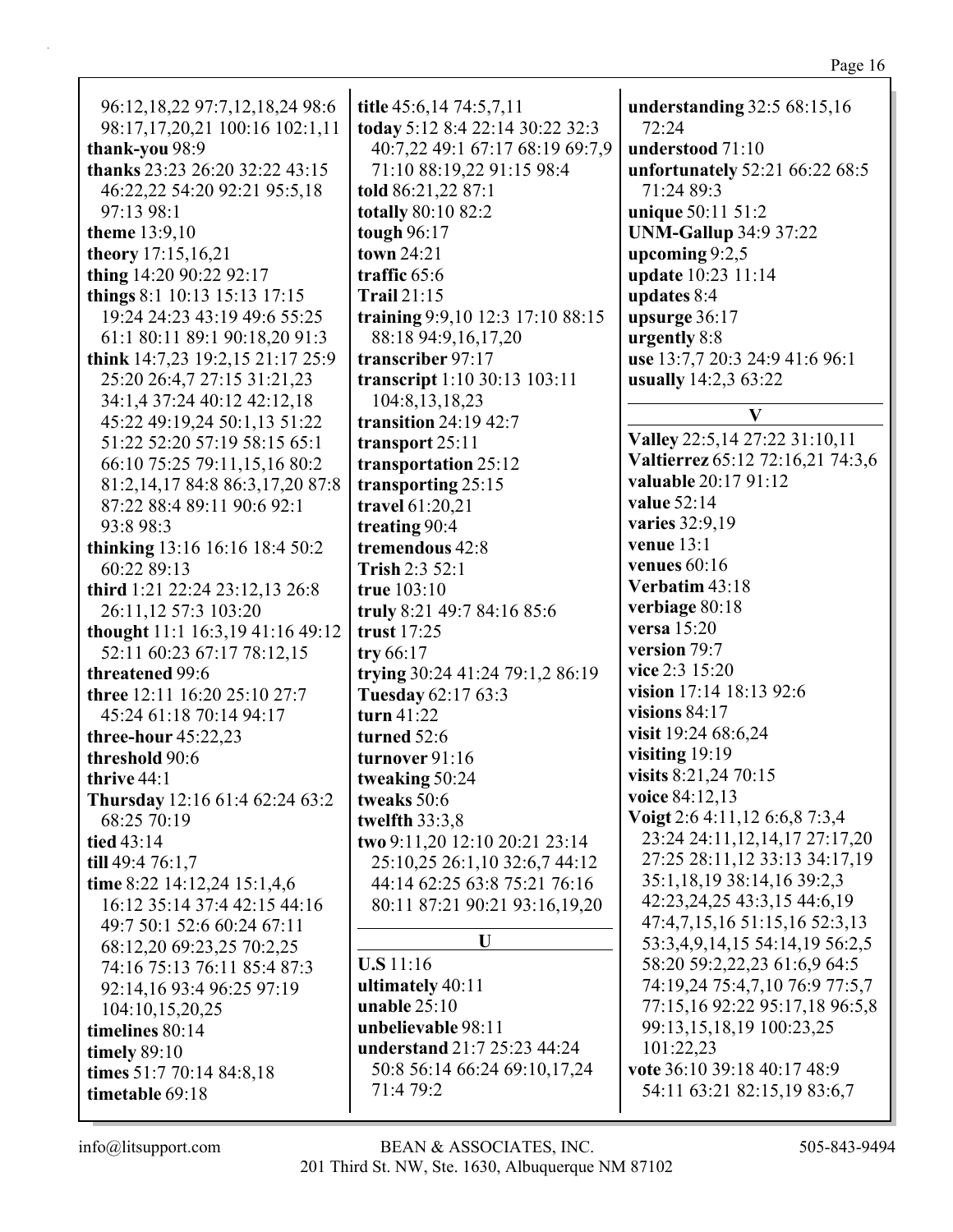96:12,18,22 97:7,12,18,24 98:6 98:17,17,20,21 100:16 102:1,11
**thank-you** 98:9
**thanks** 23:23 26:20 32:22 43:15 46:22,22 54:20 92:21 95:5,18 97:13 98:1
**theme** 13:9,10
**theory** 17:15,16,21
**thing** 14:20 90:22 92:17
**things** 8:1 10:13 15:13 17:15 19:24 24:23 43:19 49:6 55:25 61:1 80:11 89:1 90:18,20 91:3
**think** 14:7,23 19:2,15 21:17 25:9 25:20 26:4,7 27:15 31:21,23 34:1,4 37:24 40:12 42:12,18 45:22 49:19,24 50:1,13 51:22 51:22 52:20 57:19 58:15 65:1 66:10 75:25 79:11,15,16 80:2 81:2,14,17 84:8 86:3,17,20 87:8 87:22 88:4 89:11 90:6 92:1 93:8 98:3
**thinking** 13:16 16:16 18:4 50:2 60:22 89:13
**third** 1:21 22:24 23:12,13 26:8 26:11,12 57:3 103:20
**thought** 11:1 16:3,19 41:16 49:12 52:11 60:23 67:17 78:12,15
**threatened** 99:6
**three** 12:11 16:20 25:10 27:7 45:24 61:18 70:14 94:17
**three-hour** 45:22,23
**threshold** 90:6
**thrive** 44:1
**Thursday** 12:16 61:4 62:24 63:2 68:25 70:19
**tied** 43:14
**till** 49:4 76:1,7
**time** 8:22 14:12,24 15:1,4,6 16:12 35:14 37:4 42:15 44:16 49:7 50:1 52:6 60:24 67:11 68:12,20 69:23,25 70:2,25 74:16 75:13 76:11 85:4 87:3 92:14,16 93:4 96:25 97:19 104:10,15,20,25
**timelines** 80:14
**timely** 89:10
**times** 51:7 70:14 84:8,18
**timetable** 69:18
**title** 45:6,14 74:5,7,11
**today** 5:12 8:4 22:14 30:22 32:3 40:7,22 49:1 67:17 68:19 69:7,9 71:10 88:19,22 91:15 98:4
**told** 86:21,22 87:1
**totally** 80:10 82:2
**tough** 96:17
**town** 24:21
**traffic** 65:6
**Trail** 21:15
**training** 9:9,10 12:3 17:10 88:15 88:18 94:9,16,17,20
**transcriber** 97:17
**transcript** 1:10 30:13 103:11 104:8,13,18,23
**transition** 24:19 42:7
**transport** 25:11
**transportation** 25:12
**transporting** 25:15
**travel** 61:20,21
**treating** 90:4
**tremendous** 42:8
**Trish** 2:3 52:1
**true** 103:10
**truly** 8:21 49:7 84:16 85:6
**trust** 17:25
**try** 66:17
**trying** 30:24 41:24 79:1,2 86:19
**Tuesday** 62:17 63:3
**turn** 41:22
**turned** 52:6
**turnover** 91:16
**tweaking** 50:24
**tweaks** 50:6
**twelfth** 33:3,8
**two** 9:11,20 12:10 20:21 23:14 25:10,25 26:1,10 32:6,7 44:12 44:14 62:25 63:8 75:21 76:16 80:11 87:21 90:21 93:16,19,20

### U

**U.S** 11:16
**ultimately** 40:11
**unable** 25:10
**unbelievable** 98:11
**understand** 21:7 25:23 44:24 50:8 56:14 66:24 69:10,17,24 71:4 79:2
**understanding** 32:5 68:15,16 72:24
**understood** 71:10
**unfortunately** 52:21 66:22 68:5 71:24 89:3
**unique** 50:11 51:2
**UNM-Gallup** 34:9 37:22
**upcoming** 9:2,5
**update** 10:23 11:14
**updates** 8:4
**upsurge** 36:17
**urgently** 8:8
**use** 13:7,7 20:3 24:9 41:6 96:1
**usually** 14:2,3 63:22

### V

**Valley** 22:5,14 27:22 31:10,11
**Valtierrez** 65:12 72:16,21 74:3,6
**valuable** 20:17 91:12
**value** 52:14
**varies** 32:9,19
**venue** 13:1
**venues** 60:16
**Verbatim** 43:18
**verbiage** 80:18
**versa** 15:20
**version** 79:7
**vice** 2:3 15:20
**vision** 17:14 18:13 92:6
**visions** 84:17
**visit** 19:24 68:6,24
**visiting** 19:19
**visits** 8:21,24 70:15
**voice** 84:12,13
**Voigt** 2:6 4:11,12 6:6,8 7:3,4 23:24 24:11,12,14,17 27:17,20 27:25 28:11,12 33:13 34:17,19 35:1,18,19 38:14,16 39:2,3 42:23,24,25 43:3,15 44:6,19 47:4,7,15,16 51:15,16 52:3,13 53:3,4,9,14,15 54:14,19 56:2,5 58:20 59:2,22,23 61:6,9 64:5 74:19,24 75:4,7,10 76:9 77:5,7 77:15,16 92:22 95:17,18 96:5,8 99:13,15,18,19 100:23,25 101:22,23
**vote** 36:10 39:18 40:17 48:9 54:11 63:21 82:15,19 83:6,7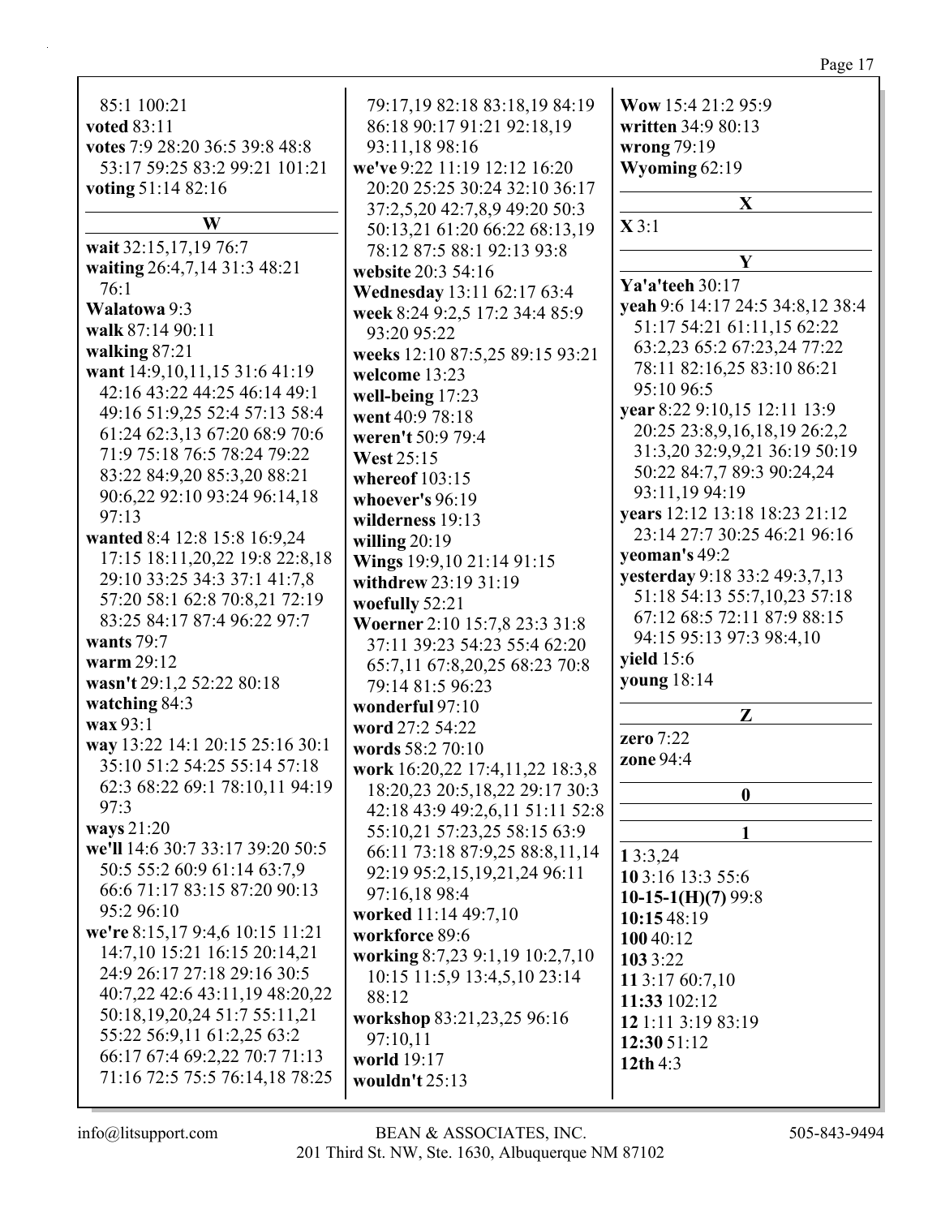85:1 100:21
**voted** 83:11
**votes** 7:9 28:20 36:5 39:8 48:8 53:17 59:25 83:2 99:21 101:21
**voting** 51:14 82:16

## W

**wait** 32:15,17,19 76:7
**waiting** 26:4,7,14 31:3 48:21 76:1
**Walatowa** 9:3
**walk** 87:14 90:11
**walking** 87:21
**want** 14:9,10,11,15 31:6 41:19 42:16 43:22 44:25 46:14 49:1 49:16 51:9,25 52:4 57:13 58:4 61:24 62:3,13 67:20 68:9 70:6 71:9 75:18 76:5 78:24 79:22 83:22 84:9,20 85:3,20 88:21 90:6,22 92:10 93:24 96:14,18 97:13
**wanted** 8:4 12:8 15:8 16:9,24 17:15 18:11,20,22 19:8 22:8,18 29:10 33:25 34:3 37:1 41:7,8 57:20 58:1 62:8 70:8,21 72:19 83:25 84:17 87:4 96:22 97:7
**wants** 79:7
**warm** 29:12
**wasn't** 29:1,2 52:22 80:18
**watching** 84:3
**wax** 93:1
**way** 13:22 14:1 20:15 25:16 30:1 35:10 51:2 54:25 55:14 57:18 62:3 68:22 69:1 78:10,11 94:19 97:3
**ways** 21:20
**we'll** 14:6 30:7 33:17 39:20 50:5 50:5 55:2 60:9 61:14 63:7,9 66:6 71:17 83:15 87:20 90:13 95:2 96:10
**we're** 8:15,17 9:4,6 10:15 11:21 14:7,10 15:21 16:15 20:14,21 24:9 26:17 27:18 29:16 30:5 40:7,22 42:6 43:11,19 48:20,22 50:18,19,20,24 51:7 55:11,21 55:22 56:9,11 61:2,25 63:2 66:17 67:4 69:2,22 70:7 71:13 71:16 72:5 75:5 76:14,18 78:25 79:17,19 82:18 83:18,19 84:19 86:18 90:17 91:21 92:18,19 93:11,18 98:16
**we've** 9:22 11:19 12:12 16:20 20:20 25:25 30:24 32:10 36:17 37:2,5,20 42:7,8,9 49:20 50:3 50:13,21 61:20 66:22 68:13,19 78:12 87:5 88:1 92:13 93:8
**website** 20:3 54:16
**Wednesday** 13:11 62:17 63:4
**week** 8:24 9:2,5 17:2 34:4 85:9 93:20 95:22
**weeks** 12:10 87:5,25 89:15 93:21
**welcome** 13:23
**well-being** 17:23
**went** 40:9 78:18
**weren't** 50:9 79:4
**West** 25:15
**whereof** 103:15
**whoever's** 96:19
**wilderness** 19:13
**willing** 20:19
**Wings** 19:9,10 21:14 91:15
**withdrew** 23:19 31:19
**woefully** 52:21
**Woerner** 2:10 15:7,8 23:3 31:8 37:11 39:23 54:23 55:4 62:20 65:7,11 67:8,20,25 68:23 70:8 79:14 81:5 96:23
**wonderful** 97:10
**word** 27:2 54:22
**words** 58:2 70:10
**work** 16:20,22 17:4,11,22 18:3,8 18:20,23 20:5,18,22 29:17 30:3 42:18 43:9 49:2,6,11 51:11 52:8 55:10,21 57:23,25 58:15 63:9 66:11 73:18 87:9,25 88:8,11,14 92:19 95:2,15,19,21,24 96:11 97:16,18 98:4
**worked** 11:14 49:7,10
**workforce** 89:6
**working** 8:7,23 9:1,19 10:2,7,10 10:15 11:5,9 13:4,5,10 23:14 88:12
**workshop** 83:21,23,25 96:16 97:10,11
**world** 19:17
**wouldn't** 25:13
**Wow** 15:4 21:2 95:9
**written** 34:9 80:13
**wrong** 79:19
**Wyoming** 62:19

## X

**X** 3:1

## Y

**Ya'a'teeh** 30:17
**yeah** 9:6 14:17 24:5 34:8,12 38:4 51:17 54:21 61:11,15 62:22 63:2,23 65:2 67:23,24 77:22 78:11 82:16,25 83:10 86:21 95:10 96:5
**year** 8:22 9:10,15 12:11 13:9 20:25 23:8,9,16,18,19 26:2,2 31:3,20 32:9,9,21 36:19 50:19 50:22 84:7,7 89:3 90:24,24 93:11,19 94:19
**years** 12:12 13:18 18:23 21:12 23:14 27:7 30:25 46:21 96:16
**yeoman's** 49:2
**yesterday** 9:18 33:2 49:3,7,13 51:18 54:13 55:7,10,23 57:18 67:12 68:5 72:11 87:9 88:15 94:15 95:13 97:3 98:4,10
**yield** 15:6
**young** 18:14

## Z

**zero** 7:22
**zone** 94:4

## 0

## 1

**1** 3:3,24
**10** 3:16 13:3 55:6
**10-15-1(H)(7)** 99:8
**10:15** 48:19
**100** 40:12
**103** 3:22
**11** 3:17 60:7,10
**11:33** 102:12
**12** 1:11 3:19 83:19
**12:30** 51:12
**12th** 4:3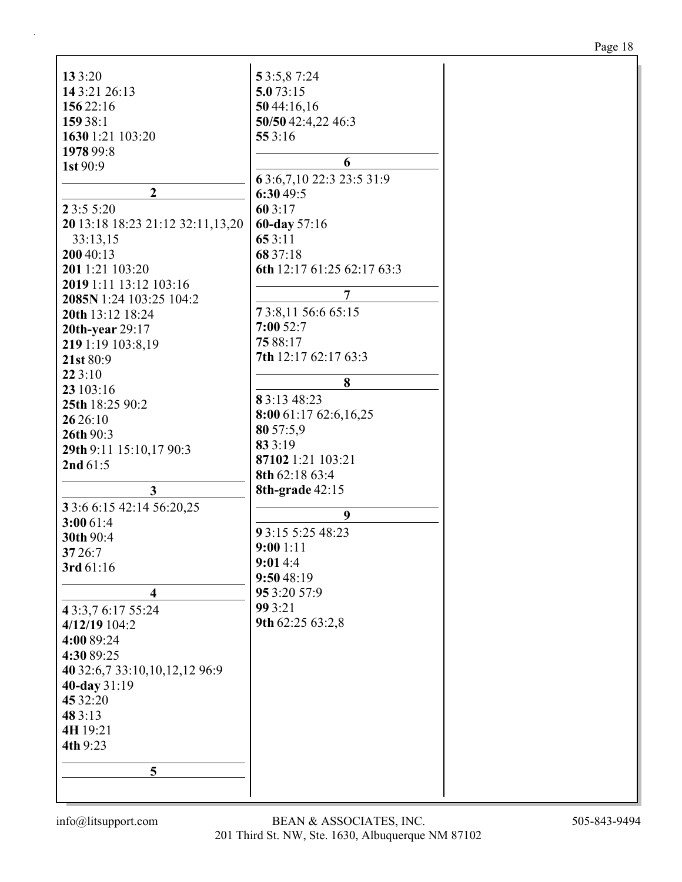**13** 3:20
**14** 3:21 26:13
**156** 22:16
**159** 38:1
**1630** 1:21 103:20
**1978** 99:8
**1st** 90:9

### 2

**2** 3:5 5:20
**20** 13:18 18:23 21:12 32:11,13,20 33:13,15
**200** 40:13
**201** 1:21 103:20
**2019** 1:11 13:12 103:16
**2085N** 1:24 103:25 104:2
**20th** 13:12 18:24
**20th-year** 29:17
**219** 1:19 103:8,19
**21st** 80:9
**22** 3:10
**23** 103:16
**25th** 18:25 90:2
**26** 26:10
**26th** 90:3
**29th** 9:11 15:10,17 90:3
**2nd** 61:5

### 3

**3** 3:6 6:15 42:14 56:20,25
**3:00** 61:4
**30th** 90:4
**37** 26:7
**3rd** 61:16

### 4

**4** 3:3,7 6:17 55:24
**4/12/19** 104:2
**4:00** 89:24
**4:30** 89:25
**40** 32:6,7 33:10,10,12,12 96:9
**40-day** 31:19
**45** 32:20
**48** 3:13
**4H** 19:21
**4th** 9:23

### 5

**5** 3:5,8 7:24
**5.0** 73:15
**50** 44:16,16
**50/50** 42:4,22 46:3
**55** 3:16

### 6

**6** 3:6,7,10 22:3 23:5 31:9
**6:30** 49:5
**60** 3:17
**60-day** 57:16
**65** 3:11
**68** 37:18
**6th** 12:17 61:25 62:17 63:3

### 7

**7** 3:8,11 56:6 65:15
**7:00** 52:7
**75** 88:17
**7th** 12:17 62:17 63:3

### 8

**8** 3:13 48:23
**8:00** 61:17 62:6,16,25
**80** 57:5,9
**83** 3:19
**87102** 1:21 103:21
**8th** 62:18 63:4
**8th-grade** 42:15

### 9

**9** 3:15 5:25 48:23
**9:00** 1:11
**9:01** 4:4
**9:50** 48:19
**95** 3:20 57:9
**99** 3:21
**9th** 62:25 63:2,8